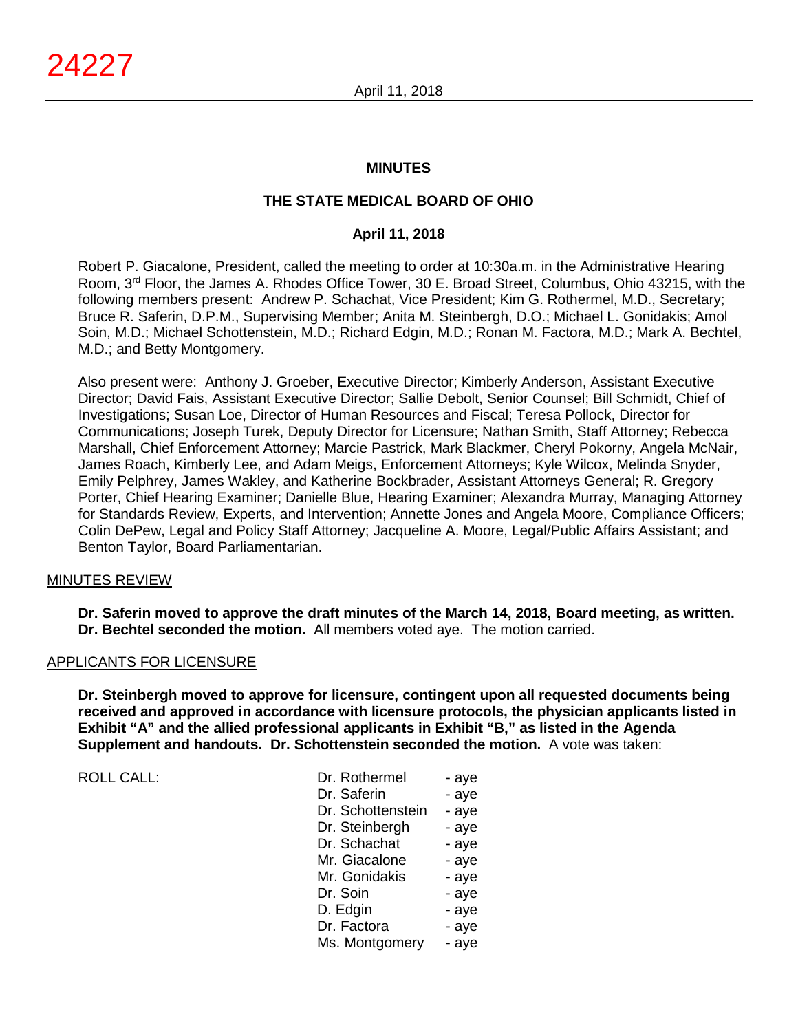# MINUTES

## THE STATE MEDICAL BOARD OF OHIO

### April 11, 2018

Robert P. Giacalone, President, called the meeting to order at 10:30a.m. in the Administrative Hearing Room, 3rd Floor, the James A. Rhodes Office Tower, 30 E. Broad Street, Columbus, Ohio 43215, with the following members present: Andrew P. Schachat, Vice President; Kim G. Rothermel, M.D., Secretary; Bruce R. Saferin, D.P.M., Supervising Member; Anita M. Steinbergh, D.O.; Michael L. Gonidakis; Amol Soin, M.D.; Michael Schottenstein, M.D.; Richard Edgin, M.D.; Ronan M. Factora, M.D.; Mark A. Bechtel, M.D.; and Betty Montgomery.

Also present were: Anthony J. Groeber, Executive Director; Kimberly Anderson, Assistant Executive Director; David Fais, Assistant Executive Director; Sallie Debolt, Senior Counsel; Bill Schmidt, Chief of Investigations; Susan Loe, Director of Human Resources and Fiscal; Teresa Pollock, Director for Communications; Joseph Turek, Deputy Director for Licensure; Nathan Smith, Staff Attorney; Rebecca Marshall, Chief Enforcement Attorney; Marcie Pastrick, Mark Blackmer, Cheryl Pokorny, Angela McNair, James Roach, Kimberly Lee, and Adam Meigs, Enforcement Attorneys; Kyle Wilcox, Melinda Snyder, Emily Pelphrey, James Wakley, and Katherine Bockbrader, Assistant Attorneys General; R. Gregory Porter, Chief Hearing Examiner; Danielle Blue, Hearing Examiner; Alexandra Murray, Managing Attorney for Standards Review, Experts, and Intervention; Annette Jones and Angela Moore, Compliance Officers; Colin DePew, Legal and Policy Staff Attorney; Jacqueline A. Moore, Legal/Public Affairs Assistant; and Benton Taylor, Board Parliamentarian.

## MINUTES REVIEW

**Dr. Saferin moved to approve the draft minutes of the March 14, 2018, Board meeting, as written. Dr. Bechtel seconded the motion.** All members voted aye. The motion carried.

## APPLICANTS FOR LICENSURE

**Dr. Steinbergh moved to approve for licensure, contingent upon all requested documents being received and approved in accordance with licensure protocols, the physician applicants listed in Exhibit "A" and the allied professional applicants in Exhibit "B," as listed in the Agenda Supplement and handouts. Dr. Schottenstein seconded the motion.** A vote was taken:

| ROLL CALL: | | |
|---|---|---|
| | Dr. Rothermel | - aye |
| | Dr. Saferin | - aye |
| | Dr. Schottenstein | - aye |
| | Dr. Steinbergh | - aye |
| | Dr. Schachat | - aye |
| | Mr. Giacalone | - aye |
| | Mr. Gonidakis | - aye |
| | Dr. Soin | - aye |
| | D. Edgin | - aye |
| | Dr. Factora | - aye |
| | Ms. Montgomery | - aye |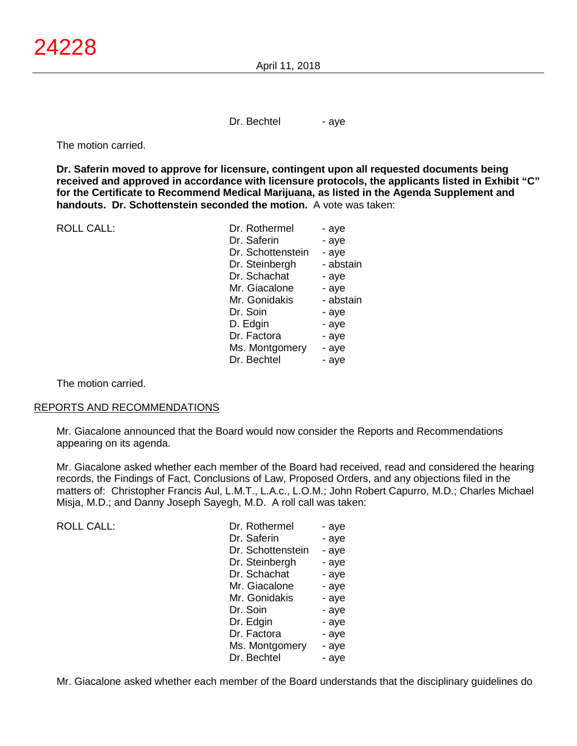Dr. Bechtel - aye

The motion carried.

**Dr. Saferin moved to approve for licensure, contingent upon all requested documents being received and approved in accordance with licensure protocols, the applicants listed in Exhibit "C" for the Certificate to Recommend Medical Marijuana, as listed in the Agenda Supplement and handouts. Dr. Schottenstein seconded the motion.** A vote was taken:

| ROLL CALL: | | |
|---|---|---|
| | Dr. Rothermel | - aye |
| | Dr. Saferin | - aye |
| | Dr. Schottenstein | - aye |
| | Dr. Steinbergh | - abstain |
| | Dr. Schachat | - aye |
| | Mr. Giacalone | - aye |
| | Mr. Gonidakis | - abstain |
| | Dr. Soin | - aye |
| | D. Edgin | - aye |
| | Dr. Factora | - aye |
| | Ms. Montgomery | - aye |
| | Dr. Bechtel | - aye |

The motion carried.

## REPORTS AND RECOMMENDATIONS

Mr. Giacalone announced that the Board would now consider the Reports and Recommendations appearing on its agenda.

Mr. Giacalone asked whether each member of the Board had received, read and considered the hearing records, the Findings of Fact, Conclusions of Law, Proposed Orders, and any objections filed in the matters of: Christopher Francis Aul, L.M.T., L.A.c., L.O.M.; John Robert Capurro, M.D.; Charles Michael Misja, M.D.; and Danny Joseph Sayegh, M.D. A roll call was taken:

| ROLL CALL: | | |
|---|---|---|
| | Dr. Rothermel | - aye |
| | Dr. Saferin | - aye |
| | Dr. Schottenstein | - aye |
| | Dr. Steinbergh | - aye |
| | Dr. Schachat | - aye |
| | Mr. Giacalone | - aye |
| | Mr. Gonidakis | - aye |
| | Dr. Soin | - aye |
| | Dr. Edgin | - aye |
| | Dr. Factora | - aye |
| | Ms. Montgomery | - aye |
| | Dr. Bechtel | - aye |

Mr. Giacalone asked whether each member of the Board understands that the disciplinary guidelines do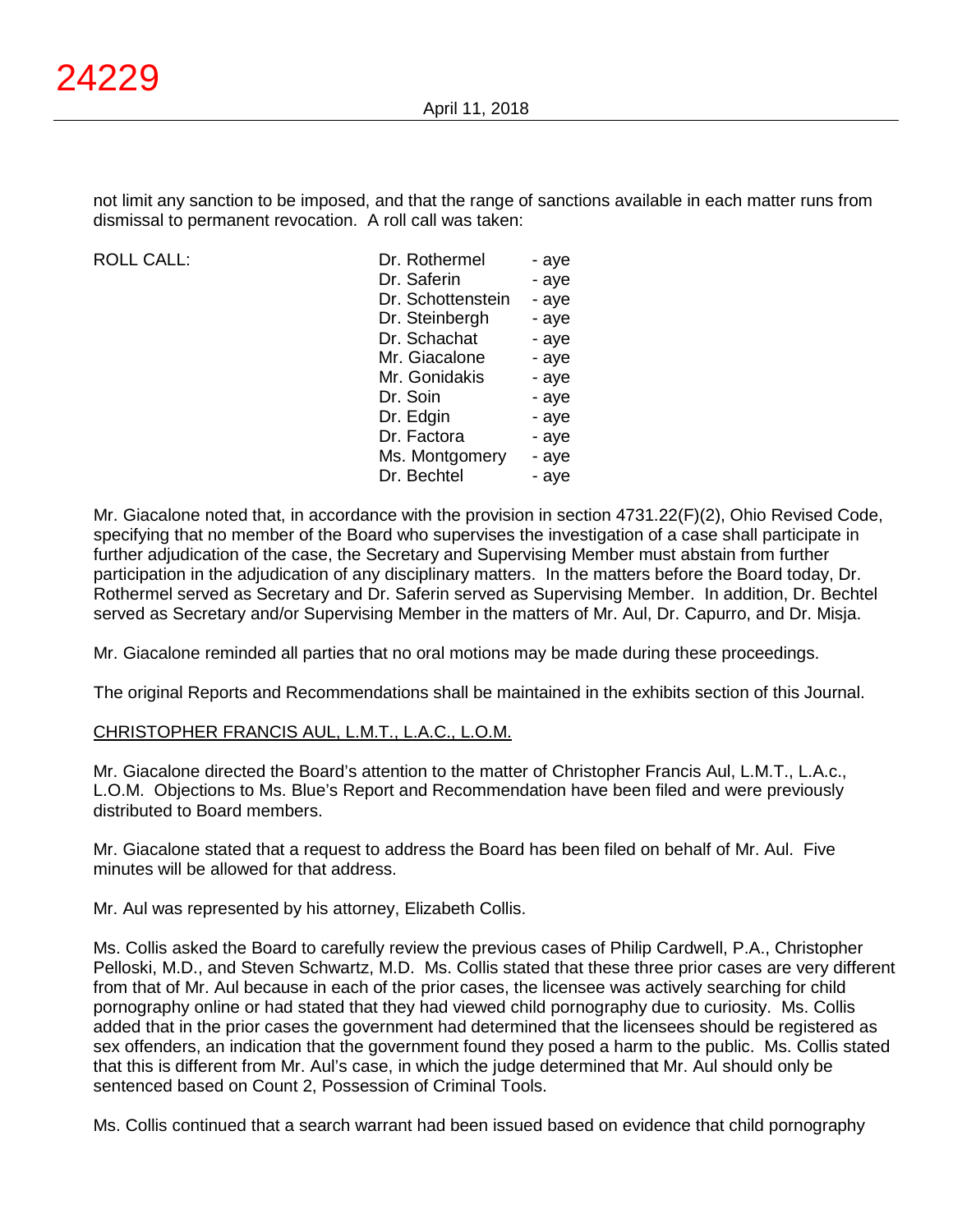not limit any sanction to be imposed, and that the range of sanctions available in each matter runs from dismissal to permanent revocation. A roll call was taken:

| ROLL CALL: | Dr. Rothermel | - aye |
|---|---|---|
| | Dr. Saferin | - aye |
| | Dr. Schottenstein | - aye |
| | Dr. Steinbergh | - aye |
| | Dr. Schachat | - aye |
| | Mr. Giacalone | - aye |
| | Mr. Gonidakis | - aye |
| | Dr. Soin | - aye |
| | Dr. Edgin | - aye |
| | Dr. Factora | - aye |
| | Ms. Montgomery | - aye |
| | Dr. Bechtel | - aye |

Mr. Giacalone noted that, in accordance with the provision in section 4731.22(F)(2), Ohio Revised Code, specifying that no member of the Board who supervises the investigation of a case shall participate in further adjudication of the case, the Secretary and Supervising Member must abstain from further participation in the adjudication of any disciplinary matters. In the matters before the Board today, Dr. Rothermel served as Secretary and Dr. Saferin served as Supervising Member. In addition, Dr. Bechtel served as Secretary and/or Supervising Member in the matters of Mr. Aul, Dr. Capurro, and Dr. Misja.

Mr. Giacalone reminded all parties that no oral motions may be made during these proceedings.

The original Reports and Recommendations shall be maintained in the exhibits section of this Journal.

CHRISTOPHER FRANCIS AUL, L.M.T., L.A.C., L.O.M.

Mr. Giacalone directed the Board's attention to the matter of Christopher Francis Aul, L.M.T., L.Ac., L.O.M. Objections to Ms. Blue's Report and Recommendation have been filed and were previously distributed to Board members.

Mr. Giacalone stated that a request to address the Board has been filed on behalf of Mr. Aul. Five minutes will be allowed for that address.

Mr. Aul was represented by his attorney, Elizabeth Collis.

Ms. Collis asked the Board to carefully review the previous cases of Philip Cardwell, P.A., Christopher Pelloski, M.D., and Steven Schwartz, M.D. Ms. Collis stated that these three prior cases are very different from that of Mr. Aul because in each of the prior cases, the licensee was actively searching for child pornography online or had stated that they had viewed child pornography due to curiosity. Ms. Collis added that in the prior cases the government had determined that the licensees should be registered as sex offenders, an indication that the government found they posed a harm to the public. Ms. Collis stated that this is different from Mr. Aul's case, in which the judge determined that Mr. Aul should only be sentenced based on Count 2, Possession of Criminal Tools.

Ms. Collis continued that a search warrant had been issued based on evidence that child pornography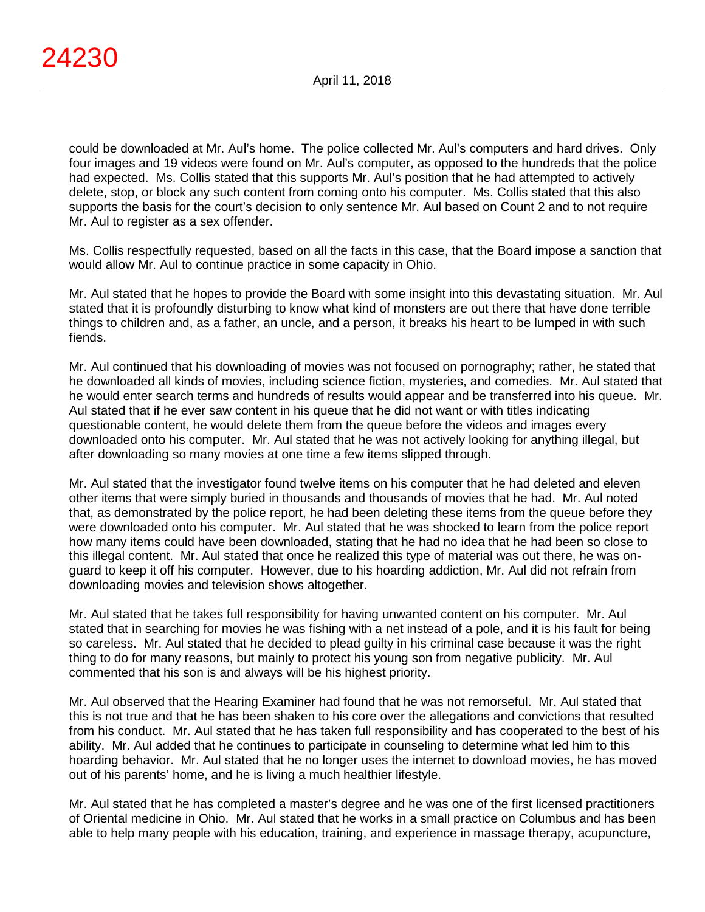could be downloaded at Mr. Aul's home. The police collected Mr. Aul's computers and hard drives. Only four images and 19 videos were found on Mr. Aul's computer, as opposed to the hundreds that the police had expected. Ms. Collis stated that this supports Mr. Aul's position that he had attempted to actively delete, stop, or block any such content from coming onto his computer. Ms. Collis stated that this also supports the basis for the court's decision to only sentence Mr. Aul based on Count 2 and to not require Mr. Aul to register as a sex offender.

Ms. Collis respectfully requested, based on all the facts in this case, that the Board impose a sanction that would allow Mr. Aul to continue practice in some capacity in Ohio.

Mr. Aul stated that he hopes to provide the Board with some insight into this devastating situation. Mr. Aul stated that it is profoundly disturbing to know what kind of monsters are out there that have done terrible things to children and, as a father, an uncle, and a person, it breaks his heart to be lumped in with such fiends.

Mr. Aul continued that his downloading of movies was not focused on pornography; rather, he stated that he downloaded all kinds of movies, including science fiction, mysteries, and comedies. Mr. Aul stated that he would enter search terms and hundreds of results would appear and be transferred into his queue. Mr. Aul stated that if he ever saw content in his queue that he did not want or with titles indicating questionable content, he would delete them from the queue before the videos and images every downloaded onto his computer. Mr. Aul stated that he was not actively looking for anything illegal, but after downloading so many movies at one time a few items slipped through.

Mr. Aul stated that the investigator found twelve items on his computer that he had deleted and eleven other items that were simply buried in thousands and thousands of movies that he had. Mr. Aul noted that, as demonstrated by the police report, he had been deleting these items from the queue before they were downloaded onto his computer. Mr. Aul stated that he was shocked to learn from the police report how many items could have been downloaded, stating that he had no idea that he had been so close to this illegal content. Mr. Aul stated that once he realized this type of material was out there, he was on-guard to keep it off his computer. However, due to his hoarding addiction, Mr. Aul did not refrain from downloading movies and television shows altogether.

Mr. Aul stated that he takes full responsibility for having unwanted content on his computer. Mr. Aul stated that in searching for movies he was fishing with a net instead of a pole, and it is his fault for being so careless. Mr. Aul stated that he decided to plead guilty in his criminal case because it was the right thing to do for many reasons, but mainly to protect his young son from negative publicity. Mr. Aul commented that his son is and always will be his highest priority.

Mr. Aul observed that the Hearing Examiner had found that he was not remorseful. Mr. Aul stated that this is not true and that he has been shaken to his core over the allegations and convictions that resulted from his conduct. Mr. Aul stated that he has taken full responsibility and has cooperated to the best of his ability. Mr. Aul added that he continues to participate in counseling to determine what led him to this hoarding behavior. Mr. Aul stated that he no longer uses the internet to download movies, he has moved out of his parents' home, and he is living a much healthier lifestyle.

Mr. Aul stated that he has completed a master's degree and he was one of the first licensed practitioners of Oriental medicine in Ohio. Mr. Aul stated that he works in a small practice on Columbus and has been able to help many people with his education, training, and experience in massage therapy, acupuncture,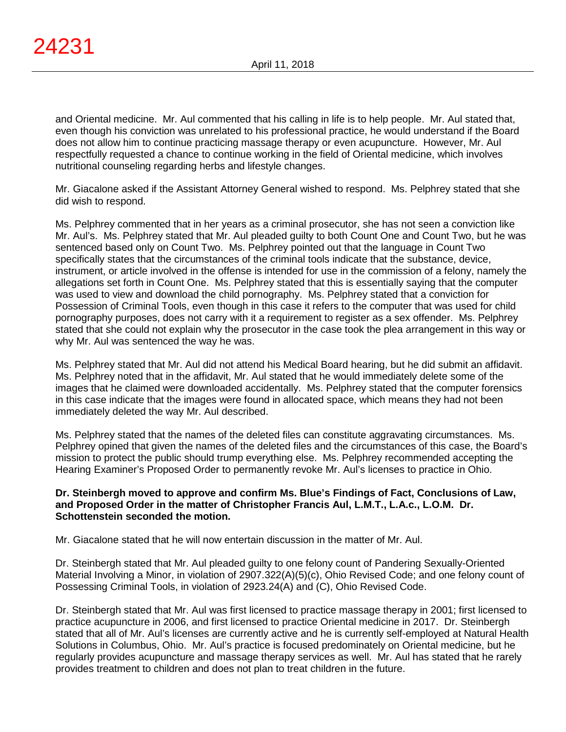and Oriental medicine. Mr. Aul commented that his calling in life is to help people. Mr. Aul stated that, even though his conviction was unrelated to his professional practice, he would understand if the Board does not allow him to continue practicing massage therapy or even acupuncture. However, Mr. Aul respectfully requested a chance to continue working in the field of Oriental medicine, which involves nutritional counseling regarding herbs and lifestyle changes.

Mr. Giacalone asked if the Assistant Attorney General wished to respond. Ms. Pelphrey stated that she did wish to respond.

Ms. Pelphrey commented that in her years as a criminal prosecutor, she has not seen a conviction like Mr. Aul's. Ms. Pelphrey stated that Mr. Aul pleaded guilty to both Count One and Count Two, but he was sentenced based only on Count Two. Ms. Pelphrey pointed out that the language in Count Two specifically states that the circumstances of the criminal tools indicate that the substance, device, instrument, or article involved in the offense is intended for use in the commission of a felony, namely the allegations set forth in Count One. Ms. Pelphrey stated that this is essentially saying that the computer was used to view and download the child pornography. Ms. Pelphrey stated that a conviction for Possession of Criminal Tools, even though in this case it refers to the computer that was used for child pornography purposes, does not carry with it a requirement to register as a sex offender. Ms. Pelphrey stated that she could not explain why the prosecutor in the case took the plea arrangement in this way or why Mr. Aul was sentenced the way he was.

Ms. Pelphrey stated that Mr. Aul did not attend his Medical Board hearing, but he did submit an affidavit. Ms. Pelphrey noted that in the affidavit, Mr. Aul stated that he would immediately delete some of the images that he claimed were downloaded accidentally. Ms. Pelphrey stated that the computer forensics in this case indicate that the images were found in allocated space, which means they had not been immediately deleted the way Mr. Aul described.

Ms. Pelphrey stated that the names of the deleted files can constitute aggravating circumstances. Ms. Pelphrey opined that given the names of the deleted files and the circumstances of this case, the Board's mission to protect the public should trump everything else. Ms. Pelphrey recommended accepting the Hearing Examiner's Proposed Order to permanently revoke Mr. Aul's licenses to practice in Ohio.

**Dr. Steinbergh moved to approve and confirm Ms. Blue's Findings of Fact, Conclusions of Law, and Proposed Order in the matter of Christopher Francis Aul, L.M.T., L.A.c., L.O.M. Dr. Schottenstein seconded the motion.**

Mr. Giacalone stated that he will now entertain discussion in the matter of Mr. Aul.

Dr. Steinbergh stated that Mr. Aul pleaded guilty to one felony count of Pandering Sexually-Oriented Material Involving a Minor, in violation of 2907.322(A)(5)(c), Ohio Revised Code; and one felony count of Possessing Criminal Tools, in violation of 2923.24(A) and (C), Ohio Revised Code.

Dr. Steinbergh stated that Mr. Aul was first licensed to practice massage therapy in 2001; first licensed to practice acupuncture in 2006, and first licensed to practice Oriental medicine in 2017. Dr. Steinbergh stated that all of Mr. Aul's licenses are currently active and he is currently self-employed at Natural Health Solutions in Columbus, Ohio. Mr. Aul's practice is focused predominately on Oriental medicine, but he regularly provides acupuncture and massage therapy services as well. Mr. Aul has stated that he rarely provides treatment to children and does not plan to treat children in the future.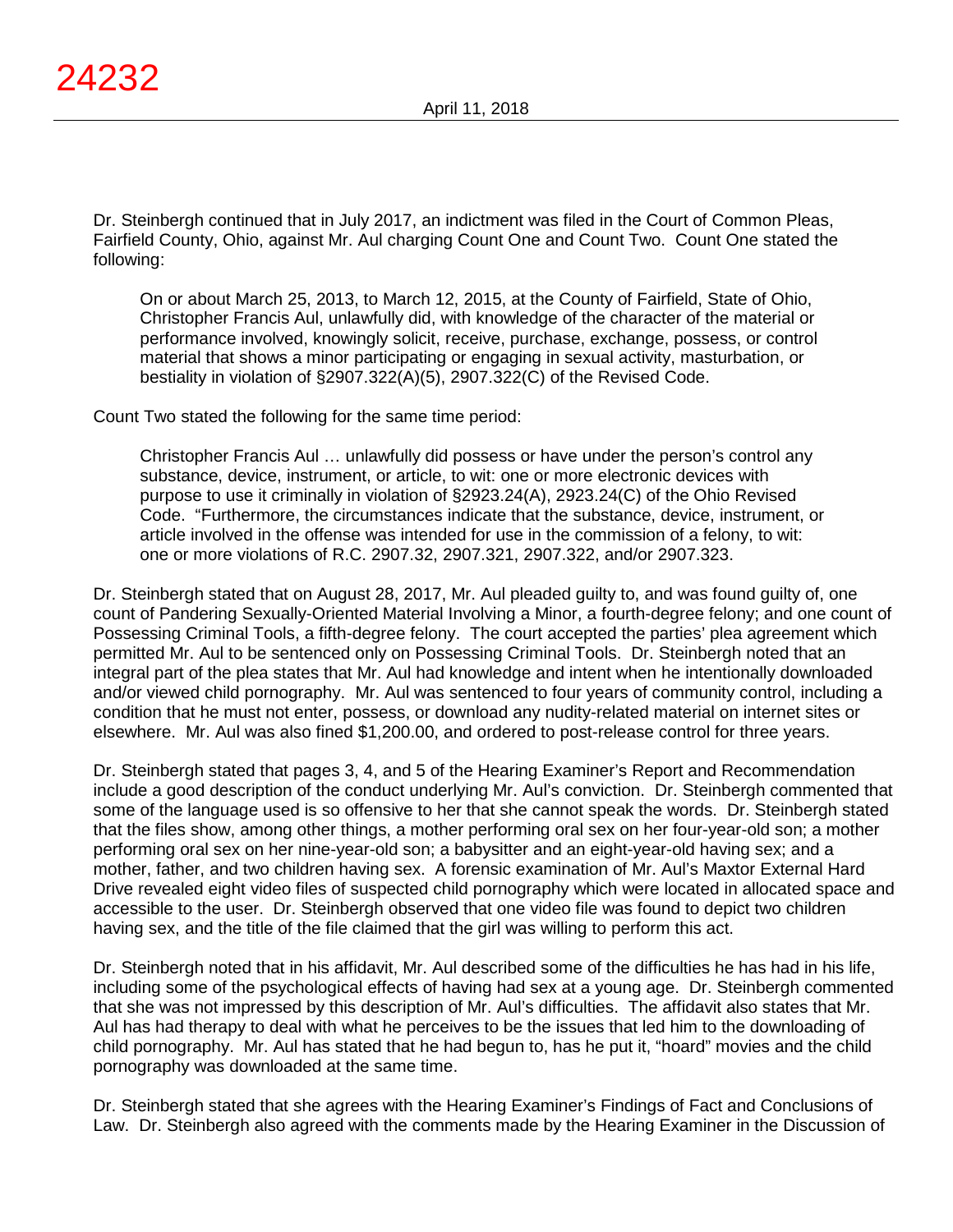Dr. Steinbergh continued that in July 2017, an indictment was filed in the Court of Common Pleas, Fairfield County, Ohio, against Mr. Aul charging Count One and Count Two. Count One stated the following:

> On or about March 25, 2013, to March 12, 2015, at the County of Fairfield, State of Ohio, Christopher Francis Aul, unlawfully did, with knowledge of the character of the material or performance involved, knowingly solicit, receive, purchase, exchange, possess, or control material that shows a minor participating or engaging in sexual activity, masturbation, or bestiality in violation of §2907.322(A)(5), 2907.322(C) of the Revised Code.

Count Two stated the following for the same time period:

> Christopher Francis Aul … unlawfully did possess or have under the person's control any substance, device, instrument, or article, to wit: one or more electronic devices with purpose to use it criminally in violation of §2923.24(A), 2923.24(C) of the Ohio Revised Code. "Furthermore, the circumstances indicate that the substance, device, instrument, or article involved in the offense was intended for use in the commission of a felony, to wit: one or more violations of R.C. 2907.32, 2907.321, 2907.322, and/or 2907.323.

Dr. Steinbergh stated that on August 28, 2017, Mr. Aul pleaded guilty to, and was found guilty of, one count of Pandering Sexually-Oriented Material Involving a Minor, a fourth-degree felony; and one count of Possessing Criminal Tools, a fifth-degree felony. The court accepted the parties' plea agreement which permitted Mr. Aul to be sentenced only on Possessing Criminal Tools. Dr. Steinbergh noted that an integral part of the plea states that Mr. Aul had knowledge and intent when he intentionally downloaded and/or viewed child pornography. Mr. Aul was sentenced to four years of community control, including a condition that he must not enter, possess, or download any nudity-related material on internet sites or elsewhere. Mr. Aul was also fined $1,200.00, and ordered to post-release control for three years.

Dr. Steinbergh stated that pages 3, 4, and 5 of the Hearing Examiner's Report and Recommendation include a good description of the conduct underlying Mr. Aul's conviction. Dr. Steinbergh commented that some of the language used is so offensive to her that she cannot speak the words. Dr. Steinbergh stated that the files show, among other things, a mother performing oral sex on her four-year-old son; a mother performing oral sex on her nine-year-old son; a babysitter and an eight-year-old having sex; and a mother, father, and two children having sex. A forensic examination of Mr. Aul's Maxtor External Hard Drive revealed eight video files of suspected child pornography which were located in allocated space and accessible to the user. Dr. Steinbergh observed that one video file was found to depict two children having sex, and the title of the file claimed that the girl was willing to perform this act.

Dr. Steinbergh noted that in his affidavit, Mr. Aul described some of the difficulties he has had in his life, including some of the psychological effects of having had sex at a young age. Dr. Steinbergh commented that she was not impressed by this description of Mr. Aul's difficulties. The affidavit also states that Mr. Aul has had therapy to deal with what he perceives to be the issues that led him to the downloading of child pornography. Mr. Aul has stated that he had begun to, has he put it, "hoard" movies and the child pornography was downloaded at the same time.

Dr. Steinbergh stated that she agrees with the Hearing Examiner's Findings of Fact and Conclusions of Law. Dr. Steinbergh also agreed with the comments made by the Hearing Examiner in the Discussion of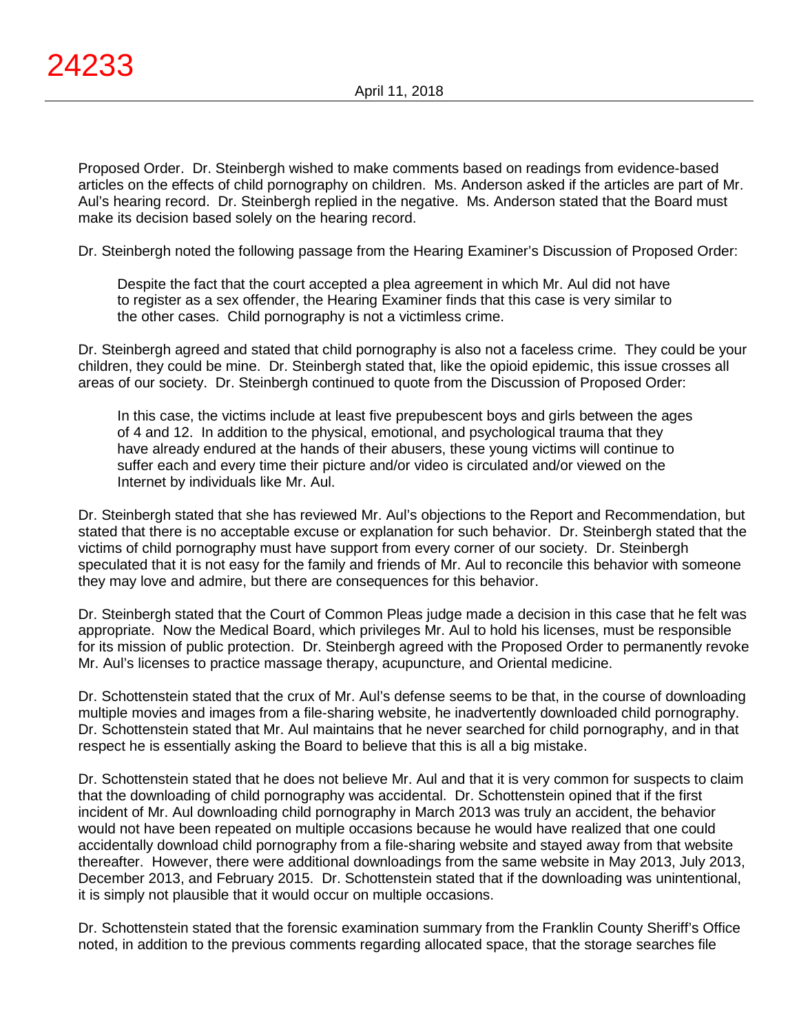Proposed Order. Dr. Steinbergh wished to make comments based on readings from evidence-based articles on the effects of child pornography on children. Ms. Anderson asked if the articles are part of Mr. Aul's hearing record. Dr. Steinbergh replied in the negative. Ms. Anderson stated that the Board must make its decision based solely on the hearing record.

Dr. Steinbergh noted the following passage from the Hearing Examiner's Discussion of Proposed Order:

> Despite the fact that the court accepted a plea agreement in which Mr. Aul did not have to register as a sex offender, the Hearing Examiner finds that this case is very similar to the other cases. Child pornography is not a victimless crime.

Dr. Steinbergh agreed and stated that child pornography is also not a faceless crime. They could be your children, they could be mine. Dr. Steinbergh stated that, like the opioid epidemic, this issue crosses all areas of our society. Dr. Steinbergh continued to quote from the Discussion of Proposed Order:

> In this case, the victims include at least five prepubescent boys and girls between the ages of 4 and 12. In addition to the physical, emotional, and psychological trauma that they have already endured at the hands of their abusers, these young victims will continue to suffer each and every time their picture and/or video is circulated and/or viewed on the Internet by individuals like Mr. Aul.

Dr. Steinbergh stated that she has reviewed Mr. Aul's objections to the Report and Recommendation, but stated that there is no acceptable excuse or explanation for such behavior. Dr. Steinbergh stated that the victims of child pornography must have support from every corner of our society. Dr. Steinbergh speculated that it is not easy for the family and friends of Mr. Aul to reconcile this behavior with someone they may love and admire, but there are consequences for this behavior.

Dr. Steinbergh stated that the Court of Common Pleas judge made a decision in this case that he felt was appropriate. Now the Medical Board, which privileges Mr. Aul to hold his licenses, must be responsible for its mission of public protection. Dr. Steinbergh agreed with the Proposed Order to permanently revoke Mr. Aul's licenses to practice massage therapy, acupuncture, and Oriental medicine.

Dr. Schottenstein stated that the crux of Mr. Aul's defense seems to be that, in the course of downloading multiple movies and images from a file-sharing website, he inadvertently downloaded child pornography. Dr. Schottenstein stated that Mr. Aul maintains that he never searched for child pornography, and in that respect he is essentially asking the Board to believe that this is all a big mistake.

Dr. Schottenstein stated that he does not believe Mr. Aul and that it is very common for suspects to claim that the downloading of child pornography was accidental. Dr. Schottenstein opined that if the first incident of Mr. Aul downloading child pornography in March 2013 was truly an accident, the behavior would not have been repeated on multiple occasions because he would have realized that one could accidentally download child pornography from a file-sharing website and stayed away from that website thereafter. However, there were additional downloadings from the same website in May 2013, July 2013, December 2013, and February 2015. Dr. Schottenstein stated that if the downloading was unintentional, it is simply not plausible that it would occur on multiple occasions.

Dr. Schottenstein stated that the forensic examination summary from the Franklin County Sheriff's Office noted, in addition to the previous comments regarding allocated space, that the storage searches file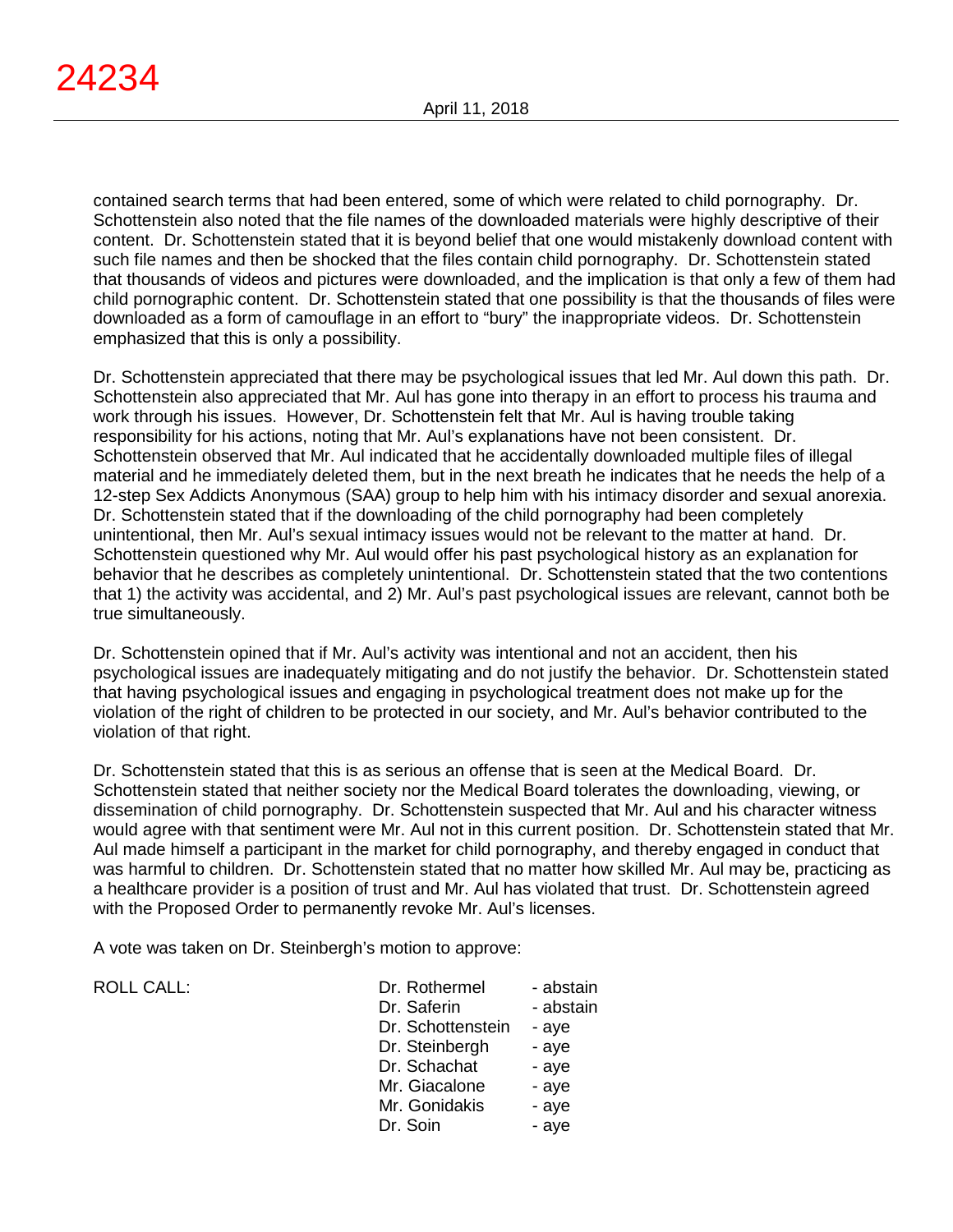contained search terms that had been entered, some of which were related to child pornography. Dr. Schottenstein also noted that the file names of the downloaded materials were highly descriptive of their content. Dr. Schottenstein stated that it is beyond belief that one would mistakenly download content with such file names and then be shocked that the files contain child pornography. Dr. Schottenstein stated that thousands of videos and pictures were downloaded, and the implication is that only a few of them had child pornographic content. Dr. Schottenstein stated that one possibility is that the thousands of files were downloaded as a form of camouflage in an effort to "bury" the inappropriate videos. Dr. Schottenstein emphasized that this is only a possibility.

Dr. Schottenstein appreciated that there may be psychological issues that led Mr. Aul down this path. Dr. Schottenstein also appreciated that Mr. Aul has gone into therapy in an effort to process his trauma and work through his issues. However, Dr. Schottenstein felt that Mr. Aul is having trouble taking responsibility for his actions, noting that Mr. Aul's explanations have not been consistent. Dr. Schottenstein observed that Mr. Aul indicated that he accidentally downloaded multiple files of illegal material and he immediately deleted them, but in the next breath he indicates that he needs the help of a 12-step Sex Addicts Anonymous (SAA) group to help him with his intimacy disorder and sexual anorexia. Dr. Schottenstein stated that if the downloading of the child pornography had been completely unintentional, then Mr. Aul's sexual intimacy issues would not be relevant to the matter at hand. Dr. Schottenstein questioned why Mr. Aul would offer his past psychological history as an explanation for behavior that he describes as completely unintentional. Dr. Schottenstein stated that the two contentions that 1) the activity was accidental, and 2) Mr. Aul's past psychological issues are relevant, cannot both be true simultaneously.

Dr. Schottenstein opined that if Mr. Aul's activity was intentional and not an accident, then his psychological issues are inadequately mitigating and do not justify the behavior. Dr. Schottenstein stated that having psychological issues and engaging in psychological treatment does not make up for the violation of the right of children to be protected in our society, and Mr. Aul's behavior contributed to the violation of that right.

Dr. Schottenstein stated that this is as serious an offense that is seen at the Medical Board. Dr. Schottenstein stated that neither society nor the Medical Board tolerates the downloading, viewing, or dissemination of child pornography. Dr. Schottenstein suspected that Mr. Aul and his character witness would agree with that sentiment were Mr. Aul not in this current position. Dr. Schottenstein stated that Mr. Aul made himself a participant in the market for child pornography, and thereby engaged in conduct that was harmful to children. Dr. Schottenstein stated that no matter how skilled Mr. Aul may be, practicing as a healthcare provider is a position of trust and Mr. Aul has violated that trust. Dr. Schottenstein agreed with the Proposed Order to permanently revoke Mr. Aul's licenses.

A vote was taken on Dr. Steinbergh's motion to approve:

| ROLL CALL: | | |
|---|---|---|
| | Dr. Rothermel | - abstain |
| | Dr. Saferin | - abstain |
| | Dr. Schottenstein | - aye |
| | Dr. Steinbergh | - aye |
| | Dr. Schachat | - aye |
| | Mr. Giacalone | - aye |
| | Mr. Gonidakis | - aye |
| | Dr. Soin | - aye |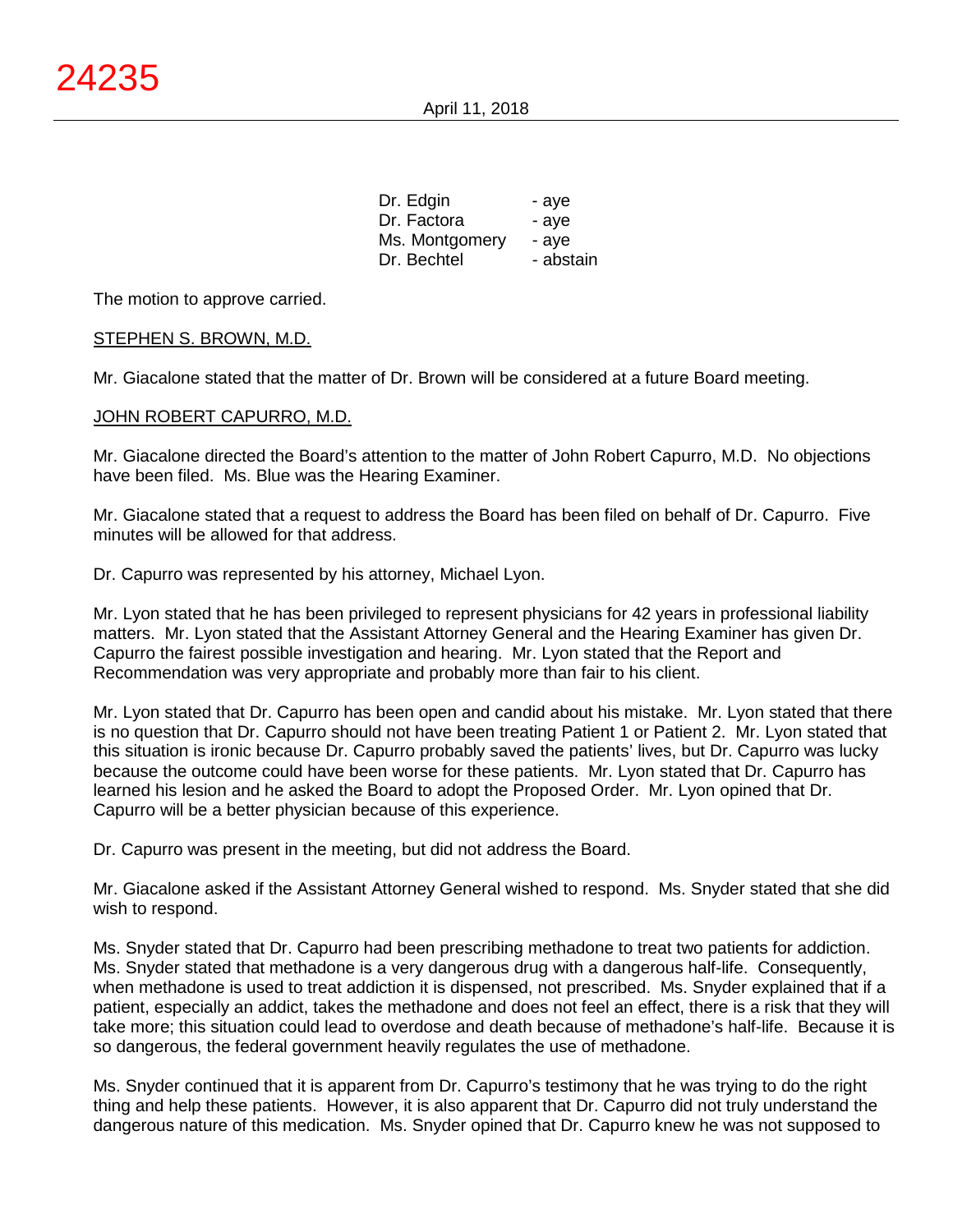| | |
|---|---|
| Dr. Edgin | - aye |
| Dr. Factora | - aye |
| Ms. Montgomery | - aye |
| Dr. Bechtel | - abstain |

The motion to approve carried.

STEPHEN S. BROWN, M.D.

Mr. Giacalone stated that the matter of Dr. Brown will be considered at a future Board meeting.

JOHN ROBERT CAPURRO, M.D.

Mr. Giacalone directed the Board's attention to the matter of John Robert Capurro, M.D. No objections have been filed. Ms. Blue was the Hearing Examiner.

Mr. Giacalone stated that a request to address the Board has been filed on behalf of Dr. Capurro. Five minutes will be allowed for that address.

Dr. Capurro was represented by his attorney, Michael Lyon.

Mr. Lyon stated that he has been privileged to represent physicians for 42 years in professional liability matters. Mr. Lyon stated that the Assistant Attorney General and the Hearing Examiner has given Dr. Capurro the fairest possible investigation and hearing. Mr. Lyon stated that the Report and Recommendation was very appropriate and probably more than fair to his client.

Mr. Lyon stated that Dr. Capurro has been open and candid about his mistake. Mr. Lyon stated that there is no question that Dr. Capurro should not have been treating Patient 1 or Patient 2. Mr. Lyon stated that this situation is ironic because Dr. Capurro probably saved the patients' lives, but Dr. Capurro was lucky because the outcome could have been worse for these patients. Mr. Lyon stated that Dr. Capurro has learned his lesion and he asked the Board to adopt the Proposed Order. Mr. Lyon opined that Dr. Capurro will be a better physician because of this experience.

Dr. Capurro was present in the meeting, but did not address the Board.

Mr. Giacalone asked if the Assistant Attorney General wished to respond. Ms. Snyder stated that she did wish to respond.

Ms. Snyder stated that Dr. Capurro had been prescribing methadone to treat two patients for addiction. Ms. Snyder stated that methadone is a very dangerous drug with a dangerous half-life. Consequently, when methadone is used to treat addiction it is dispensed, not prescribed. Ms. Snyder explained that if a patient, especially an addict, takes the methadone and does not feel an effect, there is a risk that they will take more; this situation could lead to overdose and death because of methadone's half-life. Because it is so dangerous, the federal government heavily regulates the use of methadone.

Ms. Snyder continued that it is apparent from Dr. Capurro's testimony that he was trying to do the right thing and help these patients. However, it is also apparent that Dr. Capurro did not truly understand the dangerous nature of this medication. Ms. Snyder opined that Dr. Capurro knew he was not supposed to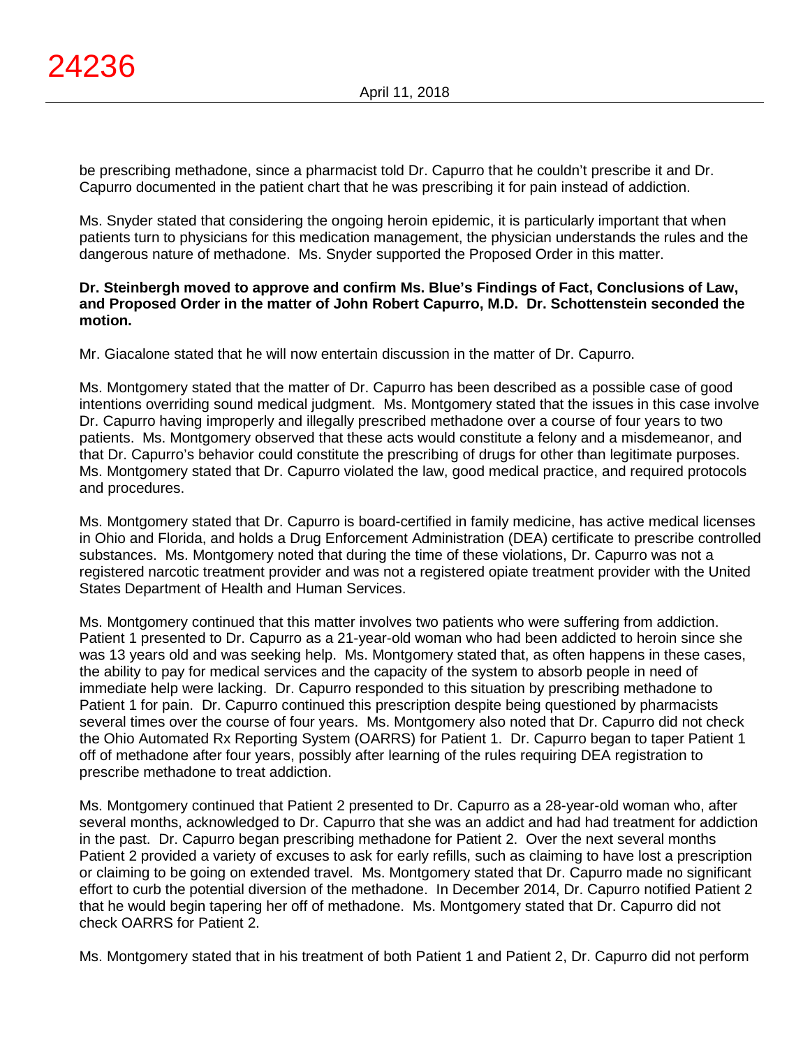be prescribing methadone, since a pharmacist told Dr. Capurro that he couldn't prescribe it and Dr. Capurro documented in the patient chart that he was prescribing it for pain instead of addiction.

Ms. Snyder stated that considering the ongoing heroin epidemic, it is particularly important that when patients turn to physicians for this medication management, the physician understands the rules and the dangerous nature of methadone. Ms. Snyder supported the Proposed Order in this matter.

**Dr. Steinbergh moved to approve and confirm Ms. Blue's Findings of Fact, Conclusions of Law, and Proposed Order in the matter of John Robert Capurro, M.D. Dr. Schottenstein seconded the motion.**

Mr. Giacalone stated that he will now entertain discussion in the matter of Dr. Capurro.

Ms. Montgomery stated that the matter of Dr. Capurro has been described as a possible case of good intentions overriding sound medical judgment. Ms. Montgomery stated that the issues in this case involve Dr. Capurro having improperly and illegally prescribed methadone over a course of four years to two patients. Ms. Montgomery observed that these acts would constitute a felony and a misdemeanor, and that Dr. Capurro's behavior could constitute the prescribing of drugs for other than legitimate purposes. Ms. Montgomery stated that Dr. Capurro violated the law, good medical practice, and required protocols and procedures.

Ms. Montgomery stated that Dr. Capurro is board-certified in family medicine, has active medical licenses in Ohio and Florida, and holds a Drug Enforcement Administration (DEA) certificate to prescribe controlled substances. Ms. Montgomery noted that during the time of these violations, Dr. Capurro was not a registered narcotic treatment provider and was not a registered opiate treatment provider with the United States Department of Health and Human Services.

Ms. Montgomery continued that this matter involves two patients who were suffering from addiction. Patient 1 presented to Dr. Capurro as a 21-year-old woman who had been addicted to heroin since she was 13 years old and was seeking help. Ms. Montgomery stated that, as often happens in these cases, the ability to pay for medical services and the capacity of the system to absorb people in need of immediate help were lacking. Dr. Capurro responded to this situation by prescribing methadone to Patient 1 for pain. Dr. Capurro continued this prescription despite being questioned by pharmacists several times over the course of four years. Ms. Montgomery also noted that Dr. Capurro did not check the Ohio Automated Rx Reporting System (OARRS) for Patient 1. Dr. Capurro began to taper Patient 1 off of methadone after four years, possibly after learning of the rules requiring DEA registration to prescribe methadone to treat addiction.

Ms. Montgomery continued that Patient 2 presented to Dr. Capurro as a 28-year-old woman who, after several months, acknowledged to Dr. Capurro that she was an addict and had had treatment for addiction in the past. Dr. Capurro began prescribing methadone for Patient 2. Over the next several months Patient 2 provided a variety of excuses to ask for early refills, such as claiming to have lost a prescription or claiming to be going on extended travel. Ms. Montgomery stated that Dr. Capurro made no significant effort to curb the potential diversion of the methadone. In December 2014, Dr. Capurro notified Patient 2 that he would begin tapering her off of methadone. Ms. Montgomery stated that Dr. Capurro did not check OARRS for Patient 2.

Ms. Montgomery stated that in his treatment of both Patient 1 and Patient 2, Dr. Capurro did not perform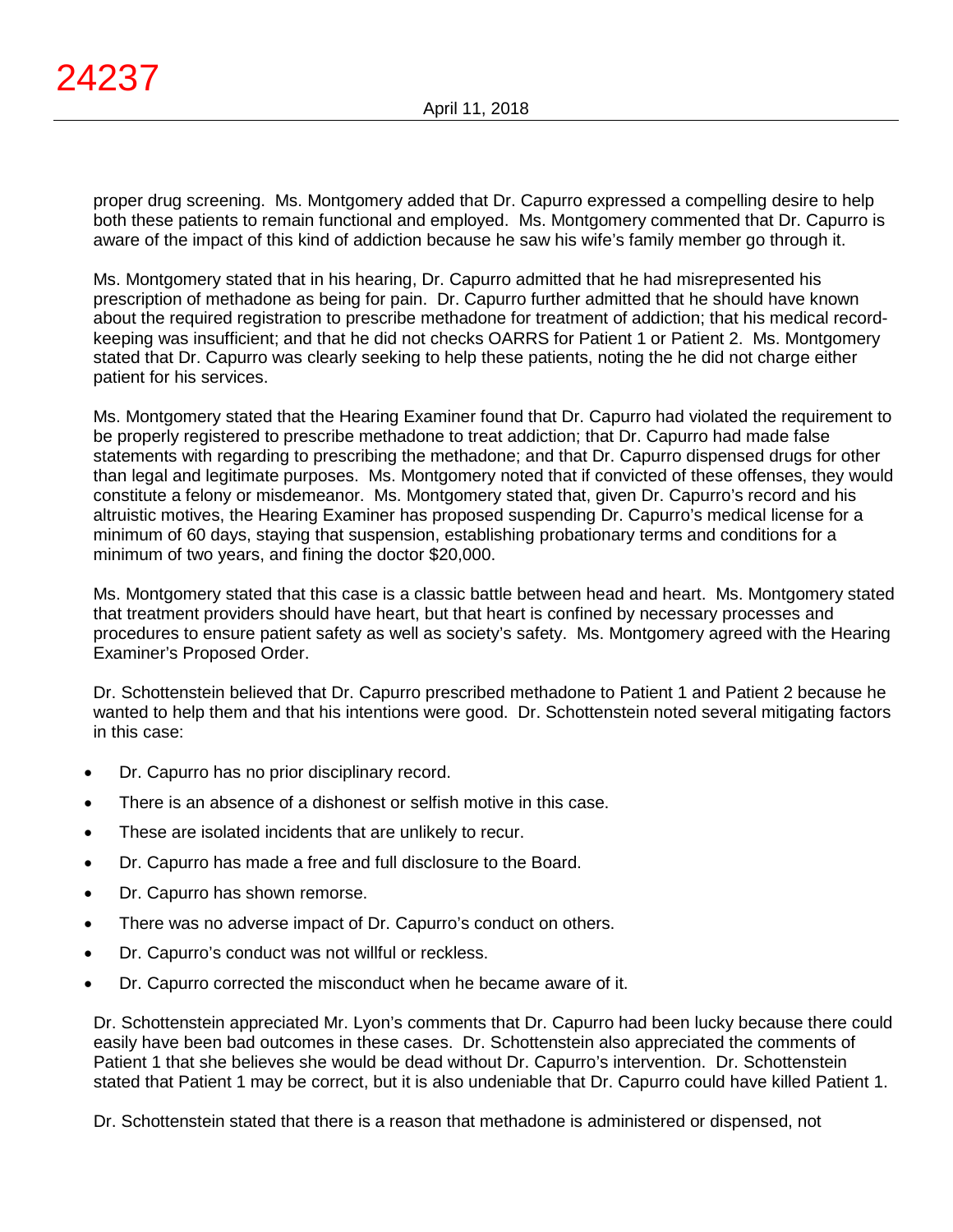proper drug screening. Ms. Montgomery added that Dr. Capurro expressed a compelling desire to help both these patients to remain functional and employed. Ms. Montgomery commented that Dr. Capurro is aware of the impact of this kind of addiction because he saw his wife's family member go through it.

Ms. Montgomery stated that in his hearing, Dr. Capurro admitted that he had misrepresented his prescription of methadone as being for pain. Dr. Capurro further admitted that he should have known about the required registration to prescribe methadone for treatment of addiction; that his medical record-keeping was insufficient; and that he did not checks OARRS for Patient 1 or Patient 2. Ms. Montgomery stated that Dr. Capurro was clearly seeking to help these patients, noting the he did not charge either patient for his services.

Ms. Montgomery stated that the Hearing Examiner found that Dr. Capurro had violated the requirement to be properly registered to prescribe methadone to treat addiction; that Dr. Capurro had made false statements with regarding to prescribing the methadone; and that Dr. Capurro dispensed drugs for other than legal and legitimate purposes. Ms. Montgomery noted that if convicted of these offenses, they would constitute a felony or misdemeanor. Ms. Montgomery stated that, given Dr. Capurro's record and his altruistic motives, the Hearing Examiner has proposed suspending Dr. Capurro's medical license for a minimum of 60 days, staying that suspension, establishing probationary terms and conditions for a minimum of two years, and fining the doctor $20,000.

Ms. Montgomery stated that this case is a classic battle between head and heart. Ms. Montgomery stated that treatment providers should have heart, but that heart is confined by necessary processes and procedures to ensure patient safety as well as society's safety. Ms. Montgomery agreed with the Hearing Examiner's Proposed Order.

Dr. Schottenstein believed that Dr. Capurro prescribed methadone to Patient 1 and Patient 2 because he wanted to help them and that his intentions were good. Dr. Schottenstein noted several mitigating factors in this case:

- Dr. Capurro has no prior disciplinary record.
- There is an absence of a dishonest or selfish motive in this case.
- These are isolated incidents that are unlikely to recur.
- Dr. Capurro has made a free and full disclosure to the Board.
- Dr. Capurro has shown remorse.
- There was no adverse impact of Dr. Capurro's conduct on others.
- Dr. Capurro's conduct was not willful or reckless.
- Dr. Capurro corrected the misconduct when he became aware of it.

Dr. Schottenstein appreciated Mr. Lyon's comments that Dr. Capurro had been lucky because there could easily have been bad outcomes in these cases. Dr. Schottenstein also appreciated the comments of Patient 1 that she believes she would be dead without Dr. Capurro's intervention. Dr. Schottenstein stated that Patient 1 may be correct, but it is also undeniable that Dr. Capurro could have killed Patient 1.

Dr. Schottenstein stated that there is a reason that methadone is administered or dispensed, not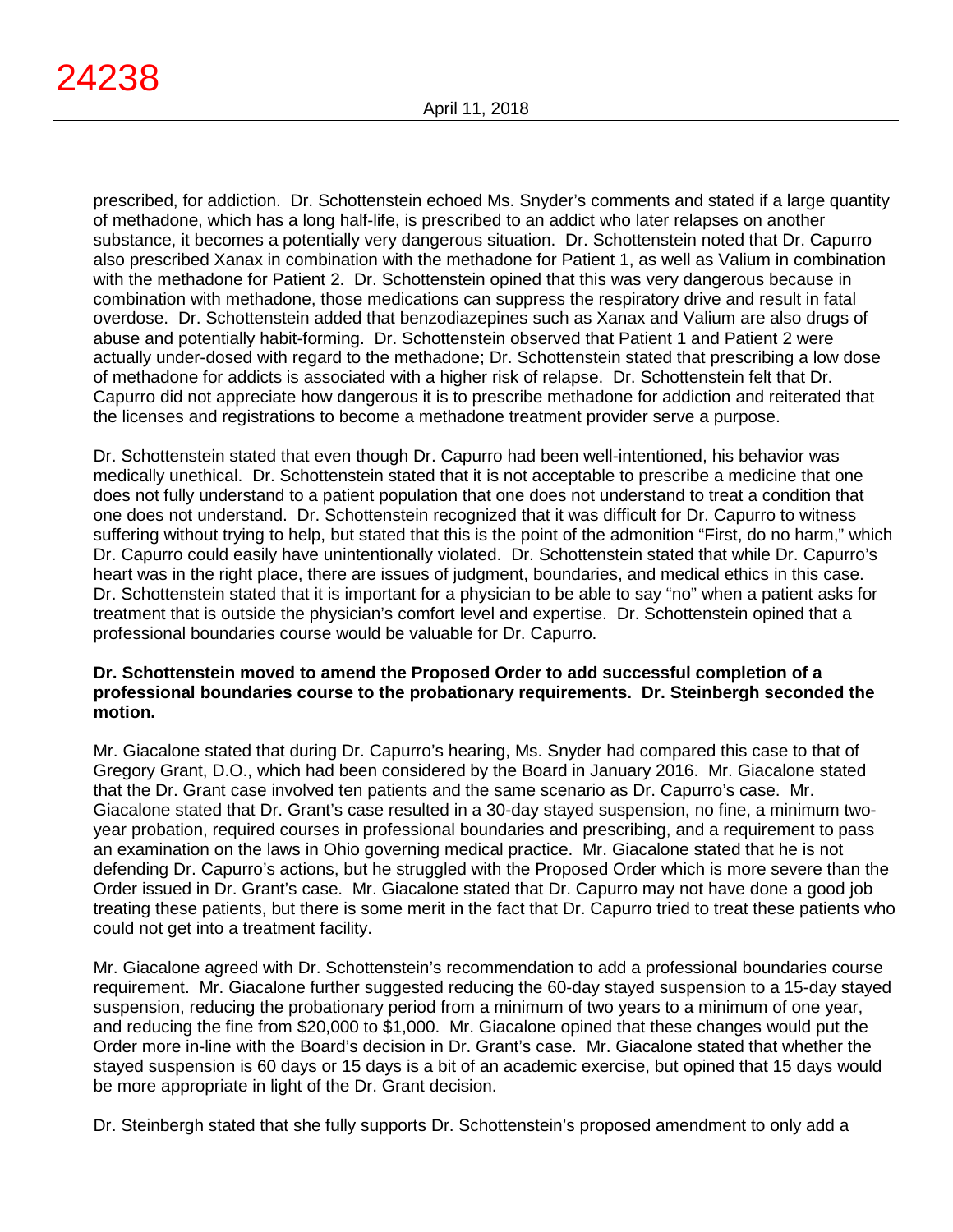prescribed, for addiction. Dr. Schottenstein echoed Ms. Snyder's comments and stated if a large quantity of methadone, which has a long half-life, is prescribed to an addict who later relapses on another substance, it becomes a potentially very dangerous situation. Dr. Schottenstein noted that Dr. Capurro also prescribed Xanax in combination with the methadone for Patient 1, as well as Valium in combination with the methadone for Patient 2. Dr. Schottenstein opined that this was very dangerous because in combination with methadone, those medications can suppress the respiratory drive and result in fatal overdose. Dr. Schottenstein added that benzodiazepines such as Xanax and Valium are also drugs of abuse and potentially habit-forming. Dr. Schottenstein observed that Patient 1 and Patient 2 were actually under-dosed with regard to the methadone; Dr. Schottenstein stated that prescribing a low dose of methadone for addicts is associated with a higher risk of relapse. Dr. Schottenstein felt that Dr. Capurro did not appreciate how dangerous it is to prescribe methadone for addiction and reiterated that the licenses and registrations to become a methadone treatment provider serve a purpose.

Dr. Schottenstein stated that even though Dr. Capurro had been well-intentioned, his behavior was medically unethical. Dr. Schottenstein stated that it is not acceptable to prescribe a medicine that one does not fully understand to a patient population that one does not understand to treat a condition that one does not understand. Dr. Schottenstein recognized that it was difficult for Dr. Capurro to witness suffering without trying to help, but stated that this is the point of the admonition "First, do no harm," which Dr. Capurro could easily have unintentionally violated. Dr. Schottenstein stated that while Dr. Capurro's heart was in the right place, there are issues of judgment, boundaries, and medical ethics in this case. Dr. Schottenstein stated that it is important for a physician to be able to say "no" when a patient asks for treatment that is outside the physician's comfort level and expertise. Dr. Schottenstein opined that a professional boundaries course would be valuable for Dr. Capurro.

**Dr. Schottenstein moved to amend the Proposed Order to add successful completion of a professional boundaries course to the probationary requirements. Dr. Steinbergh seconded the motion.**

Mr. Giacalone stated that during Dr. Capurro's hearing, Ms. Snyder had compared this case to that of Gregory Grant, D.O., which had been considered by the Board in January 2016. Mr. Giacalone stated that the Dr. Grant case involved ten patients and the same scenario as Dr. Capurro's case. Mr. Giacalone stated that Dr. Grant's case resulted in a 30-day stayed suspension, no fine, a minimum two-year probation, required courses in professional boundaries and prescribing, and a requirement to pass an examination on the laws in Ohio governing medical practice. Mr. Giacalone stated that he is not defending Dr. Capurro's actions, but he struggled with the Proposed Order which is more severe than the Order issued in Dr. Grant's case. Mr. Giacalone stated that Dr. Capurro may not have done a good job treating these patients, but there is some merit in the fact that Dr. Capurro tried to treat these patients who could not get into a treatment facility.

Mr. Giacalone agreed with Dr. Schottenstein's recommendation to add a professional boundaries course requirement. Mr. Giacalone further suggested reducing the 60-day stayed suspension to a 15-day stayed suspension, reducing the probationary period from a minimum of two years to a minimum of one year, and reducing the fine from $20,000 to $1,000. Mr. Giacalone opined that these changes would put the Order more in-line with the Board's decision in Dr. Grant's case. Mr. Giacalone stated that whether the stayed suspension is 60 days or 15 days is a bit of an academic exercise, but opined that 15 days would be more appropriate in light of the Dr. Grant decision.

Dr. Steinbergh stated that she fully supports Dr. Schottenstein's proposed amendment to only add a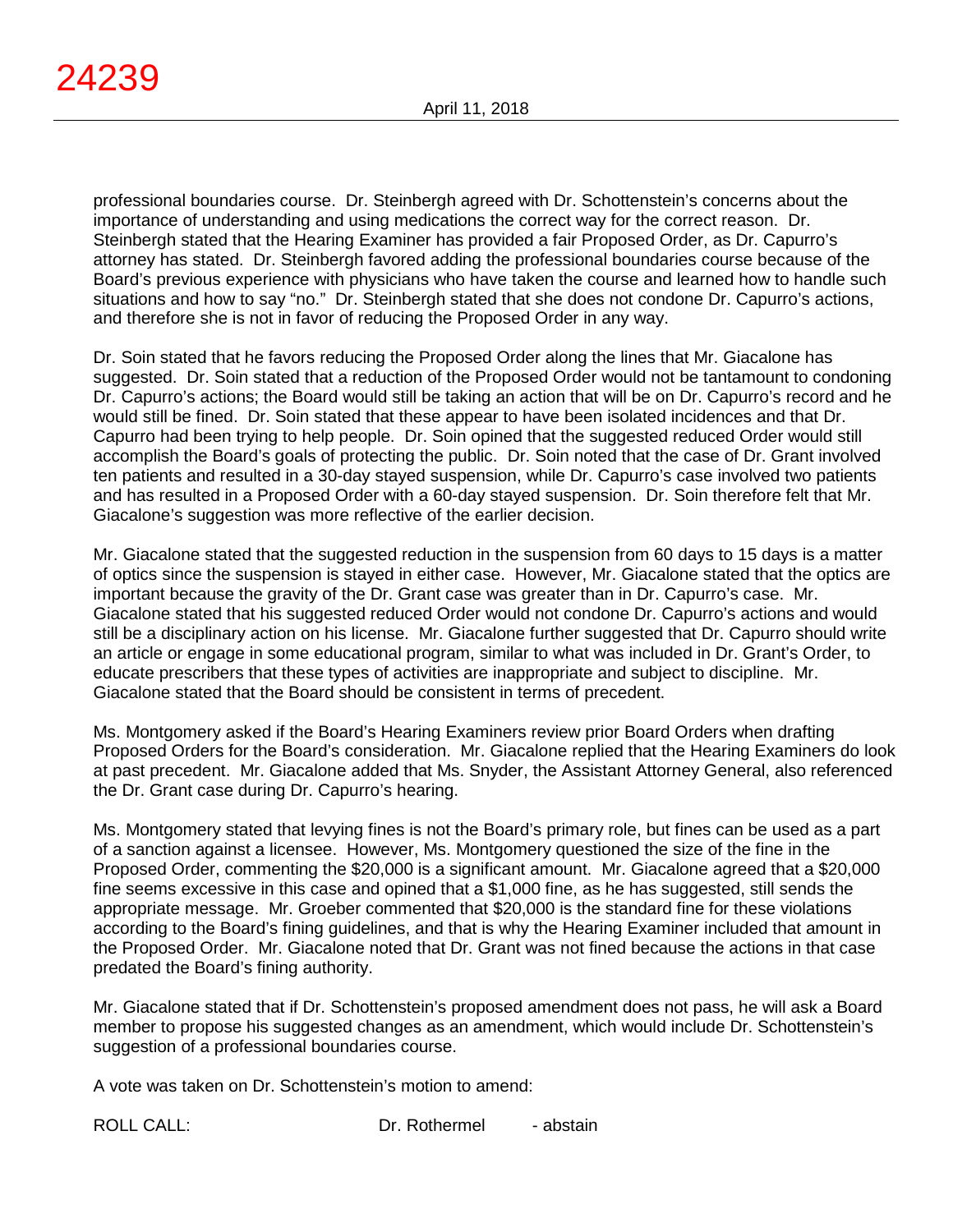professional boundaries course. Dr. Steinbergh agreed with Dr. Schottenstein's concerns about the importance of understanding and using medications the correct way for the correct reason. Dr. Steinbergh stated that the Hearing Examiner has provided a fair Proposed Order, as Dr. Capurro's attorney has stated. Dr. Steinbergh favored adding the professional boundaries course because of the Board's previous experience with physicians who have taken the course and learned how to handle such situations and how to say "no." Dr. Steinbergh stated that she does not condone Dr. Capurro's actions, and therefore she is not in favor of reducing the Proposed Order in any way.

Dr. Soin stated that he favors reducing the Proposed Order along the lines that Mr. Giacalone has suggested. Dr. Soin stated that a reduction of the Proposed Order would not be tantamount to condoning Dr. Capurro's actions; the Board would still be taking an action that will be on Dr. Capurro's record and he would still be fined. Dr. Soin stated that these appear to have been isolated incidences and that Dr. Capurro had been trying to help people. Dr. Soin opined that the suggested reduced Order would still accomplish the Board's goals of protecting the public. Dr. Soin noted that the case of Dr. Grant involved ten patients and resulted in a 30-day stayed suspension, while Dr. Capurro's case involved two patients and has resulted in a Proposed Order with a 60-day stayed suspension. Dr. Soin therefore felt that Mr. Giacalone's suggestion was more reflective of the earlier decision.

Mr. Giacalone stated that the suggested reduction in the suspension from 60 days to 15 days is a matter of optics since the suspension is stayed in either case. However, Mr. Giacalone stated that the optics are important because the gravity of the Dr. Grant case was greater than in Dr. Capurro's case. Mr. Giacalone stated that his suggested reduced Order would not condone Dr. Capurro's actions and would still be a disciplinary action on his license. Mr. Giacalone further suggested that Dr. Capurro should write an article or engage in some educational program, similar to what was included in Dr. Grant's Order, to educate prescribers that these types of activities are inappropriate and subject to discipline. Mr. Giacalone stated that the Board should be consistent in terms of precedent.

Ms. Montgomery asked if the Board's Hearing Examiners review prior Board Orders when drafting Proposed Orders for the Board's consideration. Mr. Giacalone replied that the Hearing Examiners do look at past precedent. Mr. Giacalone added that Ms. Snyder, the Assistant Attorney General, also referenced the Dr. Grant case during Dr. Capurro's hearing.

Ms. Montgomery stated that levying fines is not the Board's primary role, but fines can be used as a part of a sanction against a licensee. However, Ms. Montgomery questioned the size of the fine in the Proposed Order, commenting the $20,000 is a significant amount. Mr. Giacalone agreed that a $20,000 fine seems excessive in this case and opined that a $1,000 fine, as he has suggested, still sends the appropriate message. Mr. Groeber commented that $20,000 is the standard fine for these violations according to the Board's fining guidelines, and that is why the Hearing Examiner included that amount in the Proposed Order. Mr. Giacalone noted that Dr. Grant was not fined because the actions in that case predated the Board's fining authority.

Mr. Giacalone stated that if Dr. Schottenstein's proposed amendment does not pass, he will ask a Board member to propose his suggested changes as an amendment, which would include Dr. Schottenstein's suggestion of a professional boundaries course.

A vote was taken on Dr. Schottenstein's motion to amend:

ROLL CALL: Dr. Rothermel - abstain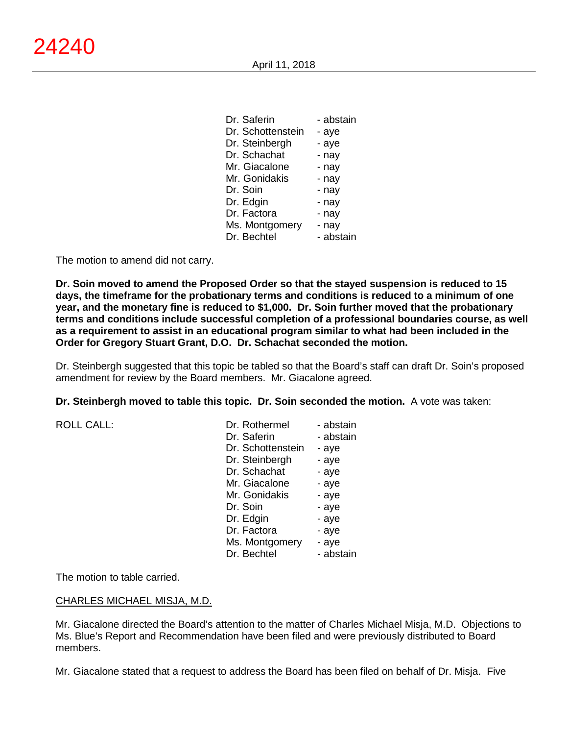| | | |
|---|---|---|
| | Dr. Saferin | - abstain |
| | Dr. Schottenstein | - aye |
| | Dr. Steinbergh | - aye |
| | Dr. Schachat | - nay |
| | Mr. Giacalone | - nay |
| | Mr. Gonidakis | - nay |
| | Dr. Soin | - nay |
| | Dr. Edgin | - nay |
| | Dr. Factora | - nay |
| | Ms. Montgomery | - nay |
| | Dr. Bechtel | - abstain |

The motion to amend did not carry.

**Dr. Soin moved to amend the Proposed Order so that the stayed suspension is reduced to 15 days, the timeframe for the probationary terms and conditions is reduced to a minimum of one year, and the monetary fine is reduced to $1,000. Dr. Soin further moved that the probationary terms and conditions include successful completion of a professional boundaries course, as well as a requirement to assist in an educational program similar to what had been included in the Order for Gregory Stuart Grant, D.O. Dr. Schachat seconded the motion.**

Dr. Steinbergh suggested that this topic be tabled so that the Board's staff can draft Dr. Soin's proposed amendment for review by the Board members. Mr. Giacalone agreed.

**Dr. Steinbergh moved to table this topic. Dr. Soin seconded the motion.** A vote was taken:

| | | |
|---|---|---|
| ROLL CALL: | Dr. Rothermel | - abstain |
| | Dr. Saferin | - abstain |
| | Dr. Schottenstein | - aye |
| | Dr. Steinbergh | - aye |
| | Dr. Schachat | - aye |
| | Mr. Giacalone | - aye |
| | Mr. Gonidakis | - aye |
| | Dr. Soin | - aye |
| | Dr. Edgin | - aye |
| | Dr. Factora | - aye |
| | Ms. Montgomery | - aye |
| | Dr. Bechtel | - abstain |

The motion to table carried.

CHARLES MICHAEL MISJA, M.D.

Mr. Giacalone directed the Board's attention to the matter of Charles Michael Misja, M.D. Objections to Ms. Blue's Report and Recommendation have been filed and were previously distributed to Board members.

Mr. Giacalone stated that a request to address the Board has been filed on behalf of Dr. Misja. Five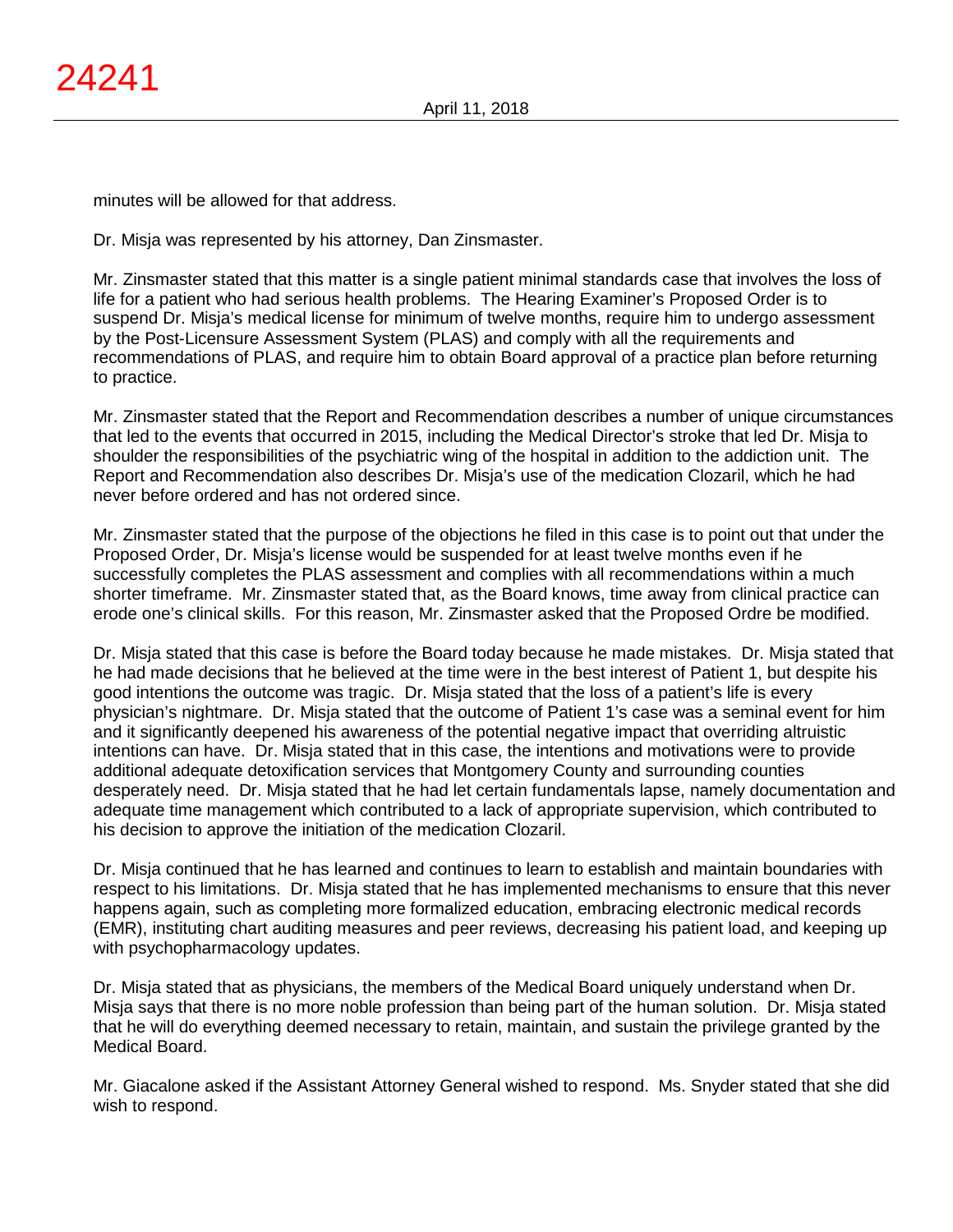minutes will be allowed for that address.

Dr. Misja was represented by his attorney, Dan Zinsmaster.

Mr. Zinsmaster stated that this matter is a single patient minimal standards case that involves the loss of life for a patient who had serious health problems. The Hearing Examiner's Proposed Order is to suspend Dr. Misja's medical license for minimum of twelve months, require him to undergo assessment by the Post-Licensure Assessment System (PLAS) and comply with all the requirements and recommendations of PLAS, and require him to obtain Board approval of a practice plan before returning to practice.

Mr. Zinsmaster stated that the Report and Recommendation describes a number of unique circumstances that led to the events that occurred in 2015, including the Medical Director's stroke that led Dr. Misja to shoulder the responsibilities of the psychiatric wing of the hospital in addition to the addiction unit. The Report and Recommendation also describes Dr. Misja's use of the medication Clozaril, which he had never before ordered and has not ordered since.

Mr. Zinsmaster stated that the purpose of the objections he filed in this case is to point out that under the Proposed Order, Dr. Misja's license would be suspended for at least twelve months even if he successfully completes the PLAS assessment and complies with all recommendations within a much shorter timeframe. Mr. Zinsmaster stated that, as the Board knows, time away from clinical practice can erode one's clinical skills. For this reason, Mr. Zinsmaster asked that the Proposed Ordre be modified.

Dr. Misja stated that this case is before the Board today because he made mistakes. Dr. Misja stated that he had made decisions that he believed at the time were in the best interest of Patient 1, but despite his good intentions the outcome was tragic. Dr. Misja stated that the loss of a patient's life is every physician's nightmare. Dr. Misja stated that the outcome of Patient 1's case was a seminal event for him and it significantly deepened his awareness of the potential negative impact that overriding altruistic intentions can have. Dr. Misja stated that in this case, the intentions and motivations were to provide additional adequate detoxification services that Montgomery County and surrounding counties desperately need. Dr. Misja stated that he had let certain fundamentals lapse, namely documentation and adequate time management which contributed to a lack of appropriate supervision, which contributed to his decision to approve the initiation of the medication Clozaril.

Dr. Misja continued that he has learned and continues to learn to establish and maintain boundaries with respect to his limitations. Dr. Misja stated that he has implemented mechanisms to ensure that this never happens again, such as completing more formalized education, embracing electronic medical records (EMR), instituting chart auditing measures and peer reviews, decreasing his patient load, and keeping up with psychopharmacology updates.

Dr. Misja stated that as physicians, the members of the Medical Board uniquely understand when Dr. Misja says that there is no more noble profession than being part of the human solution. Dr. Misja stated that he will do everything deemed necessary to retain, maintain, and sustain the privilege granted by the Medical Board.

Mr. Giacalone asked if the Assistant Attorney General wished to respond. Ms. Snyder stated that she did wish to respond.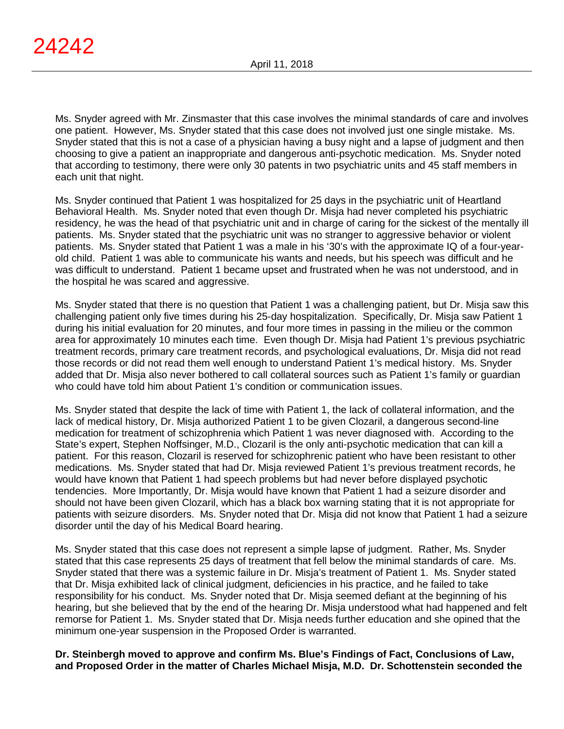Ms. Snyder agreed with Mr. Zinsmaster that this case involves the minimal standards of care and involves one patient. However, Ms. Snyder stated that this case does not involved just one single mistake. Ms. Snyder stated that this is not a case of a physician having a busy night and a lapse of judgment and then choosing to give a patient an inappropriate and dangerous anti-psychotic medication. Ms. Snyder noted that according to testimony, there were only 30 patents in two psychiatric units and 45 staff members in each unit that night.

Ms. Snyder continued that Patient 1 was hospitalized for 25 days in the psychiatric unit of Heartland Behavioral Health. Ms. Snyder noted that even though Dr. Misja had never completed his psychiatric residency, he was the head of that psychiatric unit and in charge of caring for the sickest of the mentally ill patients. Ms. Snyder stated that the psychiatric unit was no stranger to aggressive behavior or violent patients. Ms. Snyder stated that Patient 1 was a male in his '30's with the approximate IQ of a four-year-old child. Patient 1 was able to communicate his wants and needs, but his speech was difficult and he was difficult to understand. Patient 1 became upset and frustrated when he was not understood, and in the hospital he was scared and aggressive.

Ms. Snyder stated that there is no question that Patient 1 was a challenging patient, but Dr. Misja saw this challenging patient only five times during his 25-day hospitalization. Specifically, Dr. Misja saw Patient 1 during his initial evaluation for 20 minutes, and four more times in passing in the milieu or the common area for approximately 10 minutes each time. Even though Dr. Misja had Patient 1's previous psychiatric treatment records, primary care treatment records, and psychological evaluations, Dr. Misja did not read those records or did not read them well enough to understand Patient 1's medical history. Ms. Snyder added that Dr. Misja also never bothered to call collateral sources such as Patient 1's family or guardian who could have told him about Patient 1's condition or communication issues.

Ms. Snyder stated that despite the lack of time with Patient 1, the lack of collateral information, and the lack of medical history, Dr. Misja authorized Patient 1 to be given Clozaril, a dangerous second-line medication for treatment of schizophrenia which Patient 1 was never diagnosed with. According to the State's expert, Stephen Noffsinger, M.D., Clozaril is the only anti-psychotic medication that can kill a patient. For this reason, Clozaril is reserved for schizophrenic patient who have been resistant to other medications. Ms. Snyder stated that had Dr. Misja reviewed Patient 1's previous treatment records, he would have known that Patient 1 had speech problems but had never before displayed psychotic tendencies. More Importantly, Dr. Misja would have known that Patient 1 had a seizure disorder and should not have been given Clozaril, which has a black box warning stating that it is not appropriate for patients with seizure disorders. Ms. Snyder noted that Dr. Misja did not know that Patient 1 had a seizure disorder until the day of his Medical Board hearing.

Ms. Snyder stated that this case does not represent a simple lapse of judgment. Rather, Ms. Snyder stated that this case represents 25 days of treatment that fell below the minimal standards of care. Ms. Snyder stated that there was a systemic failure in Dr. Misja's treatment of Patient 1. Ms. Snyder stated that Dr. Misja exhibited lack of clinical judgment, deficiencies in his practice, and he failed to take responsibility for his conduct. Ms. Snyder noted that Dr. Misja seemed defiant at the beginning of his hearing, but she believed that by the end of the hearing Dr. Misja understood what had happened and felt remorse for Patient 1. Ms. Snyder stated that Dr. Misja needs further education and she opined that the minimum one-year suspension in the Proposed Order is warranted.

**Dr. Steinbergh moved to approve and confirm Ms. Blue's Findings of Fact, Conclusions of Law, and Proposed Order in the matter of Charles Michael Misja, M.D. Dr. Schottenstein seconded the**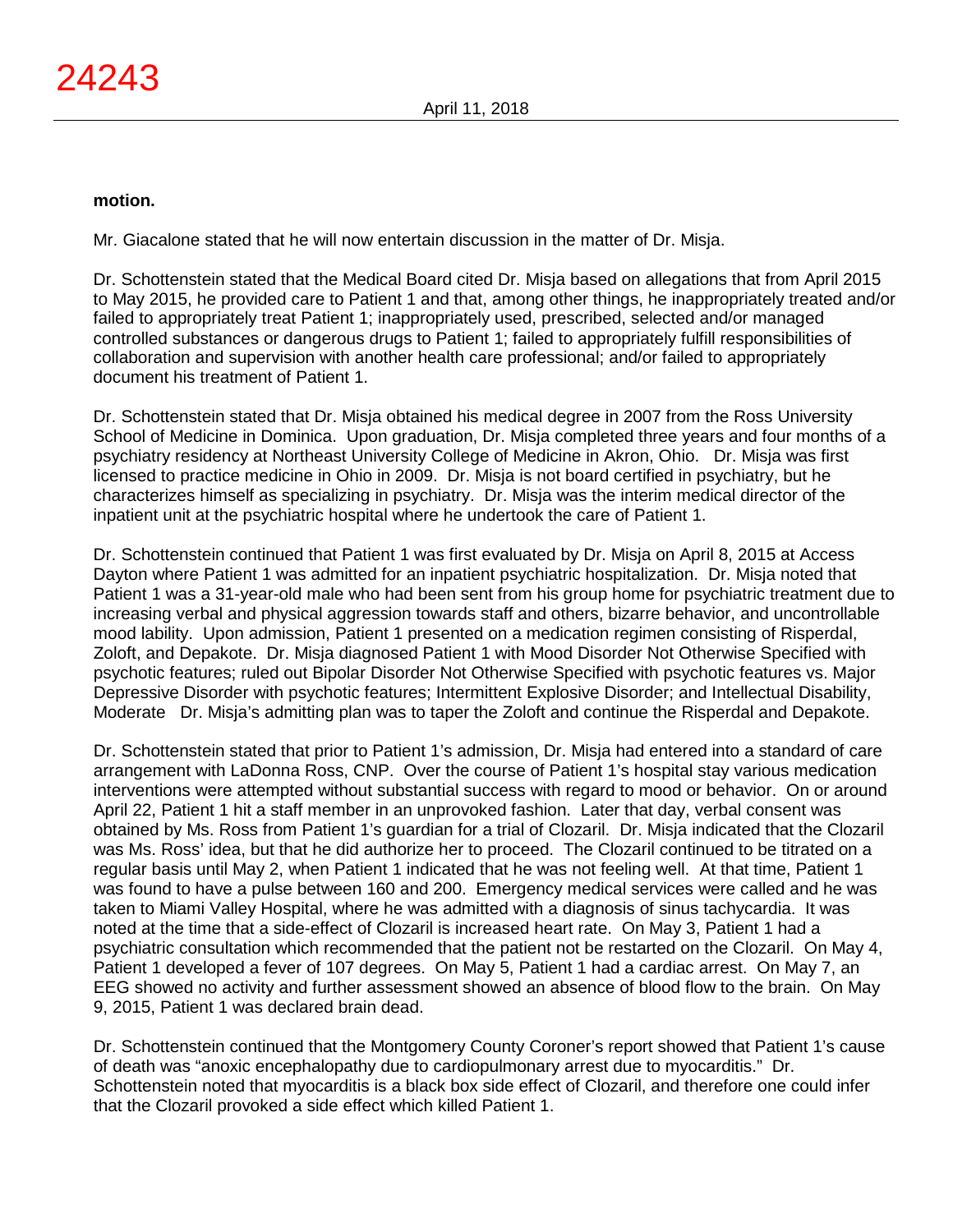**motion.**

Mr. Giacalone stated that he will now entertain discussion in the matter of Dr. Misja.

Dr. Schottenstein stated that the Medical Board cited Dr. Misja based on allegations that from April 2015 to May 2015, he provided care to Patient 1 and that, among other things, he inappropriately treated and/or failed to appropriately treat Patient 1; inappropriately used, prescribed, selected and/or managed controlled substances or dangerous drugs to Patient 1; failed to appropriately fulfill responsibilities of collaboration and supervision with another health care professional; and/or failed to appropriately document his treatment of Patient 1.

Dr. Schottenstein stated that Dr. Misja obtained his medical degree in 2007 from the Ross University School of Medicine in Dominica. Upon graduation, Dr. Misja completed three years and four months of a psychiatry residency at Northeast University College of Medicine in Akron, Ohio. Dr. Misja was first licensed to practice medicine in Ohio in 2009. Dr. Misja is not board certified in psychiatry, but he characterizes himself as specializing in psychiatry. Dr. Misja was the interim medical director of the inpatient unit at the psychiatric hospital where he undertook the care of Patient 1.

Dr. Schottenstein continued that Patient 1 was first evaluated by Dr. Misja on April 8, 2015 at Access Dayton where Patient 1 was admitted for an inpatient psychiatric hospitalization. Dr. Misja noted that Patient 1 was a 31-year-old male who had been sent from his group home for psychiatric treatment due to increasing verbal and physical aggression towards staff and others, bizarre behavior, and uncontrollable mood lability. Upon admission, Patient 1 presented on a medication regimen consisting of Risperdal, Zoloft, and Depakote. Dr. Misja diagnosed Patient 1 with Mood Disorder Not Otherwise Specified with psychotic features; ruled out Bipolar Disorder Not Otherwise Specified with psychotic features vs. Major Depressive Disorder with psychotic features; Intermittent Explosive Disorder; and Intellectual Disability, Moderate Dr. Misja's admitting plan was to taper the Zoloft and continue the Risperdal and Depakote.

Dr. Schottenstein stated that prior to Patient 1's admission, Dr. Misja had entered into a standard of care arrangement with LaDonna Ross, CNP. Over the course of Patient 1's hospital stay various medication interventions were attempted without substantial success with regard to mood or behavior. On or around April 22, Patient 1 hit a staff member in an unprovoked fashion. Later that day, verbal consent was obtained by Ms. Ross from Patient 1's guardian for a trial of Clozaril. Dr. Misja indicated that the Clozaril was Ms. Ross' idea, but that he did authorize her to proceed. The Clozaril continued to be titrated on a regular basis until May 2, when Patient 1 indicated that he was not feeling well. At that time, Patient 1 was found to have a pulse between 160 and 200. Emergency medical services were called and he was taken to Miami Valley Hospital, where he was admitted with a diagnosis of sinus tachycardia. It was noted at the time that a side-effect of Clozaril is increased heart rate. On May 3, Patient 1 had a psychiatric consultation which recommended that the patient not be restarted on the Clozaril. On May 4, Patient 1 developed a fever of 107 degrees. On May 5, Patient 1 had a cardiac arrest. On May 7, an EEG showed no activity and further assessment showed an absence of blood flow to the brain. On May 9, 2015, Patient 1 was declared brain dead.

Dr. Schottenstein continued that the Montgomery County Coroner's report showed that Patient 1's cause of death was "anoxic encephalopathy due to cardiopulmonary arrest due to myocarditis." Dr. Schottenstein noted that myocarditis is a black box side effect of Clozaril, and therefore one could infer that the Clozaril provoked a side effect which killed Patient 1.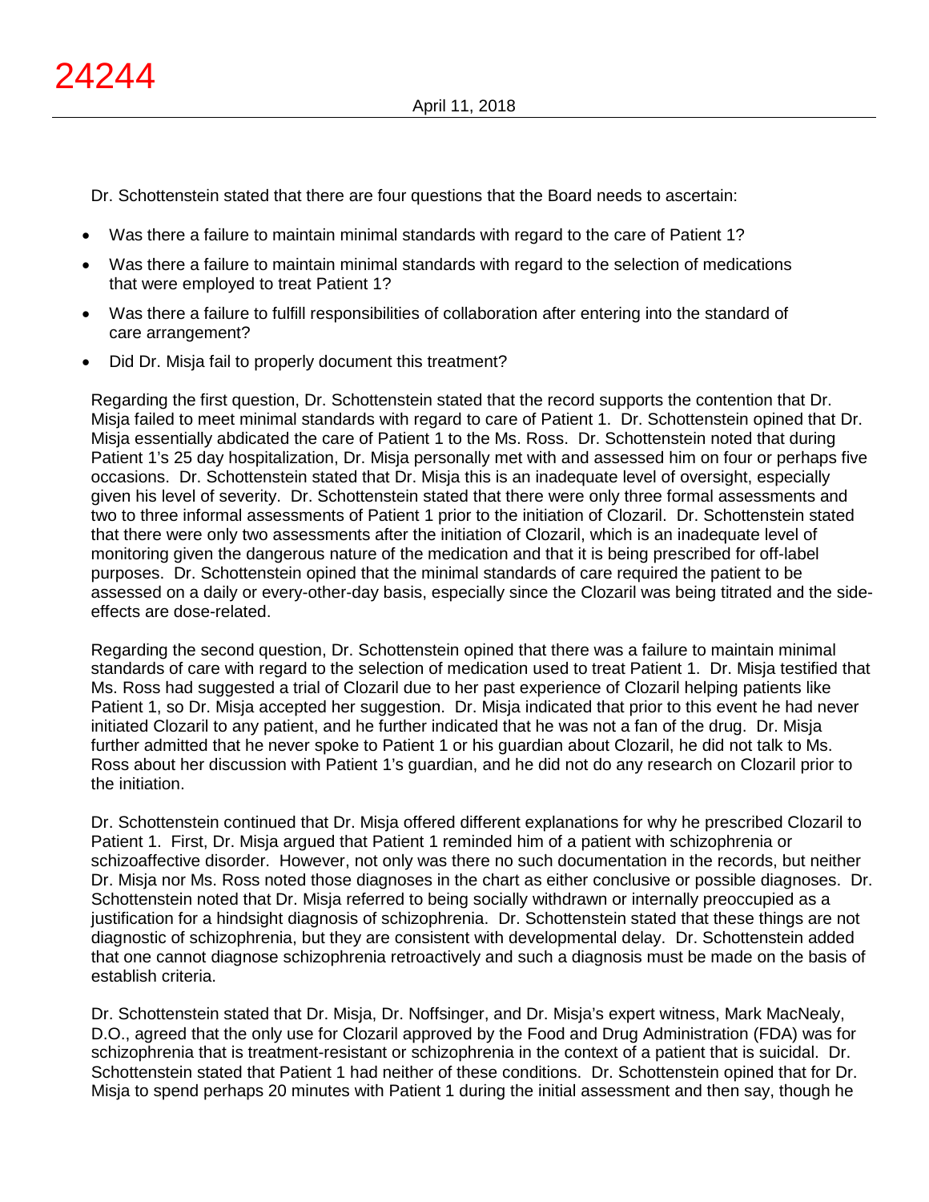Dr. Schottenstein stated that there are four questions that the Board needs to ascertain:

- Was there a failure to maintain minimal standards with regard to the care of Patient 1?
- Was there a failure to maintain minimal standards with regard to the selection of medications that were employed to treat Patient 1?
- Was there a failure to fulfill responsibilities of collaboration after entering into the standard of care arrangement?
- Did Dr. Misja fail to properly document this treatment?

Regarding the first question, Dr. Schottenstein stated that the record supports the contention that Dr. Misja failed to meet minimal standards with regard to care of Patient 1. Dr. Schottenstein opined that Dr. Misja essentially abdicated the care of Patient 1 to the Ms. Ross. Dr. Schottenstein noted that during Patient 1's 25 day hospitalization, Dr. Misja personally met with and assessed him on four or perhaps five occasions. Dr. Schottenstein stated that Dr. Misja this is an inadequate level of oversight, especially given his level of severity. Dr. Schottenstein stated that there were only three formal assessments and two to three informal assessments of Patient 1 prior to the initiation of Clozaril. Dr. Schottenstein stated that there were only two assessments after the initiation of Clozaril, which is an inadequate level of monitoring given the dangerous nature of the medication and that it is being prescribed for off-label purposes. Dr. Schottenstein opined that the minimal standards of care required the patient to be assessed on a daily or every-other-day basis, especially since the Clozaril was being titrated and the side-effects are dose-related.

Regarding the second question, Dr. Schottenstein opined that there was a failure to maintain minimal standards of care with regard to the selection of medication used to treat Patient 1. Dr. Misja testified that Ms. Ross had suggested a trial of Clozaril due to her past experience of Clozaril helping patients like Patient 1, so Dr. Misja accepted her suggestion. Dr. Misja indicated that prior to this event he had never initiated Clozaril to any patient, and he further indicated that he was not a fan of the drug. Dr. Misja further admitted that he never spoke to Patient 1 or his guardian about Clozaril, he did not talk to Ms. Ross about her discussion with Patient 1's guardian, and he did not do any research on Clozaril prior to the initiation.

Dr. Schottenstein continued that Dr. Misja offered different explanations for why he prescribed Clozaril to Patient 1. First, Dr. Misja argued that Patient 1 reminded him of a patient with schizophrenia or schizoaffective disorder. However, not only was there no such documentation in the records, but neither Dr. Misja nor Ms. Ross noted those diagnoses in the chart as either conclusive or possible diagnoses. Dr. Schottenstein noted that Dr. Misja referred to being socially withdrawn or internally preoccupied as a justification for a hindsight diagnosis of schizophrenia. Dr. Schottenstein stated that these things are not diagnostic of schizophrenia, but they are consistent with developmental delay. Dr. Schottenstein added that one cannot diagnose schizophrenia retroactively and such a diagnosis must be made on the basis of establish criteria.

Dr. Schottenstein stated that Dr. Misja, Dr. Noffsinger, and Dr. Misja's expert witness, Mark MacNealy, D.O., agreed that the only use for Clozaril approved by the Food and Drug Administration (FDA) was for schizophrenia that is treatment-resistant or schizophrenia in the context of a patient that is suicidal. Dr. Schottenstein stated that Patient 1 had neither of these conditions. Dr. Schottenstein opined that for Dr. Misja to spend perhaps 20 minutes with Patient 1 during the initial assessment and then say, though he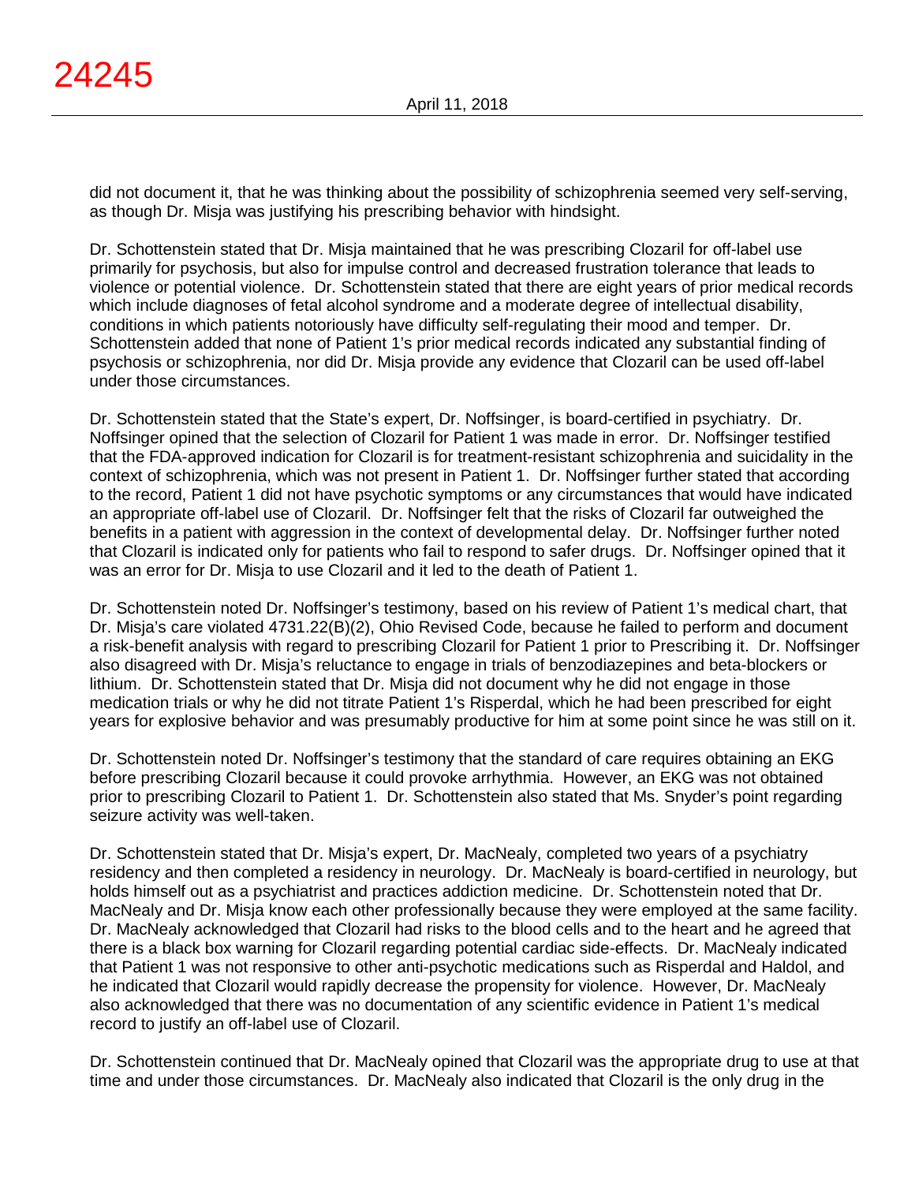did not document it, that he was thinking about the possibility of schizophrenia seemed very self-serving, as though Dr. Misja was justifying his prescribing behavior with hindsight.

Dr. Schottenstein stated that Dr. Misja maintained that he was prescribing Clozaril for off-label use primarily for psychosis, but also for impulse control and decreased frustration tolerance that leads to violence or potential violence. Dr. Schottenstein stated that there are eight years of prior medical records which include diagnoses of fetal alcohol syndrome and a moderate degree of intellectual disability, conditions in which patients notoriously have difficulty self-regulating their mood and temper. Dr. Schottenstein added that none of Patient 1's prior medical records indicated any substantial finding of psychosis or schizophrenia, nor did Dr. Misja provide any evidence that Clozaril can be used off-label under those circumstances.

Dr. Schottenstein stated that the State's expert, Dr. Noffsinger, is board-certified in psychiatry. Dr. Noffsinger opined that the selection of Clozaril for Patient 1 was made in error. Dr. Noffsinger testified that the FDA-approved indication for Clozaril is for treatment-resistant schizophrenia and suicidality in the context of schizophrenia, which was not present in Patient 1. Dr. Noffsinger further stated that according to the record, Patient 1 did not have psychotic symptoms or any circumstances that would have indicated an appropriate off-label use of Clozaril. Dr. Noffsinger felt that the risks of Clozaril far outweighed the benefits in a patient with aggression in the context of developmental delay. Dr. Noffsinger further noted that Clozaril is indicated only for patients who fail to respond to safer drugs. Dr. Noffsinger opined that it was an error for Dr. Misja to use Clozaril and it led to the death of Patient 1.

Dr. Schottenstein noted Dr. Noffsinger's testimony, based on his review of Patient 1's medical chart, that Dr. Misja's care violated 4731.22(B)(2), Ohio Revised Code, because he failed to perform and document a risk-benefit analysis with regard to prescribing Clozaril for Patient 1 prior to Prescribing it. Dr. Noffsinger also disagreed with Dr. Misja's reluctance to engage in trials of benzodiazepines and beta-blockers or lithium. Dr. Schottenstein stated that Dr. Misja did not document why he did not engage in those medication trials or why he did not titrate Patient 1's Risperdal, which he had been prescribed for eight years for explosive behavior and was presumably productive for him at some point since he was still on it.

Dr. Schottenstein noted Dr. Noffsinger's testimony that the standard of care requires obtaining an EKG before prescribing Clozaril because it could provoke arrhythmia. However, an EKG was not obtained prior to prescribing Clozaril to Patient 1. Dr. Schottenstein also stated that Ms. Snyder's point regarding seizure activity was well-taken.

Dr. Schottenstein stated that Dr. Misja's expert, Dr. MacNealy, completed two years of a psychiatry residency and then completed a residency in neurology. Dr. MacNealy is board-certified in neurology, but holds himself out as a psychiatrist and practices addiction medicine. Dr. Schottenstein noted that Dr. MacNealy and Dr. Misja know each other professionally because they were employed at the same facility. Dr. MacNealy acknowledged that Clozaril had risks to the blood cells and to the heart and he agreed that there is a black box warning for Clozaril regarding potential cardiac side-effects. Dr. MacNealy indicated that Patient 1 was not responsive to other anti-psychotic medications such as Risperdal and Haldol, and he indicated that Clozaril would rapidly decrease the propensity for violence. However, Dr. MacNealy also acknowledged that there was no documentation of any scientific evidence in Patient 1's medical record to justify an off-label use of Clozaril.

Dr. Schottenstein continued that Dr. MacNealy opined that Clozaril was the appropriate drug to use at that time and under those circumstances. Dr. MacNealy also indicated that Clozaril is the only drug in the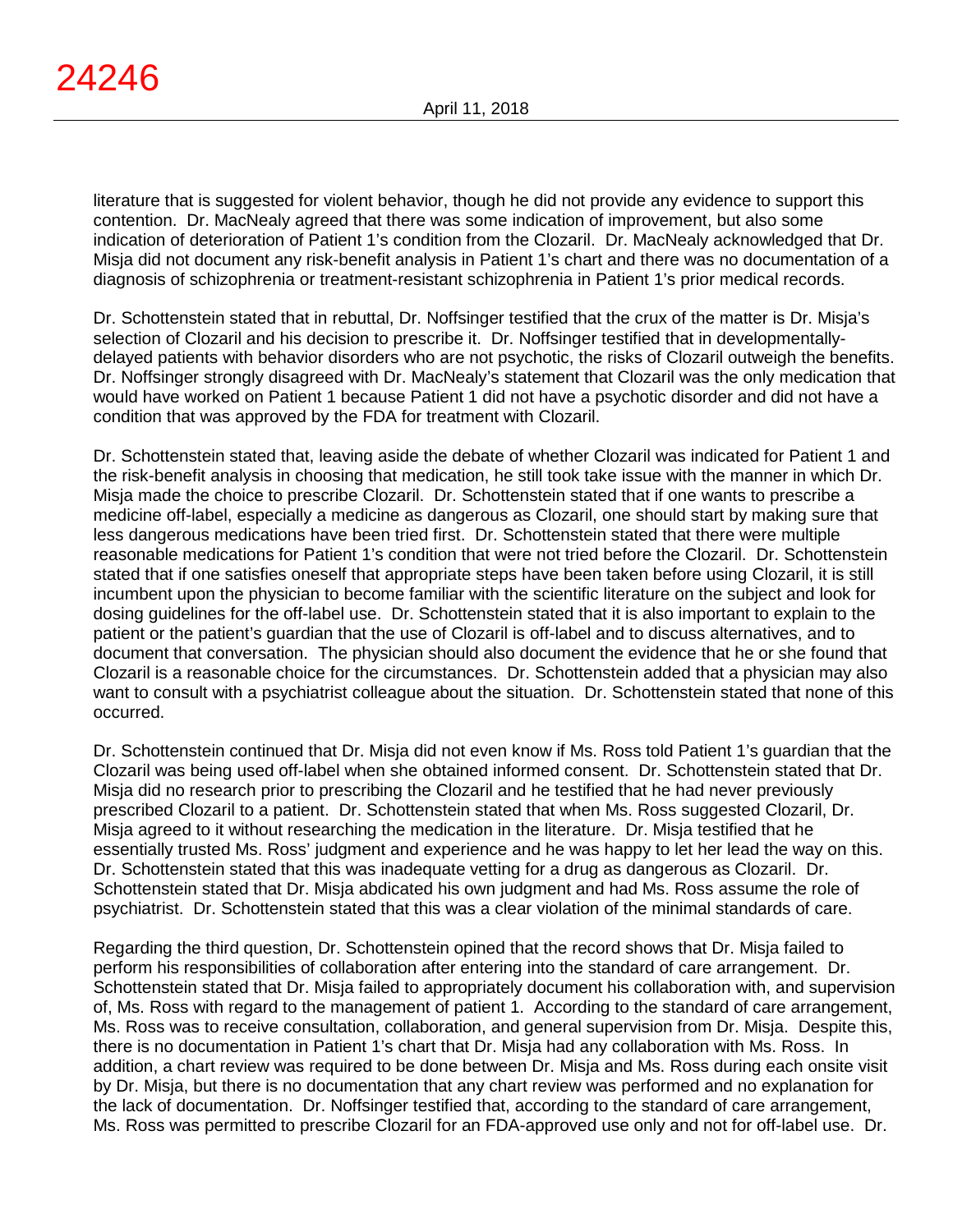literature that is suggested for violent behavior, though he did not provide any evidence to support this contention. Dr. MacNealy agreed that there was some indication of improvement, but also some indication of deterioration of Patient 1's condition from the Clozaril. Dr. MacNealy acknowledged that Dr. Misja did not document any risk-benefit analysis in Patient 1's chart and there was no documentation of a diagnosis of schizophrenia or treatment-resistant schizophrenia in Patient 1's prior medical records.

Dr. Schottenstein stated that in rebuttal, Dr. Noffsinger testified that the crux of the matter is Dr. Misja's selection of Clozaril and his decision to prescribe it. Dr. Noffsinger testified that in developmentally-delayed patients with behavior disorders who are not psychotic, the risks of Clozaril outweigh the benefits. Dr. Noffsinger strongly disagreed with Dr. MacNealy's statement that Clozaril was the only medication that would have worked on Patient 1 because Patient 1 did not have a psychotic disorder and did not have a condition that was approved by the FDA for treatment with Clozaril.

Dr. Schottenstein stated that, leaving aside the debate of whether Clozaril was indicated for Patient 1 and the risk-benefit analysis in choosing that medication, he still took take issue with the manner in which Dr. Misja made the choice to prescribe Clozaril. Dr. Schottenstein stated that if one wants to prescribe a medicine off-label, especially a medicine as dangerous as Clozaril, one should start by making sure that less dangerous medications have been tried first. Dr. Schottenstein stated that there were multiple reasonable medications for Patient 1's condition that were not tried before the Clozaril. Dr. Schottenstein stated that if one satisfies oneself that appropriate steps have been taken before using Clozaril, it is still incumbent upon the physician to become familiar with the scientific literature on the subject and look for dosing guidelines for the off-label use. Dr. Schottenstein stated that it is also important to explain to the patient or the patient's guardian that the use of Clozaril is off-label and to discuss alternatives, and to document that conversation. The physician should also document the evidence that he or she found that Clozaril is a reasonable choice for the circumstances. Dr. Schottenstein added that a physician may also want to consult with a psychiatrist colleague about the situation. Dr. Schottenstein stated that none of this occurred.

Dr. Schottenstein continued that Dr. Misja did not even know if Ms. Ross told Patient 1's guardian that the Clozaril was being used off-label when she obtained informed consent. Dr. Schottenstein stated that Dr. Misja did no research prior to prescribing the Clozaril and he testified that he had never previously prescribed Clozaril to a patient. Dr. Schottenstein stated that when Ms. Ross suggested Clozaril, Dr. Misja agreed to it without researching the medication in the literature. Dr. Misja testified that he essentially trusted Ms. Ross' judgment and experience and he was happy to let her lead the way on this. Dr. Schottenstein stated that this was inadequate vetting for a drug as dangerous as Clozaril. Dr. Schottenstein stated that Dr. Misja abdicated his own judgment and had Ms. Ross assume the role of psychiatrist. Dr. Schottenstein stated that this was a clear violation of the minimal standards of care.

Regarding the third question, Dr. Schottenstein opined that the record shows that Dr. Misja failed to perform his responsibilities of collaboration after entering into the standard of care arrangement. Dr. Schottenstein stated that Dr. Misja failed to appropriately document his collaboration with, and supervision of, Ms. Ross with regard to the management of patient 1. According to the standard of care arrangement, Ms. Ross was to receive consultation, collaboration, and general supervision from Dr. Misja. Despite this, there is no documentation in Patient 1's chart that Dr. Misja had any collaboration with Ms. Ross. In addition, a chart review was required to be done between Dr. Misja and Ms. Ross during each onsite visit by Dr. Misja, but there is no documentation that any chart review was performed and no explanation for the lack of documentation. Dr. Noffsinger testified that, according to the standard of care arrangement, Ms. Ross was permitted to prescribe Clozaril for an FDA-approved use only and not for off-label use. Dr.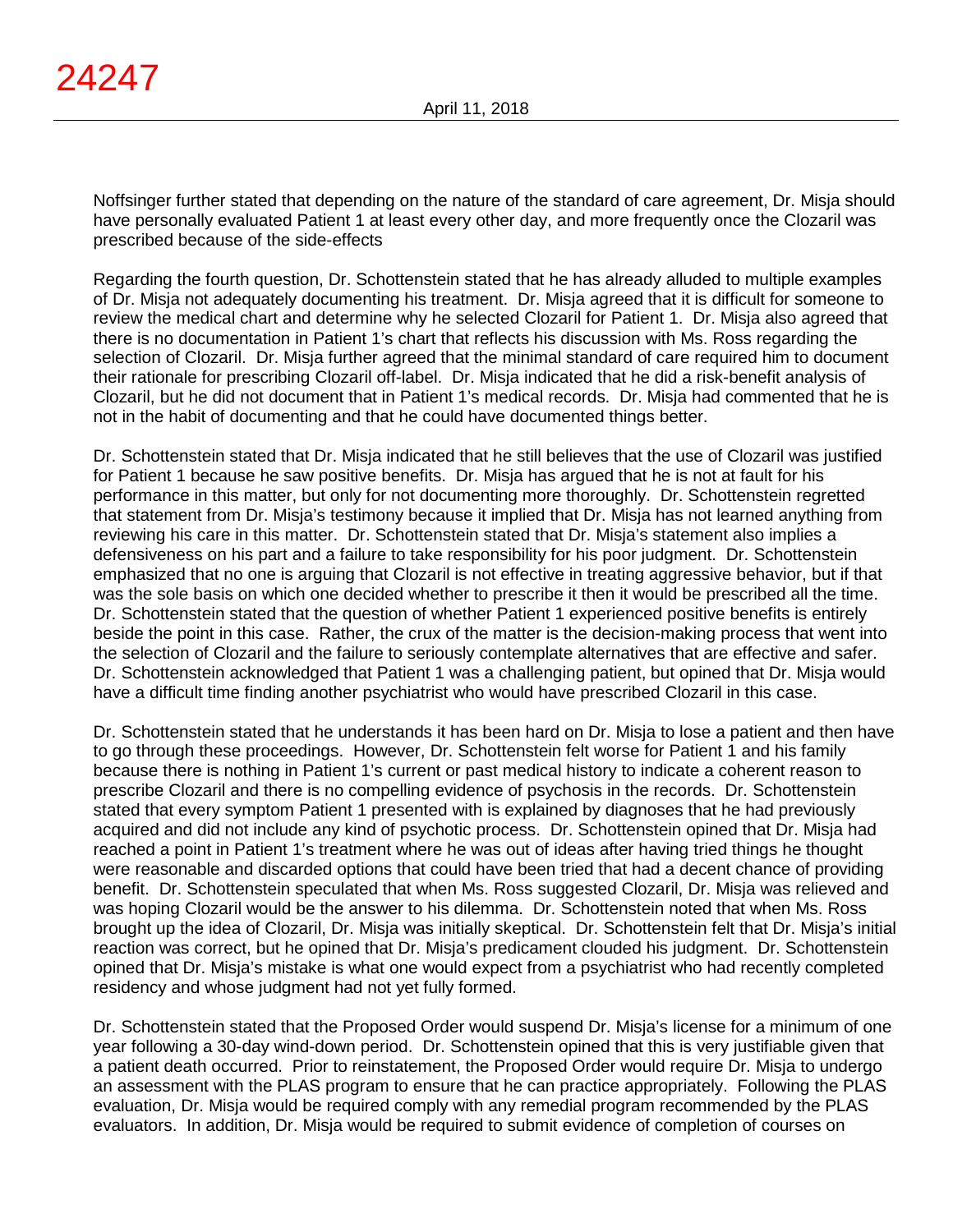Noffsinger further stated that depending on the nature of the standard of care agreement, Dr. Misja should have personally evaluated Patient 1 at least every other day, and more frequently once the Clozaril was prescribed because of the side-effects

Regarding the fourth question, Dr. Schottenstein stated that he has already alluded to multiple examples of Dr. Misja not adequately documenting his treatment. Dr. Misja agreed that it is difficult for someone to review the medical chart and determine why he selected Clozaril for Patient 1. Dr. Misja also agreed that there is no documentation in Patient 1's chart that reflects his discussion with Ms. Ross regarding the selection of Clozaril. Dr. Misja further agreed that the minimal standard of care required him to document their rationale for prescribing Clozaril off-label. Dr. Misja indicated that he did a risk-benefit analysis of Clozaril, but he did not document that in Patient 1's medical records. Dr. Misja had commented that he is not in the habit of documenting and that he could have documented things better.

Dr. Schottenstein stated that Dr. Misja indicated that he still believes that the use of Clozaril was justified for Patient 1 because he saw positive benefits. Dr. Misja has argued that he is not at fault for his performance in this matter, but only for not documenting more thoroughly. Dr. Schottenstein regretted that statement from Dr. Misja's testimony because it implied that Dr. Misja has not learned anything from reviewing his care in this matter. Dr. Schottenstein stated that Dr. Misja's statement also implies a defensiveness on his part and a failure to take responsibility for his poor judgment. Dr. Schottenstein emphasized that no one is arguing that Clozaril is not effective in treating aggressive behavior, but if that was the sole basis on which one decided whether to prescribe it then it would be prescribed all the time. Dr. Schottenstein stated that the question of whether Patient 1 experienced positive benefits is entirely beside the point in this case. Rather, the crux of the matter is the decision-making process that went into the selection of Clozaril and the failure to seriously contemplate alternatives that are effective and safer. Dr. Schottenstein acknowledged that Patient 1 was a challenging patient, but opined that Dr. Misja would have a difficult time finding another psychiatrist who would have prescribed Clozaril in this case.

Dr. Schottenstein stated that he understands it has been hard on Dr. Misja to lose a patient and then have to go through these proceedings. However, Dr. Schottenstein felt worse for Patient 1 and his family because there is nothing in Patient 1's current or past medical history to indicate a coherent reason to prescribe Clozaril and there is no compelling evidence of psychosis in the records. Dr. Schottenstein stated that every symptom Patient 1 presented with is explained by diagnoses that he had previously acquired and did not include any kind of psychotic process. Dr. Schottenstein opined that Dr. Misja had reached a point in Patient 1's treatment where he was out of ideas after having tried things he thought were reasonable and discarded options that could have been tried that had a decent chance of providing benefit. Dr. Schottenstein speculated that when Ms. Ross suggested Clozaril, Dr. Misja was relieved and was hoping Clozaril would be the answer to his dilemma. Dr. Schottenstein noted that when Ms. Ross brought up the idea of Clozaril, Dr. Misja was initially skeptical. Dr. Schottenstein felt that Dr. Misja's initial reaction was correct, but he opined that Dr. Misja's predicament clouded his judgment. Dr. Schottenstein opined that Dr. Misja's mistake is what one would expect from a psychiatrist who had recently completed residency and whose judgment had not yet fully formed.

Dr. Schottenstein stated that the Proposed Order would suspend Dr. Misja's license for a minimum of one year following a 30-day wind-down period. Dr. Schottenstein opined that this is very justifiable given that a patient death occurred. Prior to reinstatement, the Proposed Order would require Dr. Misja to undergo an assessment with the PLAS program to ensure that he can practice appropriately. Following the PLAS evaluation, Dr. Misja would be required comply with any remedial program recommended by the PLAS evaluators. In addition, Dr. Misja would be required to submit evidence of completion of courses on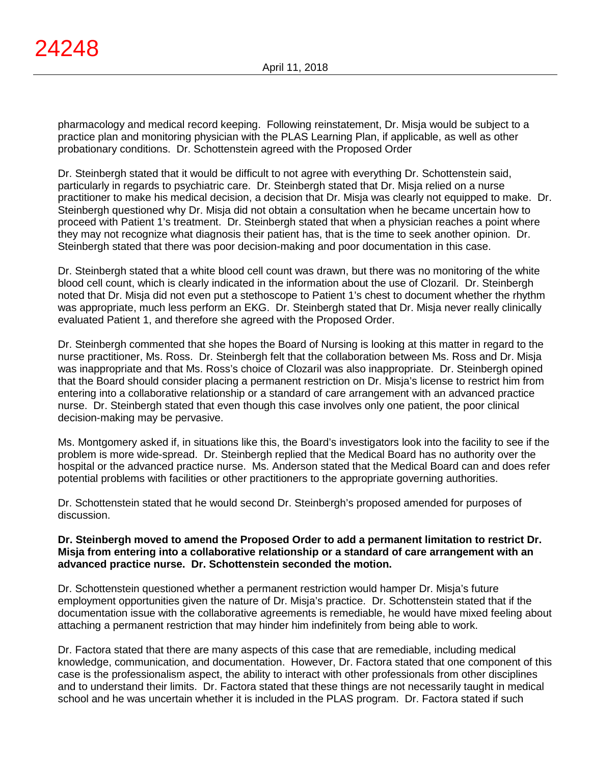pharmacology and medical record keeping. Following reinstatement, Dr. Misja would be subject to a practice plan and monitoring physician with the PLAS Learning Plan, if applicable, as well as other probationary conditions. Dr. Schottenstein agreed with the Proposed Order

Dr. Steinbergh stated that it would be difficult to not agree with everything Dr. Schottenstein said, particularly in regards to psychiatric care. Dr. Steinbergh stated that Dr. Misja relied on a nurse practitioner to make his medical decision, a decision that Dr. Misja was clearly not equipped to make. Dr. Steinbergh questioned why Dr. Misja did not obtain a consultation when he became uncertain how to proceed with Patient 1's treatment. Dr. Steinbergh stated that when a physician reaches a point where they may not recognize what diagnosis their patient has, that is the time to seek another opinion. Dr. Steinbergh stated that there was poor decision-making and poor documentation in this case.

Dr. Steinbergh stated that a white blood cell count was drawn, but there was no monitoring of the white blood cell count, which is clearly indicated in the information about the use of Clozaril. Dr. Steinbergh noted that Dr. Misja did not even put a stethoscope to Patient 1's chest to document whether the rhythm was appropriate, much less perform an EKG. Dr. Steinbergh stated that Dr. Misja never really clinically evaluated Patient 1, and therefore she agreed with the Proposed Order.

Dr. Steinbergh commented that she hopes the Board of Nursing is looking at this matter in regard to the nurse practitioner, Ms. Ross. Dr. Steinbergh felt that the collaboration between Ms. Ross and Dr. Misja was inappropriate and that Ms. Ross's choice of Clozaril was also inappropriate. Dr. Steinbergh opined that the Board should consider placing a permanent restriction on Dr. Misja's license to restrict him from entering into a collaborative relationship or a standard of care arrangement with an advanced practice nurse. Dr. Steinbergh stated that even though this case involves only one patient, the poor clinical decision-making may be pervasive.

Ms. Montgomery asked if, in situations like this, the Board's investigators look into the facility to see if the problem is more wide-spread. Dr. Steinbergh replied that the Medical Board has no authority over the hospital or the advanced practice nurse. Ms. Anderson stated that the Medical Board can and does refer potential problems with facilities or other practitioners to the appropriate governing authorities.

Dr. Schottenstein stated that he would second Dr. Steinbergh's proposed amended for purposes of discussion.

**Dr. Steinbergh moved to amend the Proposed Order to add a permanent limitation to restrict Dr. Misja from entering into a collaborative relationship or a standard of care arrangement with an advanced practice nurse. Dr. Schottenstein seconded the motion.**

Dr. Schottenstein questioned whether a permanent restriction would hamper Dr. Misja's future employment opportunities given the nature of Dr. Misja's practice. Dr. Schottenstein stated that if the documentation issue with the collaborative agreements is remediable, he would have mixed feeling about attaching a permanent restriction that may hinder him indefinitely from being able to work.

Dr. Factora stated that there are many aspects of this case that are remediable, including medical knowledge, communication, and documentation. However, Dr. Factora stated that one component of this case is the professionalism aspect, the ability to interact with other professionals from other disciplines and to understand their limits. Dr. Factora stated that these things are not necessarily taught in medical school and he was uncertain whether it is included in the PLAS program. Dr. Factora stated if such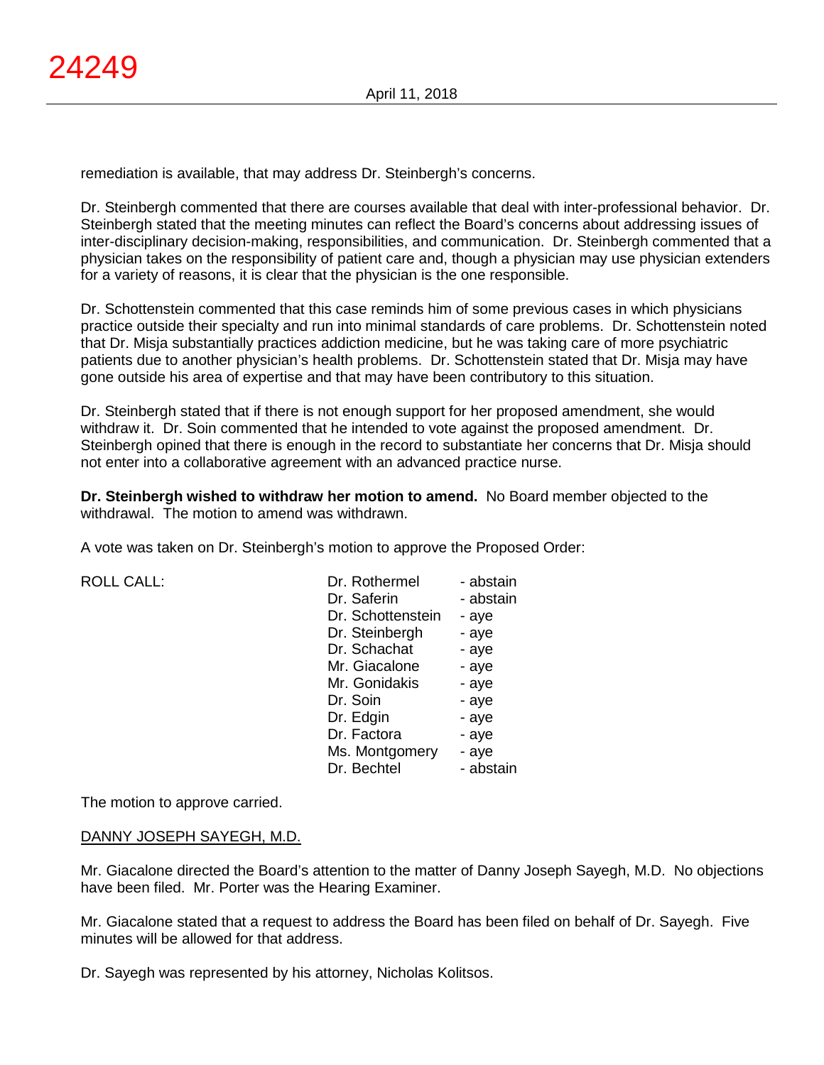remediation is available, that may address Dr. Steinbergh's concerns.

Dr. Steinbergh commented that there are courses available that deal with inter-professional behavior. Dr. Steinbergh stated that the meeting minutes can reflect the Board's concerns about addressing issues of inter-disciplinary decision-making, responsibilities, and communication. Dr. Steinbergh commented that a physician takes on the responsibility of patient care and, though a physician may use physician extenders for a variety of reasons, it is clear that the physician is the one responsible.

Dr. Schottenstein commented that this case reminds him of some previous cases in which physicians practice outside their specialty and run into minimal standards of care problems. Dr. Schottenstein noted that Dr. Misja substantially practices addiction medicine, but he was taking care of more psychiatric patients due to another physician's health problems. Dr. Schottenstein stated that Dr. Misja may have gone outside his area of expertise and that may have been contributory to this situation.

Dr. Steinbergh stated that if there is not enough support for her proposed amendment, she would withdraw it. Dr. Soin commented that he intended to vote against the proposed amendment. Dr. Steinbergh opined that there is enough in the record to substantiate her concerns that Dr. Misja should not enter into a collaborative agreement with an advanced practice nurse.

**Dr. Steinbergh wished to withdraw her motion to amend.** No Board member objected to the withdrawal. The motion to amend was withdrawn.

A vote was taken on Dr. Steinbergh's motion to approve the Proposed Order:

| ROLL CALL: | Dr. Rothermel | - abstain |
|---|---|---|
| | Dr. Saferin | - abstain |
| | Dr. Schottenstein | - aye |
| | Dr. Steinbergh | - aye |
| | Dr. Schachat | - aye |
| | Mr. Giacalone | - aye |
| | Mr. Gonidakis | - aye |
| | Dr. Soin | - aye |
| | Dr. Edgin | - aye |
| | Dr. Factora | - aye |
| | Ms. Montgomery | - aye |
| | Dr. Bechtel | - abstain |

The motion to approve carried.

DANNY JOSEPH SAYEGH, M.D.

Mr. Giacalone directed the Board's attention to the matter of Danny Joseph Sayegh, M.D. No objections have been filed. Mr. Porter was the Hearing Examiner.

Mr. Giacalone stated that a request to address the Board has been filed on behalf of Dr. Sayegh. Five minutes will be allowed for that address.

Dr. Sayegh was represented by his attorney, Nicholas Kolitsos.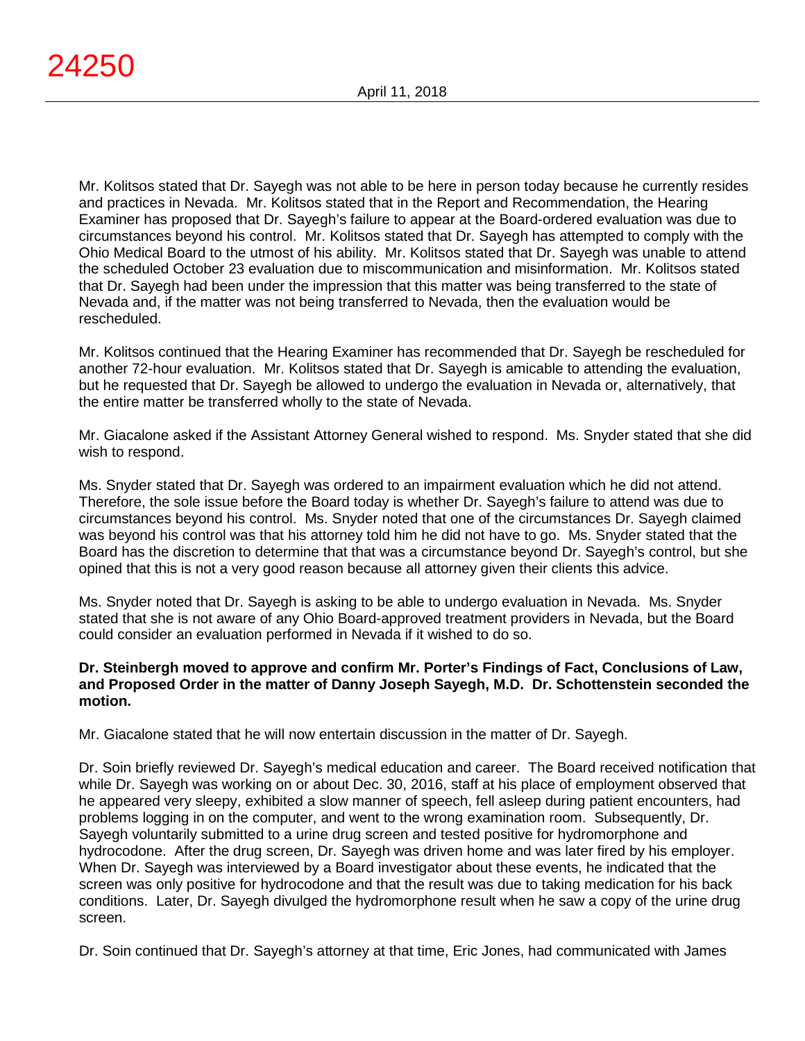Mr. Kolitsos stated that Dr. Sayegh was not able to be here in person today because he currently resides and practices in Nevada. Mr. Kolitsos stated that in the Report and Recommendation, the Hearing Examiner has proposed that Dr. Sayegh's failure to appear at the Board-ordered evaluation was due to circumstances beyond his control. Mr. Kolitsos stated that Dr. Sayegh has attempted to comply with the Ohio Medical Board to the utmost of his ability. Mr. Kolitsos stated that Dr. Sayegh was unable to attend the scheduled October 23 evaluation due to miscommunication and misinformation. Mr. Kolitsos stated that Dr. Sayegh had been under the impression that this matter was being transferred to the state of Nevada and, if the matter was not being transferred to Nevada, then the evaluation would be rescheduled.

Mr. Kolitsos continued that the Hearing Examiner has recommended that Dr. Sayegh be rescheduled for another 72-hour evaluation. Mr. Kolitsos stated that Dr. Sayegh is amicable to attending the evaluation, but he requested that Dr. Sayegh be allowed to undergo the evaluation in Nevada or, alternatively, that the entire matter be transferred wholly to the state of Nevada.

Mr. Giacalone asked if the Assistant Attorney General wished to respond. Ms. Snyder stated that she did wish to respond.

Ms. Snyder stated that Dr. Sayegh was ordered to an impairment evaluation which he did not attend. Therefore, the sole issue before the Board today is whether Dr. Sayegh's failure to attend was due to circumstances beyond his control. Ms. Snyder noted that one of the circumstances Dr. Sayegh claimed was beyond his control was that his attorney told him he did not have to go. Ms. Snyder stated that the Board has the discretion to determine that that was a circumstance beyond Dr. Sayegh's control, but she opined that this is not a very good reason because all attorney given their clients this advice.

Ms. Snyder noted that Dr. Sayegh is asking to be able to undergo evaluation in Nevada. Ms. Snyder stated that she is not aware of any Ohio Board-approved treatment providers in Nevada, but the Board could consider an evaluation performed in Nevada if it wished to do so.

**Dr. Steinbergh moved to approve and confirm Mr. Porter's Findings of Fact, Conclusions of Law, and Proposed Order in the matter of Danny Joseph Sayegh, M.D. Dr. Schottenstein seconded the motion.**

Mr. Giacalone stated that he will now entertain discussion in the matter of Dr. Sayegh.

Dr. Soin briefly reviewed Dr. Sayegh's medical education and career. The Board received notification that while Dr. Sayegh was working on or about Dec. 30, 2016, staff at his place of employment observed that he appeared very sleepy, exhibited a slow manner of speech, fell asleep during patient encounters, had problems logging in on the computer, and went to the wrong examination room. Subsequently, Dr. Sayegh voluntarily submitted to a urine drug screen and tested positive for hydromorphone and hydrocodone. After the drug screen, Dr. Sayegh was driven home and was later fired by his employer. When Dr. Sayegh was interviewed by a Board investigator about these events, he indicated that the screen was only positive for hydrocodone and that the result was due to taking medication for his back conditions. Later, Dr. Sayegh divulged the hydromorphone result when he saw a copy of the urine drug screen.

Dr. Soin continued that Dr. Sayegh's attorney at that time, Eric Jones, had communicated with James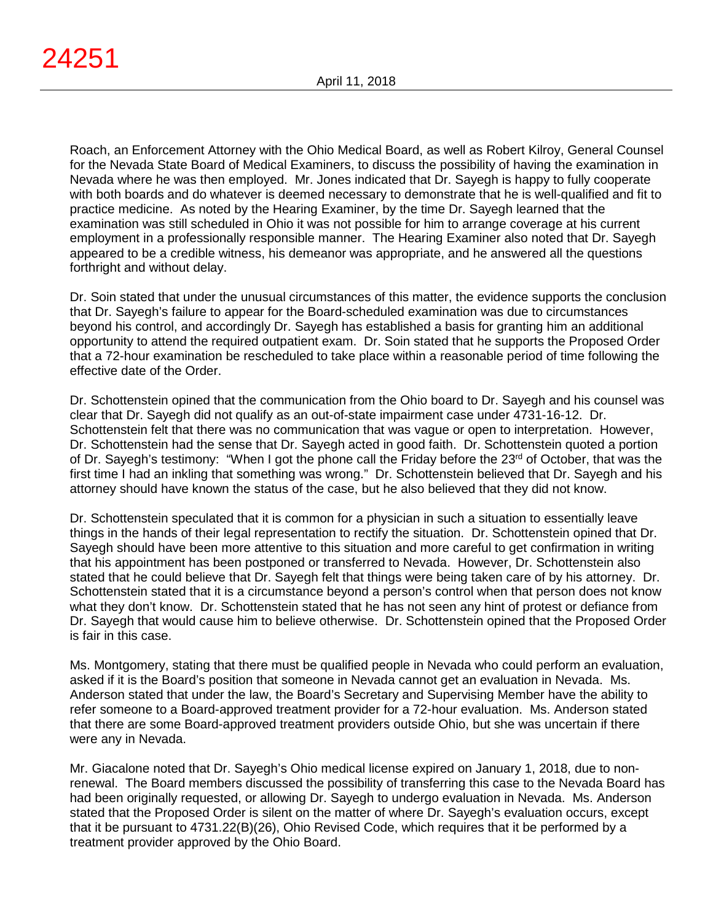Roach, an Enforcement Attorney with the Ohio Medical Board, as well as Robert Kilroy, General Counsel for the Nevada State Board of Medical Examiners, to discuss the possibility of having the examination in Nevada where he was then employed. Mr. Jones indicated that Dr. Sayegh is happy to fully cooperate with both boards and do whatever is deemed necessary to demonstrate that he is well-qualified and fit to practice medicine. As noted by the Hearing Examiner, by the time Dr. Sayegh learned that the examination was still scheduled in Ohio it was not possible for him to arrange coverage at his current employment in a professionally responsible manner. The Hearing Examiner also noted that Dr. Sayegh appeared to be a credible witness, his demeanor was appropriate, and he answered all the questions forthright and without delay.

Dr. Soin stated that under the unusual circumstances of this matter, the evidence supports the conclusion that Dr. Sayegh's failure to appear for the Board-scheduled examination was due to circumstances beyond his control, and accordingly Dr. Sayegh has established a basis for granting him an additional opportunity to attend the required outpatient exam. Dr. Soin stated that he supports the Proposed Order that a 72-hour examination be rescheduled to take place within a reasonable period of time following the effective date of the Order.

Dr. Schottenstein opined that the communication from the Ohio board to Dr. Sayegh and his counsel was clear that Dr. Sayegh did not qualify as an out-of-state impairment case under 4731-16-12. Dr. Schottenstein felt that there was no communication that was vague or open to interpretation. However, Dr. Schottenstein had the sense that Dr. Sayegh acted in good faith. Dr. Schottenstein quoted a portion of Dr. Sayegh's testimony: "When I got the phone call the Friday before the 23rd of October, that was the first time I had an inkling that something was wrong." Dr. Schottenstein believed that Dr. Sayegh and his attorney should have known the status of the case, but he also believed that they did not know.

Dr. Schottenstein speculated that it is common for a physician in such a situation to essentially leave things in the hands of their legal representation to rectify the situation. Dr. Schottenstein opined that Dr. Sayegh should have been more attentive to this situation and more careful to get confirmation in writing that his appointment has been postponed or transferred to Nevada. However, Dr. Schottenstein also stated that he could believe that Dr. Sayegh felt that things were being taken care of by his attorney. Dr. Schottenstein stated that it is a circumstance beyond a person's control when that person does not know what they don't know. Dr. Schottenstein stated that he has not seen any hint of protest or defiance from Dr. Sayegh that would cause him to believe otherwise. Dr. Schottenstein opined that the Proposed Order is fair in this case.

Ms. Montgomery, stating that there must be qualified people in Nevada who could perform an evaluation, asked if it is the Board's position that someone in Nevada cannot get an evaluation in Nevada. Ms. Anderson stated that under the law, the Board's Secretary and Supervising Member have the ability to refer someone to a Board-approved treatment provider for a 72-hour evaluation. Ms. Anderson stated that there are some Board-approved treatment providers outside Ohio, but she was uncertain if there were any in Nevada.

Mr. Giacalone noted that Dr. Sayegh's Ohio medical license expired on January 1, 2018, due to non-renewal. The Board members discussed the possibility of transferring this case to the Nevada Board has had been originally requested, or allowing Dr. Sayegh to undergo evaluation in Nevada. Ms. Anderson stated that the Proposed Order is silent on the matter of where Dr. Sayegh's evaluation occurs, except that it be pursuant to 4731.22(B)(26), Ohio Revised Code, which requires that it be performed by a treatment provider approved by the Ohio Board.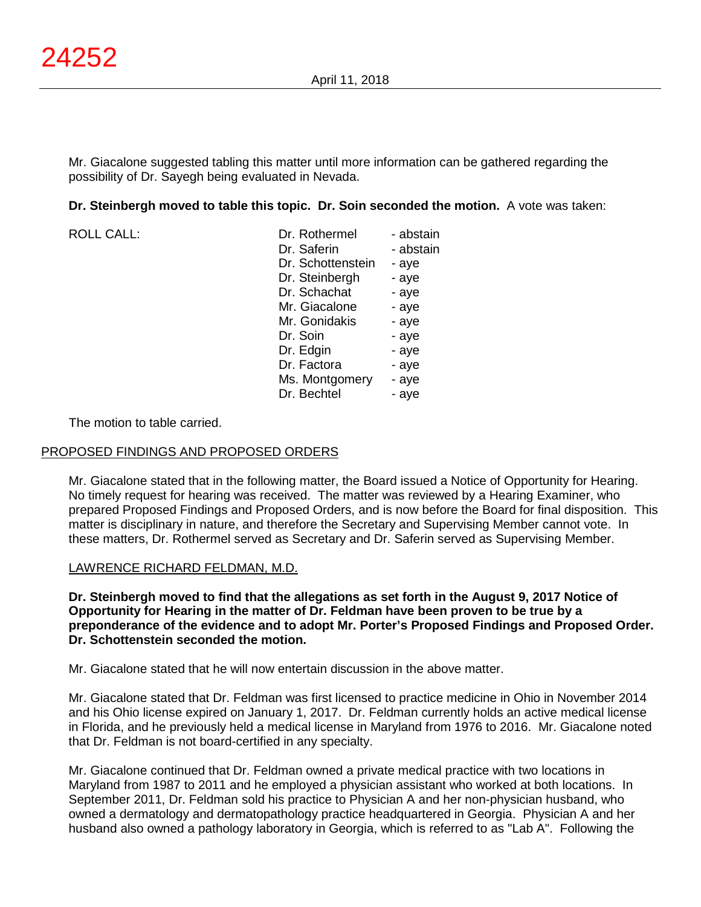Mr. Giacalone suggested tabling this matter until more information can be gathered regarding the possibility of Dr. Sayegh being evaluated in Nevada.

**Dr. Steinbergh moved to table this topic. Dr. Soin seconded the motion.** A vote was taken:

| ROLL CALL: | Dr. Rothermel | - abstain |
|---|---|---|
| | Dr. Saferin | - abstain |
| | Dr. Schottenstein | - aye |
| | Dr. Steinbergh | - aye |
| | Dr. Schachat | - aye |
| | Mr. Giacalone | - aye |
| | Mr. Gonidakis | - aye |
| | Dr. Soin | - aye |
| | Dr. Edgin | - aye |
| | Dr. Factora | - aye |
| | Ms. Montgomery | - aye |
| | Dr. Bechtel | - aye |

The motion to table carried.

## PROPOSED FINDINGS AND PROPOSED ORDERS

Mr. Giacalone stated that in the following matter, the Board issued a Notice of Opportunity for Hearing. No timely request for hearing was received. The matter was reviewed by a Hearing Examiner, who prepared Proposed Findings and Proposed Orders, and is now before the Board for final disposition. This matter is disciplinary in nature, and therefore the Secretary and Supervising Member cannot vote. In these matters, Dr. Rothermel served as Secretary and Dr. Saferin served as Supervising Member.

### LAWRENCE RICHARD FELDMAN, M.D.

**Dr. Steinbergh moved to find that the allegations as set forth in the August 9, 2017 Notice of Opportunity for Hearing in the matter of Dr. Feldman have been proven to be true by a preponderance of the evidence and to adopt Mr. Porter's Proposed Findings and Proposed Order. Dr. Schottenstein seconded the motion.**

Mr. Giacalone stated that he will now entertain discussion in the above matter.

Mr. Giacalone stated that Dr. Feldman was first licensed to practice medicine in Ohio in November 2014 and his Ohio license expired on January 1, 2017. Dr. Feldman currently holds an active medical license in Florida, and he previously held a medical license in Maryland from 1976 to 2016. Mr. Giacalone noted that Dr. Feldman is not board-certified in any specialty.

Mr. Giacalone continued that Dr. Feldman owned a private medical practice with two locations in Maryland from 1987 to 2011 and he employed a physician assistant who worked at both locations. In September 2011, Dr. Feldman sold his practice to Physician A and her non-physician husband, who owned a dermatology and dermatopathology practice headquartered in Georgia. Physician A and her husband also owned a pathology laboratory in Georgia, which is referred to as "Lab A". Following the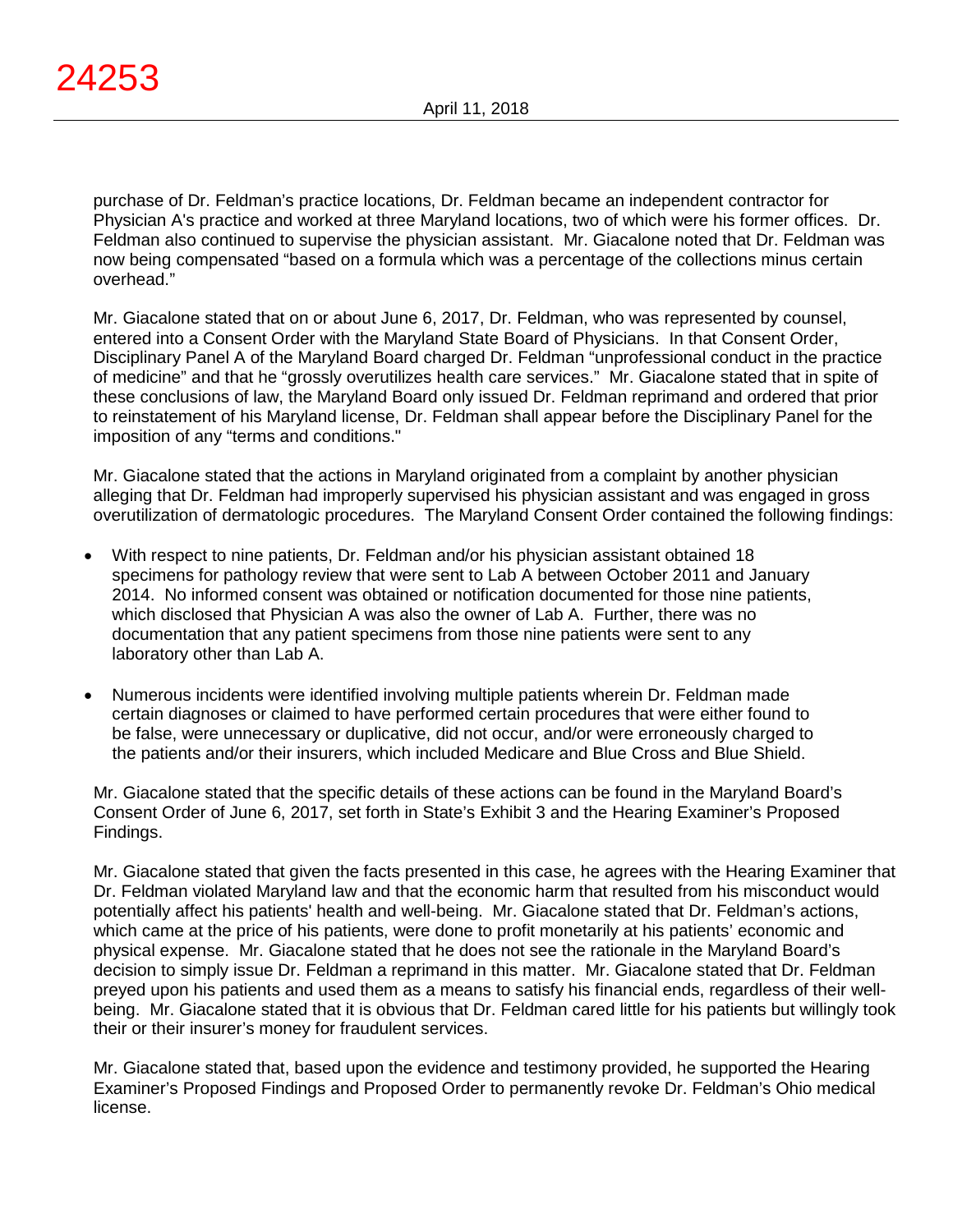purchase of Dr. Feldman's practice locations, Dr. Feldman became an independent contractor for Physician A's practice and worked at three Maryland locations, two of which were his former offices. Dr. Feldman also continued to supervise the physician assistant. Mr. Giacalone noted that Dr. Feldman was now being compensated "based on a formula which was a percentage of the collections minus certain overhead."

Mr. Giacalone stated that on or about June 6, 2017, Dr. Feldman, who was represented by counsel, entered into a Consent Order with the Maryland State Board of Physicians. In that Consent Order, Disciplinary Panel A of the Maryland Board charged Dr. Feldman "unprofessional conduct in the practice of medicine" and that he "grossly overutilizes health care services." Mr. Giacalone stated that in spite of these conclusions of law, the Maryland Board only issued Dr. Feldman reprimand and ordered that prior to reinstatement of his Maryland license, Dr. Feldman shall appear before the Disciplinary Panel for the imposition of any "terms and conditions."

Mr. Giacalone stated that the actions in Maryland originated from a complaint by another physician alleging that Dr. Feldman had improperly supervised his physician assistant and was engaged in gross overutilization of dermatologic procedures. The Maryland Consent Order contained the following findings:

- With respect to nine patients, Dr. Feldman and/or his physician assistant obtained 18 specimens for pathology review that were sent to Lab A between October 2011 and January 2014. No informed consent was obtained or notification documented for those nine patients, which disclosed that Physician A was also the owner of Lab A. Further, there was no documentation that any patient specimens from those nine patients were sent to any laboratory other than Lab A.

- Numerous incidents were identified involving multiple patients wherein Dr. Feldman made certain diagnoses or claimed to have performed certain procedures that were either found to be false, were unnecessary or duplicative, did not occur, and/or were erroneously charged to the patients and/or their insurers, which included Medicare and Blue Cross and Blue Shield.

Mr. Giacalone stated that the specific details of these actions can be found in the Maryland Board's Consent Order of June 6, 2017, set forth in State's Exhibit 3 and the Hearing Examiner's Proposed Findings.

Mr. Giacalone stated that given the facts presented in this case, he agrees with the Hearing Examiner that Dr. Feldman violated Maryland law and that the economic harm that resulted from his misconduct would potentially affect his patients' health and well-being. Mr. Giacalone stated that Dr. Feldman's actions, which came at the price of his patients, were done to profit monetarily at his patients' economic and physical expense. Mr. Giacalone stated that he does not see the rationale in the Maryland Board's decision to simply issue Dr. Feldman a reprimand in this matter. Mr. Giacalone stated that Dr. Feldman preyed upon his patients and used them as a means to satisfy his financial ends, regardless of their well-being. Mr. Giacalone stated that it is obvious that Dr. Feldman cared little for his patients but willingly took their or their insurer's money for fraudulent services.

Mr. Giacalone stated that, based upon the evidence and testimony provided, he supported the Hearing Examiner's Proposed Findings and Proposed Order to permanently revoke Dr. Feldman's Ohio medical license.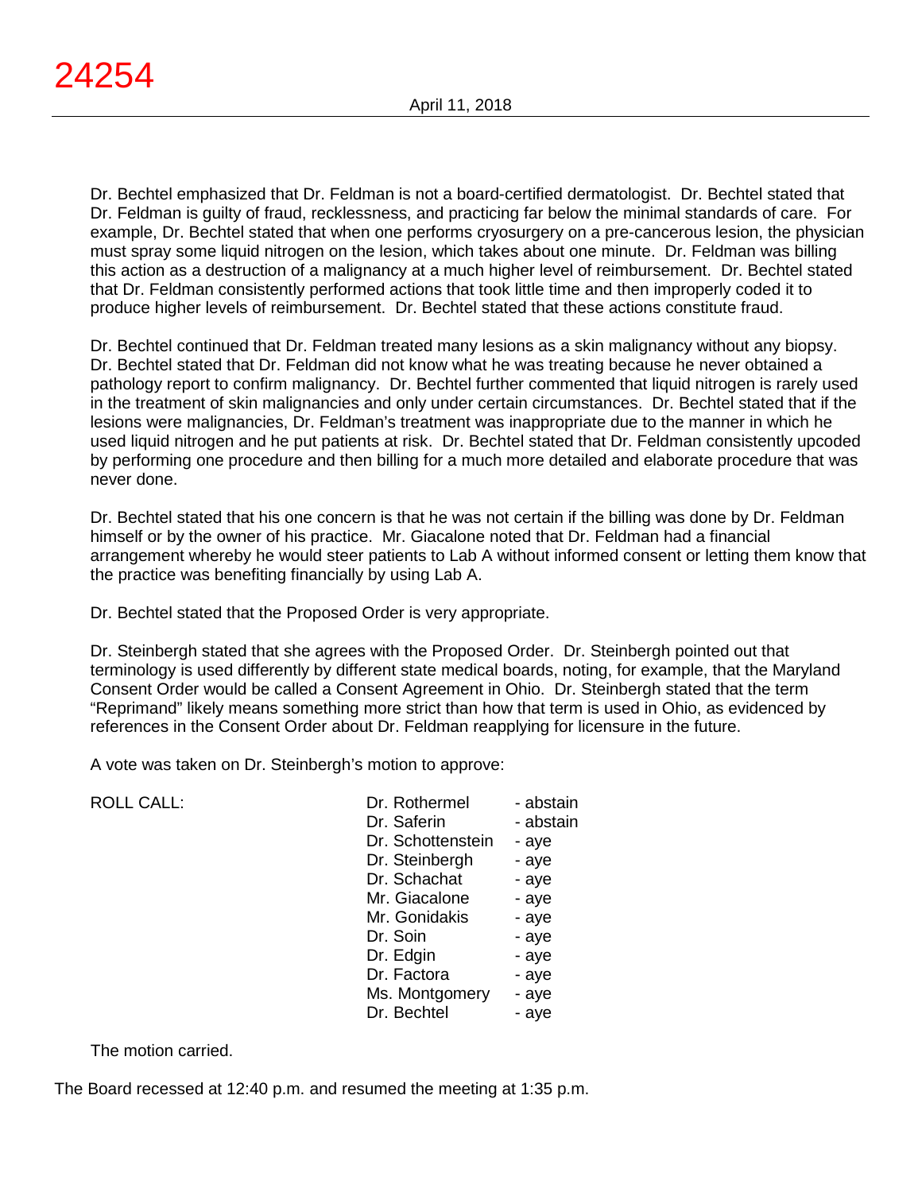Dr. Bechtel emphasized that Dr. Feldman is not a board-certified dermatologist. Dr. Bechtel stated that Dr. Feldman is guilty of fraud, recklessness, and practicing far below the minimal standards of care. For example, Dr. Bechtel stated that when one performs cryosurgery on a pre-cancerous lesion, the physician must spray some liquid nitrogen on the lesion, which takes about one minute. Dr. Feldman was billing this action as a destruction of a malignancy at a much higher level of reimbursement. Dr. Bechtel stated that Dr. Feldman consistently performed actions that took little time and then improperly coded it to produce higher levels of reimbursement. Dr. Bechtel stated that these actions constitute fraud.

Dr. Bechtel continued that Dr. Feldman treated many lesions as a skin malignancy without any biopsy. Dr. Bechtel stated that Dr. Feldman did not know what he was treating because he never obtained a pathology report to confirm malignancy. Dr. Bechtel further commented that liquid nitrogen is rarely used in the treatment of skin malignancies and only under certain circumstances. Dr. Bechtel stated that if the lesions were malignancies, Dr. Feldman's treatment was inappropriate due to the manner in which he used liquid nitrogen and he put patients at risk. Dr. Bechtel stated that Dr. Feldman consistently upcoded by performing one procedure and then billing for a much more detailed and elaborate procedure that was never done.

Dr. Bechtel stated that his one concern is that he was not certain if the billing was done by Dr. Feldman himself or by the owner of his practice. Mr. Giacalone noted that Dr. Feldman had a financial arrangement whereby he would steer patients to Lab A without informed consent or letting them know that the practice was benefiting financially by using Lab A.

Dr. Bechtel stated that the Proposed Order is very appropriate.

Dr. Steinbergh stated that she agrees with the Proposed Order. Dr. Steinbergh pointed out that terminology is used differently by different state medical boards, noting, for example, that the Maryland Consent Order would be called a Consent Agreement in Ohio. Dr. Steinbergh stated that the term "Reprimand" likely means something more strict than how that term is used in Ohio, as evidenced by references in the Consent Order about Dr. Feldman reapplying for licensure in the future.

A vote was taken on Dr. Steinbergh's motion to approve:

| ROLL CALL: | | |
|---|---|---|
| | Dr. Rothermel | - abstain |
| | Dr. Saferin | - abstain |
| | Dr. Schottenstein | - aye |
| | Dr. Steinbergh | - aye |
| | Dr. Schachat | - aye |
| | Mr. Giacalone | - aye |
| | Mr. Gonidakis | - aye |
| | Dr. Soin | - aye |
| | Dr. Edgin | - aye |
| | Dr. Factora | - aye |
| | Ms. Montgomery | - aye |
| | Dr. Bechtel | - aye |

The motion carried.

The Board recessed at 12:40 p.m. and resumed the meeting at 1:35 p.m.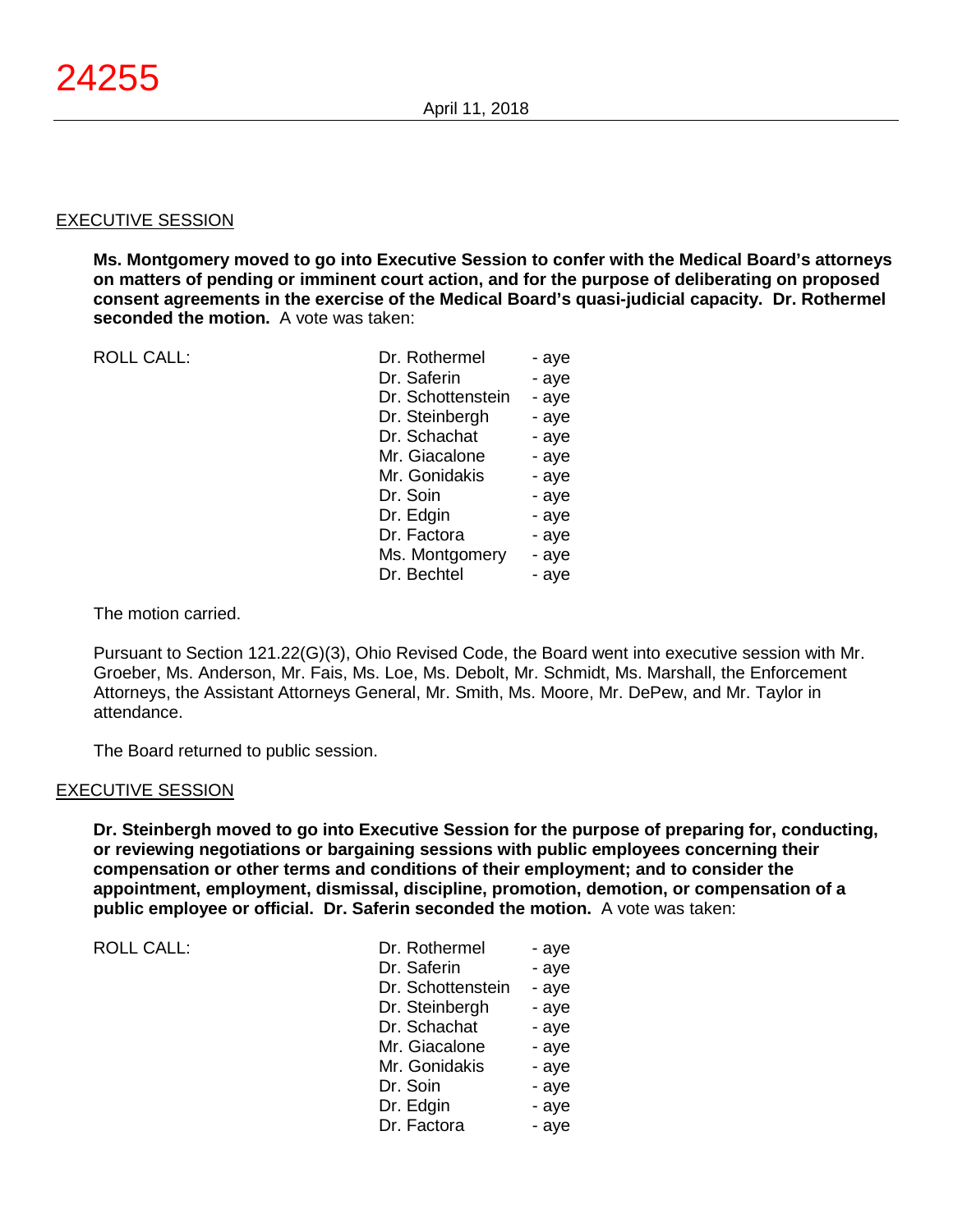## EXECUTIVE SESSION

**Ms. Montgomery moved to go into Executive Session to confer with the Medical Board's attorneys on matters of pending or imminent court action, and for the purpose of deliberating on proposed consent agreements in the exercise of the Medical Board's quasi-judicial capacity. Dr. Rothermel seconded the motion.** A vote was taken:

| ROLL CALL: | | |
|---|---|---|
| | Dr. Rothermel | - aye |
| | Dr. Saferin | - aye |
| | Dr. Schottenstein | - aye |
| | Dr. Steinbergh | - aye |
| | Dr. Schachat | - aye |
| | Mr. Giacalone | - aye |
| | Mr. Gonidakis | - aye |
| | Dr. Soin | - aye |
| | Dr. Edgin | - aye |
| | Dr. Factora | - aye |
| | Ms. Montgomery | - aye |
| | Dr. Bechtel | - aye |

The motion carried.

Pursuant to Section 121.22(G)(3), Ohio Revised Code, the Board went into executive session with Mr. Groeber, Ms. Anderson, Mr. Fais, Ms. Loe, Ms. Debolt, Mr. Schmidt, Ms. Marshall, the Enforcement Attorneys, the Assistant Attorneys General, Mr. Smith, Ms. Moore, Mr. DePew, and Mr. Taylor in attendance.

The Board returned to public session.

## EXECUTIVE SESSION

**Dr. Steinbergh moved to go into Executive Session for the purpose of preparing for, conducting, or reviewing negotiations or bargaining sessions with public employees concerning their compensation or other terms and conditions of their employment; and to consider the appointment, employment, dismissal, discipline, promotion, demotion, or compensation of a public employee or official. Dr. Saferin seconded the motion.** A vote was taken:

| ROLL CALL: | | |
|---|---|---|
| | Dr. Rothermel | - aye |
| | Dr. Saferin | - aye |
| | Dr. Schottenstein | - aye |
| | Dr. Steinbergh | - aye |
| | Dr. Schachat | - aye |
| | Mr. Giacalone | - aye |
| | Mr. Gonidakis | - aye |
| | Dr. Soin | - aye |
| | Dr. Edgin | - aye |
| | Dr. Factora | - aye |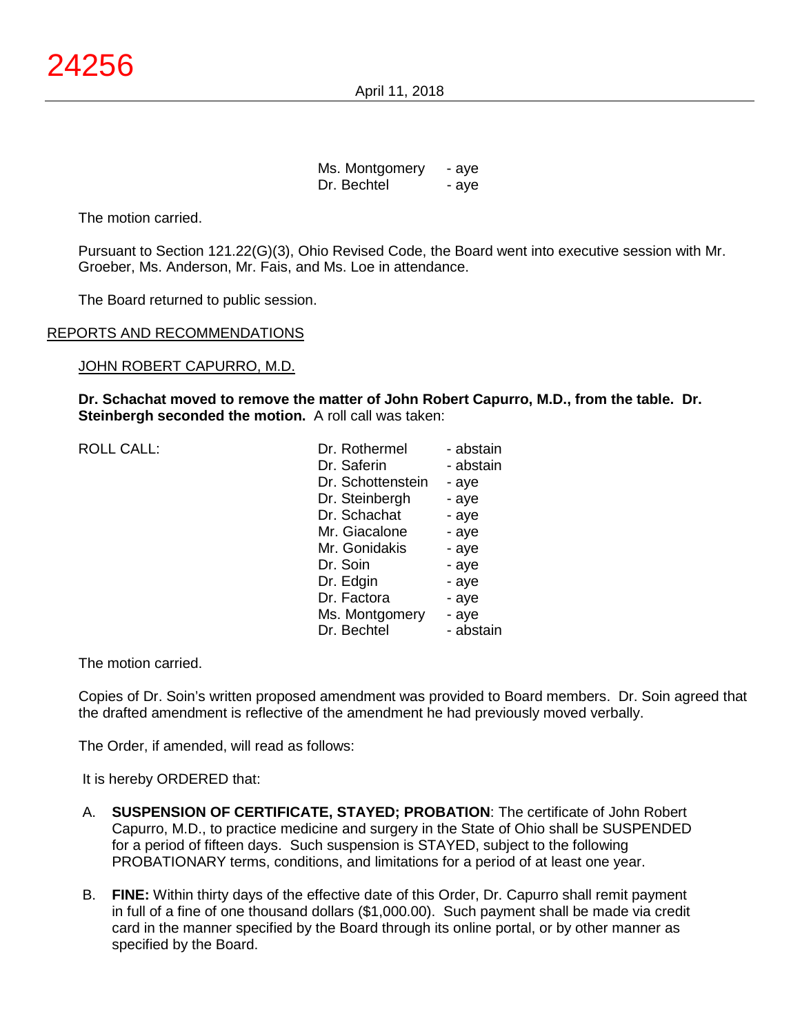| | | |
|---|---|---|
| | Ms. Montgomery | - aye |
| | Dr. Bechtel | - aye |

The motion carried.

Pursuant to Section 121.22(G)(3), Ohio Revised Code, the Board went into executive session with Mr. Groeber, Ms. Anderson, Mr. Fais, and Ms. Loe in attendance.

The Board returned to public session.

REPORTS AND RECOMMENDATIONS

JOHN ROBERT CAPURRO, M.D.

**Dr. Schachat moved to remove the matter of John Robert Capurro, M.D., from the table. Dr. Steinbergh seconded the motion.** A roll call was taken:

| ROLL CALL: | | |
|---|---|---|
| | Dr. Rothermel | - abstain |
| | Dr. Saferin | - abstain |
| | Dr. Schottenstein | - aye |
| | Dr. Steinbergh | - aye |
| | Dr. Schachat | - aye |
| | Mr. Giacalone | - aye |
| | Mr. Gonidakis | - aye |
| | Dr. Soin | - aye |
| | Dr. Edgin | - aye |
| | Dr. Factora | - aye |
| | Ms. Montgomery | - aye |
| | Dr. Bechtel | - abstain |

The motion carried.

Copies of Dr. Soin's written proposed amendment was provided to Board members. Dr. Soin agreed that the drafted amendment is reflective of the amendment he had previously moved verbally.

The Order, if amended, will read as follows:

It is hereby ORDERED that:

A. **SUSPENSION OF CERTIFICATE, STAYED; PROBATION**: The certificate of John Robert Capurro, M.D., to practice medicine and surgery in the State of Ohio shall be SUSPENDED for a period of fifteen days. Such suspension is STAYED, subject to the following PROBATIONARY terms, conditions, and limitations for a period of at least one year.

B. **FINE:** Within thirty days of the effective date of this Order, Dr. Capurro shall remit payment in full of a fine of one thousand dollars ($1,000.00). Such payment shall be made via credit card in the manner specified by the Board through its online portal, or by other manner as specified by the Board.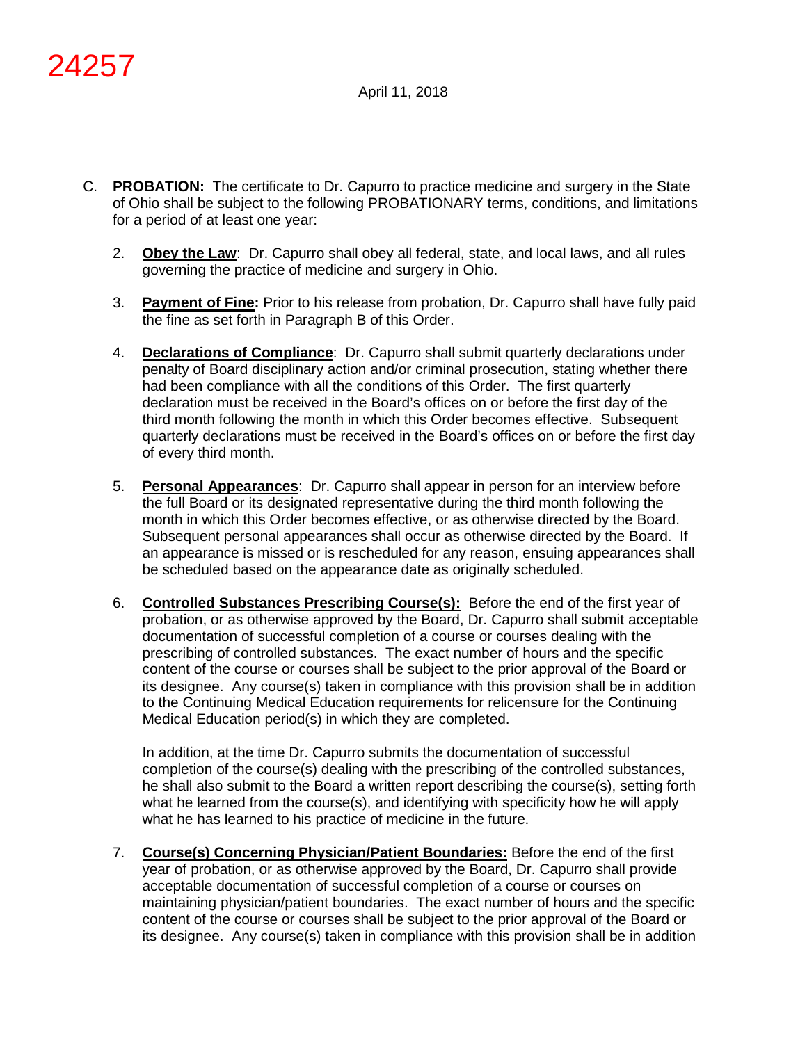C. **PROBATION:** The certificate to Dr. Capurro to practice medicine and surgery in the State of Ohio shall be subject to the following PROBATIONARY terms, conditions, and limitations for a period of at least one year:

2. **Obey the Law**: Dr. Capurro shall obey all federal, state, and local laws, and all rules governing the practice of medicine and surgery in Ohio.

3. **Payment of Fine:** Prior to his release from probation, Dr. Capurro shall have fully paid the fine as set forth in Paragraph B of this Order.

4. **Declarations of Compliance**: Dr. Capurro shall submit quarterly declarations under penalty of Board disciplinary action and/or criminal prosecution, stating whether there had been compliance with all the conditions of this Order. The first quarterly declaration must be received in the Board's offices on or before the first day of the third month following the month in which this Order becomes effective. Subsequent quarterly declarations must be received in the Board's offices on or before the first day of every third month.

5. **Personal Appearances**: Dr. Capurro shall appear in person for an interview before the full Board or its designated representative during the third month following the month in which this Order becomes effective, or as otherwise directed by the Board. Subsequent personal appearances shall occur as otherwise directed by the Board. If an appearance is missed or is rescheduled for any reason, ensuing appearances shall be scheduled based on the appearance date as originally scheduled.

6. **Controlled Substances Prescribing Course(s):** Before the end of the first year of probation, or as otherwise approved by the Board, Dr. Capurro shall submit acceptable documentation of successful completion of a course or courses dealing with the prescribing of controlled substances. The exact number of hours and the specific content of the course or courses shall be subject to the prior approval of the Board or its designee. Any course(s) taken in compliance with this provision shall be in addition to the Continuing Medical Education requirements for relicensure for the Continuing Medical Education period(s) in which they are completed.

   In addition, at the time Dr. Capurro submits the documentation of successful completion of the course(s) dealing with the prescribing of the controlled substances, he shall also submit to the Board a written report describing the course(s), setting forth what he learned from the course(s), and identifying with specificity how he will apply what he has learned to his practice of medicine in the future.

7. **Course(s) Concerning Physician/Patient Boundaries:** Before the end of the first year of probation, or as otherwise approved by the Board, Dr. Capurro shall provide acceptable documentation of successful completion of a course or courses on maintaining physician/patient boundaries. The exact number of hours and the specific content of the course or courses shall be subject to the prior approval of the Board or its designee. Any course(s) taken in compliance with this provision shall be in addition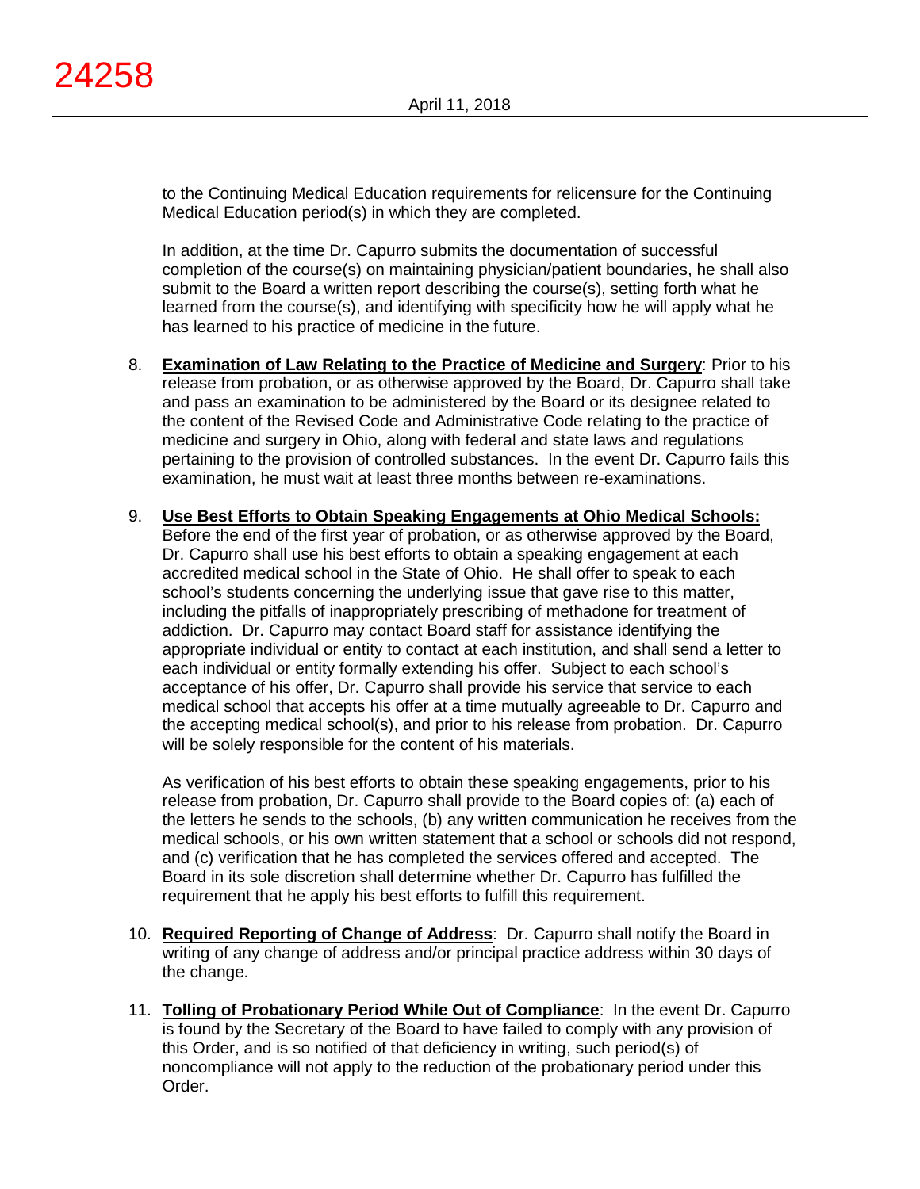to the Continuing Medical Education requirements for relicensure for the Continuing Medical Education period(s) in which they are completed.

In addition, at the time Dr. Capurro submits the documentation of successful completion of the course(s) on maintaining physician/patient boundaries, he shall also submit to the Board a written report describing the course(s), setting forth what he learned from the course(s), and identifying with specificity how he will apply what he has learned to his practice of medicine in the future.

8. **Examination of Law Relating to the Practice of Medicine and Surgery**: Prior to his release from probation, or as otherwise approved by the Board, Dr. Capurro shall take and pass an examination to be administered by the Board or its designee related to the content of the Revised Code and Administrative Code relating to the practice of medicine and surgery in Ohio, along with federal and state laws and regulations pertaining to the provision of controlled substances. In the event Dr. Capurro fails this examination, he must wait at least three months between re-examinations.

9. **Use Best Efforts to Obtain Speaking Engagements at Ohio Medical Schools:** Before the end of the first year of probation, or as otherwise approved by the Board, Dr. Capurro shall use his best efforts to obtain a speaking engagement at each accredited medical school in the State of Ohio. He shall offer to speak to each school's students concerning the underlying issue that gave rise to this matter, including the pitfalls of inappropriately prescribing of methadone for treatment of addiction. Dr. Capurro may contact Board staff for assistance identifying the appropriate individual or entity to contact at each institution, and shall send a letter to each individual or entity formally extending his offer. Subject to each school's acceptance of his offer, Dr. Capurro shall provide his service that service to each medical school that accepts his offer at a time mutually agreeable to Dr. Capurro and the accepting medical school(s), and prior to his release from probation. Dr. Capurro will be solely responsible for the content of his materials.

   As verification of his best efforts to obtain these speaking engagements, prior to his release from probation, Dr. Capurro shall provide to the Board copies of: (a) each of the letters he sends to the schools, (b) any written communication he receives from the medical schools, or his own written statement that a school or schools did not respond, and (c) verification that he has completed the services offered and accepted. The Board in its sole discretion shall determine whether Dr. Capurro has fulfilled the requirement that he apply his best efforts to fulfill this requirement.

10. **Required Reporting of Change of Address**: Dr. Capurro shall notify the Board in writing of any change of address and/or principal practice address within 30 days of the change.

11. **Tolling of Probationary Period While Out of Compliance**: In the event Dr. Capurro is found by the Secretary of the Board to have failed to comply with any provision of this Order, and is so notified of that deficiency in writing, such period(s) of noncompliance will not apply to the reduction of the probationary period under this Order.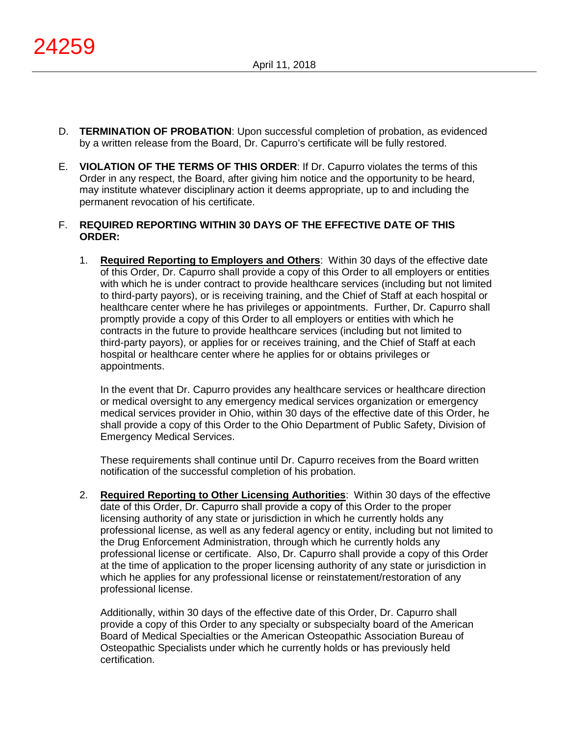D. **TERMINATION OF PROBATION**: Upon successful completion of probation, as evidenced by a written release from the Board, Dr. Capurro's certificate will be fully restored.

E. **VIOLATION OF THE TERMS OF THIS ORDER**: If Dr. Capurro violates the terms of this Order in any respect, the Board, after giving him notice and the opportunity to be heard, may institute whatever disciplinary action it deems appropriate, up to and including the permanent revocation of his certificate.

F. **REQUIRED REPORTING WITHIN 30 DAYS OF THE EFFECTIVE DATE OF THIS ORDER:**

1. **Required Reporting to Employers and Others**: Within 30 days of the effective date of this Order, Dr. Capurro shall provide a copy of this Order to all employers or entities with which he is under contract to provide healthcare services (including but not limited to third-party payors), or is receiving training, and the Chief of Staff at each hospital or healthcare center where he has privileges or appointments. Further, Dr. Capurro shall promptly provide a copy of this Order to all employers or entities with which he contracts in the future to provide healthcare services (including but not limited to third-party payors), or applies for or receives training, and the Chief of Staff at each hospital or healthcare center where he applies for or obtains privileges or appointments.

   In the event that Dr. Capurro provides any healthcare services or healthcare direction or medical oversight to any emergency medical services organization or emergency medical services provider in Ohio, within 30 days of the effective date of this Order, he shall provide a copy of this Order to the Ohio Department of Public Safety, Division of Emergency Medical Services.

   These requirements shall continue until Dr. Capurro receives from the Board written notification of the successful completion of his probation.

2. **Required Reporting to Other Licensing Authorities**: Within 30 days of the effective date of this Order, Dr. Capurro shall provide a copy of this Order to the proper licensing authority of any state or jurisdiction in which he currently holds any professional license, as well as any federal agency or entity, including but not limited to the Drug Enforcement Administration, through which he currently holds any professional license or certificate. Also, Dr. Capurro shall provide a copy of this Order at the time of application to the proper licensing authority of any state or jurisdiction in which he applies for any professional license or reinstatement/restoration of any professional license.

   Additionally, within 30 days of the effective date of this Order, Dr. Capurro shall provide a copy of this Order to any specialty or subspecialty board of the American Board of Medical Specialties or the American Osteopathic Association Bureau of Osteopathic Specialists under which he currently holds or has previously held certification.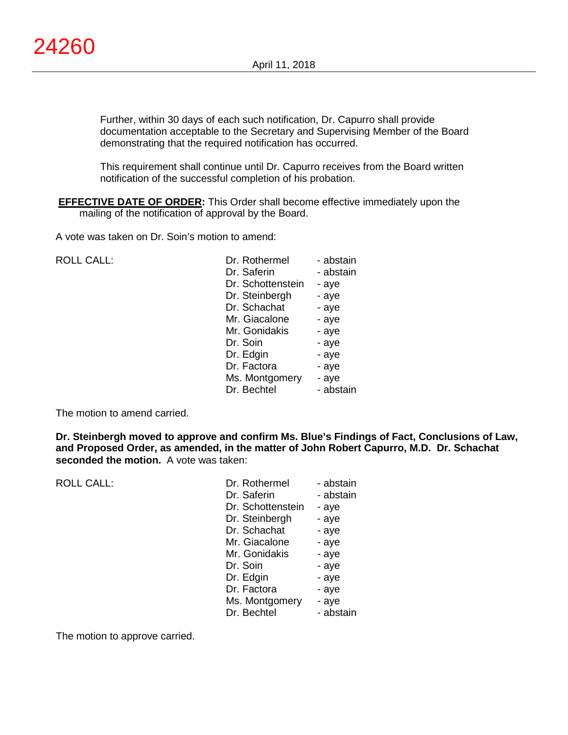Further, within 30 days of each such notification, Dr. Capurro shall provide documentation acceptable to the Secretary and Supervising Member of the Board demonstrating that the required notification has occurred.

This requirement shall continue until Dr. Capurro receives from the Board written notification of the successful completion of his probation.

**EFFECTIVE DATE OF ORDER:** This Order shall become effective immediately upon the mailing of the notification of approval by the Board.

A vote was taken on Dr. Soin's motion to amend:

| ROLL CALL: | | |
|---|---|---|
| | Dr. Rothermel | - abstain |
| | Dr. Saferin | - abstain |
| | Dr. Schottenstein | - aye |
| | Dr. Steinbergh | - aye |
| | Dr. Schachat | - aye |
| | Mr. Giacalone | - aye |
| | Mr. Gonidakis | - aye |
| | Dr. Soin | - aye |
| | Dr. Edgin | - aye |
| | Dr. Factora | - aye |
| | Ms. Montgomery | - aye |
| | Dr. Bechtel | - abstain |

The motion to amend carried.

**Dr. Steinbergh moved to approve and confirm Ms. Blue's Findings of Fact, Conclusions of Law, and Proposed Order, as amended, in the matter of John Robert Capurro, M.D. Dr. Schachat seconded the motion.** A vote was taken:

| ROLL CALL: | | |
|---|---|---|
| | Dr. Rothermel | - abstain |
| | Dr. Saferin | - abstain |
| | Dr. Schottenstein | - aye |
| | Dr. Steinbergh | - aye |
| | Dr. Schachat | - aye |
| | Mr. Giacalone | - aye |
| | Mr. Gonidakis | - aye |
| | Dr. Soin | - aye |
| | Dr. Edgin | - aye |
| | Dr. Factora | - aye |
| | Ms. Montgomery | - aye |
| | Dr. Bechtel | - abstain |

The motion to approve carried.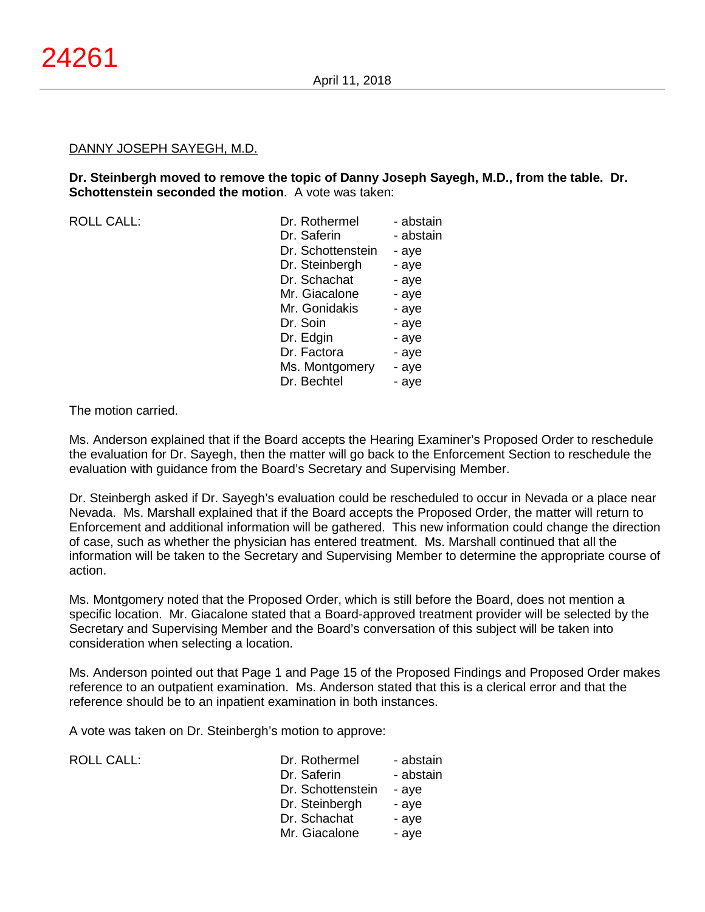DANNY JOSEPH SAYEGH, M.D.

**Dr. Steinbergh moved to remove the topic of Danny Joseph Sayegh, M.D., from the table. Dr. Schottenstein seconded the motion**. A vote was taken:

| ROLL CALL: | | |
|---|---|---|
| | Dr. Rothermel | - abstain |
| | Dr. Saferin | - abstain |
| | Dr. Schottenstein | - aye |
| | Dr. Steinbergh | - aye |
| | Dr. Schachat | - aye |
| | Mr. Giacalone | - aye |
| | Mr. Gonidakis | - aye |
| | Dr. Soin | - aye |
| | Dr. Edgin | - aye |
| | Dr. Factora | - aye |
| | Ms. Montgomery | - aye |
| | Dr. Bechtel | - aye |

The motion carried.

Ms. Anderson explained that if the Board accepts the Hearing Examiner's Proposed Order to reschedule the evaluation for Dr. Sayegh, then the matter will go back to the Enforcement Section to reschedule the evaluation with guidance from the Board's Secretary and Supervising Member.

Dr. Steinbergh asked if Dr. Sayegh's evaluation could be rescheduled to occur in Nevada or a place near Nevada. Ms. Marshall explained that if the Board accepts the Proposed Order, the matter will return to Enforcement and additional information will be gathered. This new information could change the direction of case, such as whether the physician has entered treatment. Ms. Marshall continued that all the information will be taken to the Secretary and Supervising Member to determine the appropriate course of action.

Ms. Montgomery noted that the Proposed Order, which is still before the Board, does not mention a specific location. Mr. Giacalone stated that a Board-approved treatment provider will be selected by the Secretary and Supervising Member and the Board's conversation of this subject will be taken into consideration when selecting a location.

Ms. Anderson pointed out that Page 1 and Page 15 of the Proposed Findings and Proposed Order makes reference to an outpatient examination. Ms. Anderson stated that this is a clerical error and that the reference should be to an inpatient examination in both instances.

A vote was taken on Dr. Steinbergh's motion to approve:

| ROLL CALL: | | |
|---|---|---|
| | Dr. Rothermel | - abstain |
| | Dr. Saferin | - abstain |
| | Dr. Schottenstein | - aye |
| | Dr. Steinbergh | - aye |
| | Dr. Schachat | - aye |
| | Mr. Giacalone | - aye |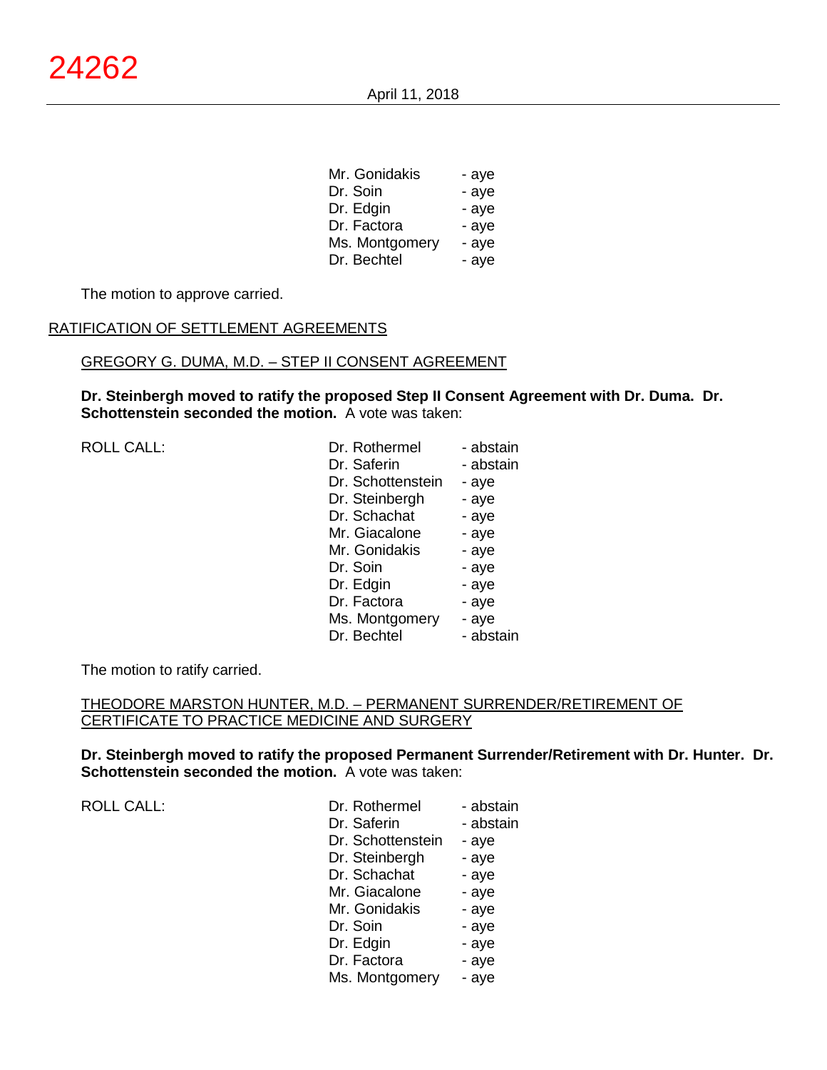| | |
|---|---|
| Mr. Gonidakis | - aye |
| Dr. Soin | - aye |
| Dr. Edgin | - aye |
| Dr. Factora | - aye |
| Ms. Montgomery | - aye |
| Dr. Bechtel | - aye |

The motion to approve carried.

RATIFICATION OF SETTLEMENT AGREEMENTS

GREGORY G. DUMA, M.D. – STEP II CONSENT AGREEMENT

**Dr. Steinbergh moved to ratify the proposed Step II Consent Agreement with Dr. Duma. Dr. Schottenstein seconded the motion.** A vote was taken:

| ROLL CALL: | | |
|---|---|---|
| | Dr. Rothermel | - abstain |
| | Dr. Saferin | - abstain |
| | Dr. Schottenstein | - aye |
| | Dr. Steinbergh | - aye |
| | Dr. Schachat | - aye |
| | Mr. Giacalone | - aye |
| | Mr. Gonidakis | - aye |
| | Dr. Soin | - aye |
| | Dr. Edgin | - aye |
| | Dr. Factora | - aye |
| | Ms. Montgomery | - aye |
| | Dr. Bechtel | - abstain |

The motion to ratify carried.

THEODORE MARSTON HUNTER, M.D. – PERMANENT SURRENDER/RETIREMENT OF CERTIFICATE TO PRACTICE MEDICINE AND SURGERY

**Dr. Steinbergh moved to ratify the proposed Permanent Surrender/Retirement with Dr. Hunter. Dr. Schottenstein seconded the motion.** A vote was taken:

| ROLL CALL: | | |
|---|---|---|
| | Dr. Rothermel | - abstain |
| | Dr. Saferin | - abstain |
| | Dr. Schottenstein | - aye |
| | Dr. Steinbergh | - aye |
| | Dr. Schachat | - aye |
| | Mr. Giacalone | - aye |
| | Mr. Gonidakis | - aye |
| | Dr. Soin | - aye |
| | Dr. Edgin | - aye |
| | Dr. Factora | - aye |
| | Ms. Montgomery | - aye |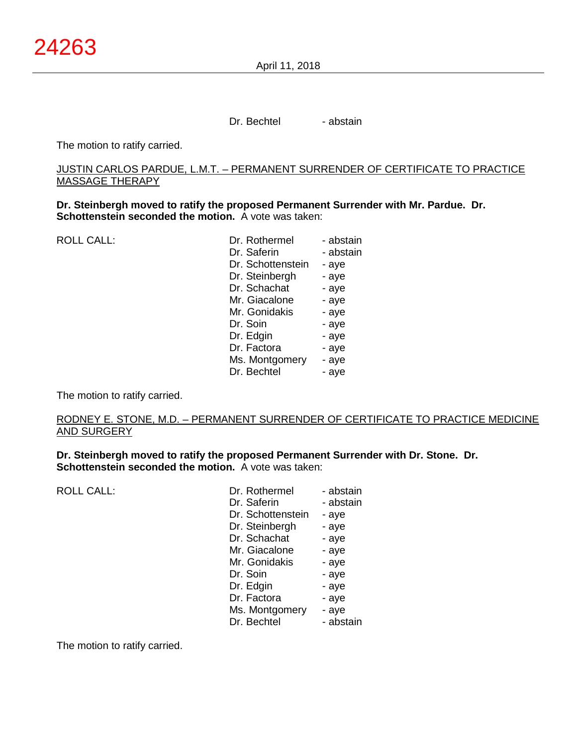Dr. Bechtel - abstain

The motion to ratify carried.

JUSTIN CARLOS PARDUE, L.M.T. – PERMANENT SURRENDER OF CERTIFICATE TO PRACTICE MASSAGE THERAPY

**Dr. Steinbergh moved to ratify the proposed Permanent Surrender with Mr. Pardue. Dr. Schottenstein seconded the motion.** A vote was taken:

| ROLL CALL: | | |
|---|---|---|
| | Dr. Rothermel | - abstain |
| | Dr. Saferin | - abstain |
| | Dr. Schottenstein | - aye |
| | Dr. Steinbergh | - aye |
| | Dr. Schachat | - aye |
| | Mr. Giacalone | - aye |
| | Mr. Gonidakis | - aye |
| | Dr. Soin | - aye |
| | Dr. Edgin | - aye |
| | Dr. Factora | - aye |
| | Ms. Montgomery | - aye |
| | Dr. Bechtel | - aye |

The motion to ratify carried.

RODNEY E. STONE, M.D. – PERMANENT SURRENDER OF CERTIFICATE TO PRACTICE MEDICINE AND SURGERY

**Dr. Steinbergh moved to ratify the proposed Permanent Surrender with Dr. Stone. Dr. Schottenstein seconded the motion.** A vote was taken:

| ROLL CALL: | | |
|---|---|---|
| | Dr. Rothermel | - abstain |
| | Dr. Saferin | - abstain |
| | Dr. Schottenstein | - aye |
| | Dr. Steinbergh | - aye |
| | Dr. Schachat | - aye |
| | Mr. Giacalone | - aye |
| | Mr. Gonidakis | - aye |
| | Dr. Soin | - aye |
| | Dr. Edgin | - aye |
| | Dr. Factora | - aye |
| | Ms. Montgomery | - aye |
| | Dr. Bechtel | - abstain |

The motion to ratify carried.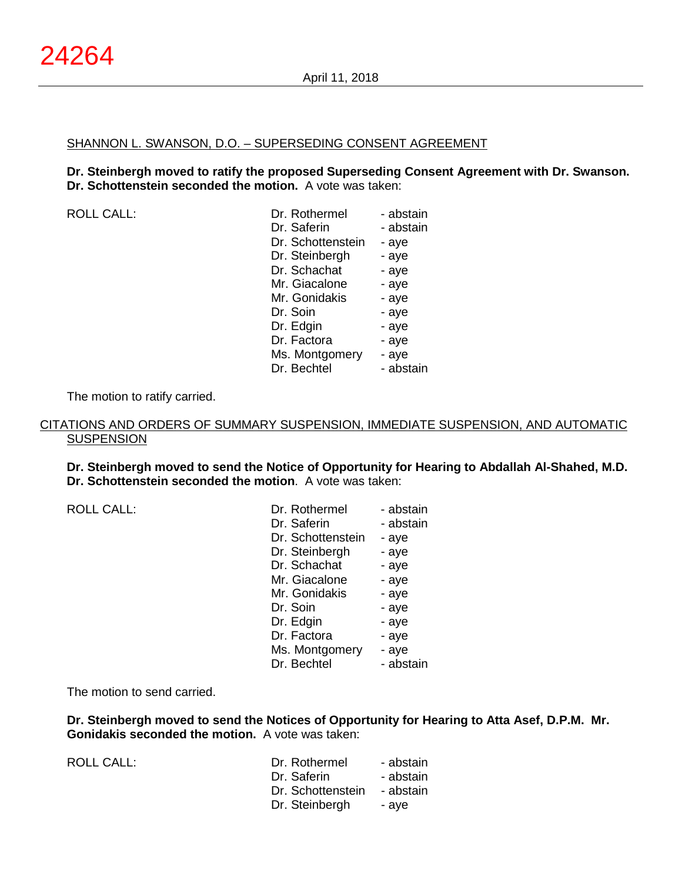SHANNON L. SWANSON, D.O. – SUPERSEDING CONSENT AGREEMENT

**Dr. Steinbergh moved to ratify the proposed Superseding Consent Agreement with Dr. Swanson. Dr. Schottenstein seconded the motion.** A vote was taken:

| ROLL CALL: | Dr. Rothermel | - abstain |
|---|---|---|
| | Dr. Saferin | - abstain |
| | Dr. Schottenstein | - aye |
| | Dr. Steinbergh | - aye |
| | Dr. Schachat | - aye |
| | Mr. Giacalone | - aye |
| | Mr. Gonidakis | - aye |
| | Dr. Soin | - aye |
| | Dr. Edgin | - aye |
| | Dr. Factora | - aye |
| | Ms. Montgomery | - aye |
| | Dr. Bechtel | - abstain |

The motion to ratify carried.

CITATIONS AND ORDERS OF SUMMARY SUSPENSION, IMMEDIATE SUSPENSION, AND AUTOMATIC SUSPENSION

**Dr. Steinbergh moved to send the Notice of Opportunity for Hearing to Abdallah Al-Shahed, M.D. Dr. Schottenstein seconded the motion**. A vote was taken:

| ROLL CALL: | Dr. Rothermel | - abstain |
|---|---|---|
| | Dr. Saferin | - abstain |
| | Dr. Schottenstein | - aye |
| | Dr. Steinbergh | - aye |
| | Dr. Schachat | - aye |
| | Mr. Giacalone | - aye |
| | Mr. Gonidakis | - aye |
| | Dr. Soin | - aye |
| | Dr. Edgin | - aye |
| | Dr. Factora | - aye |
| | Ms. Montgomery | - aye |
| | Dr. Bechtel | - abstain |

The motion to send carried.

**Dr. Steinbergh moved to send the Notices of Opportunity for Hearing to Atta Asef, D.P.M. Mr. Gonidakis seconded the motion.** A vote was taken:

| ROLL CALL: | Dr. Rothermel | - abstain |
|---|---|---|
| | Dr. Saferin | - abstain |
| | Dr. Schottenstein | - abstain |
| | Dr. Steinbergh | - aye |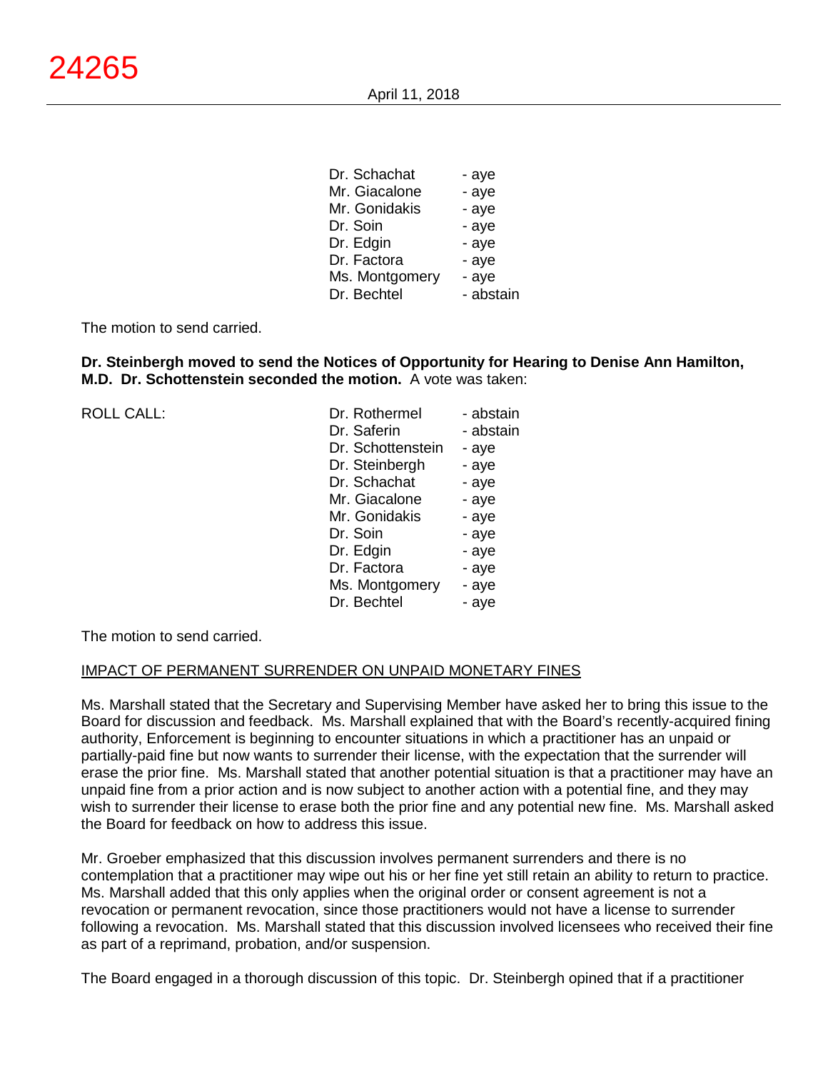| | |
|---|---|
| Dr. Schachat | - aye |
| Mr. Giacalone | - aye |
| Mr. Gonidakis | - aye |
| Dr. Soin | - aye |
| Dr. Edgin | - aye |
| Dr. Factora | - aye |
| Ms. Montgomery | - aye |
| Dr. Bechtel | - abstain |

The motion to send carried.

**Dr. Steinbergh moved to send the Notices of Opportunity for Hearing to Denise Ann Hamilton, M.D. Dr. Schottenstein seconded the motion.** A vote was taken:

| ROLL CALL: | | |
|---|---|---|
| | Dr. Rothermel | - abstain |
| | Dr. Saferin | - abstain |
| | Dr. Schottenstein | - aye |
| | Dr. Steinbergh | - aye |
| | Dr. Schachat | - aye |
| | Mr. Giacalone | - aye |
| | Mr. Gonidakis | - aye |
| | Dr. Soin | - aye |
| | Dr. Edgin | - aye |
| | Dr. Factora | - aye |
| | Ms. Montgomery | - aye |
| | Dr. Bechtel | - aye |

The motion to send carried.

IMPACT OF PERMANENT SURRENDER ON UNPAID MONETARY FINES

Ms. Marshall stated that the Secretary and Supervising Member have asked her to bring this issue to the Board for discussion and feedback. Ms. Marshall explained that with the Board's recently-acquired fining authority, Enforcement is beginning to encounter situations in which a practitioner has an unpaid or partially-paid fine but now wants to surrender their license, with the expectation that the surrender will erase the prior fine. Ms. Marshall stated that another potential situation is that a practitioner may have an unpaid fine from a prior action and is now subject to another action with a potential fine, and they may wish to surrender their license to erase both the prior fine and any potential new fine. Ms. Marshall asked the Board for feedback on how to address this issue.

Mr. Groeber emphasized that this discussion involves permanent surrenders and there is no contemplation that a practitioner may wipe out his or her fine yet still retain an ability to return to practice. Ms. Marshall added that this only applies when the original order or consent agreement is not a revocation or permanent revocation, since those practitioners would not have a license to surrender following a revocation. Ms. Marshall stated that this discussion involved licensees who received their fine as part of a reprimand, probation, and/or suspension.

The Board engaged in a thorough discussion of this topic. Dr. Steinbergh opined that if a practitioner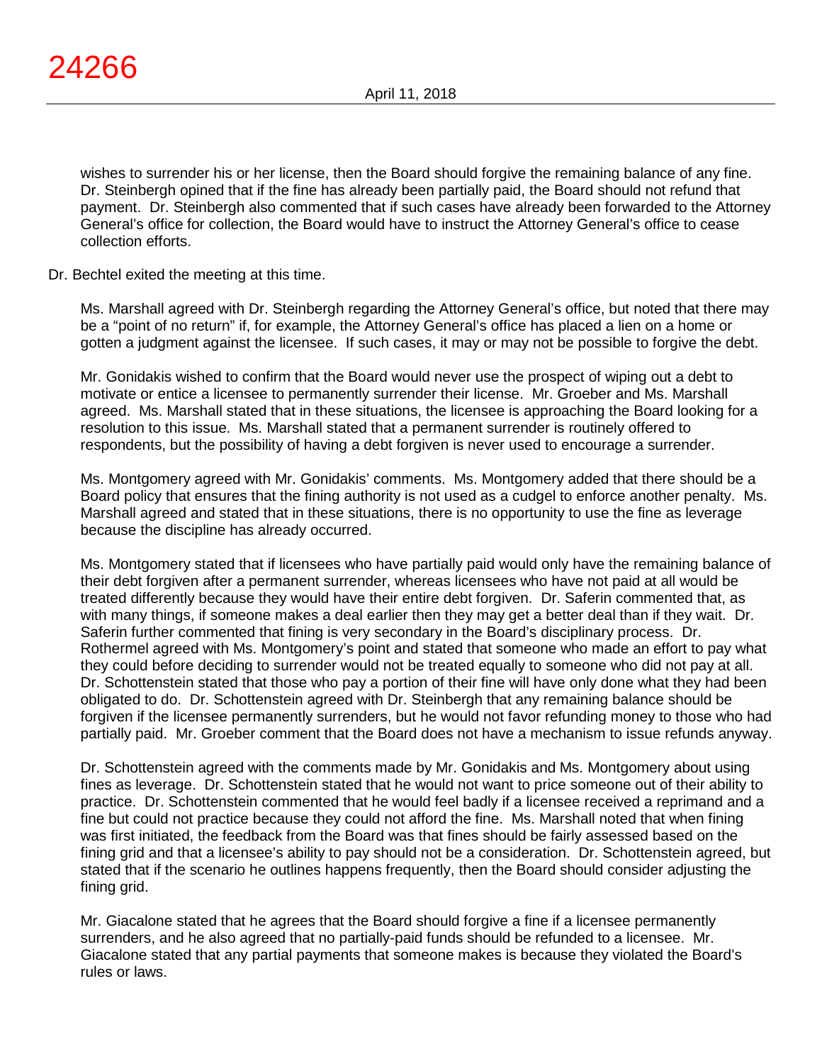wishes to surrender his or her license, then the Board should forgive the remaining balance of any fine. Dr. Steinbergh opined that if the fine has already been partially paid, the Board should not refund that payment. Dr. Steinbergh also commented that if such cases have already been forwarded to the Attorney General's office for collection, the Board would have to instruct the Attorney General's office to cease collection efforts.

Dr. Bechtel exited the meeting at this time.

Ms. Marshall agreed with Dr. Steinbergh regarding the Attorney General's office, but noted that there may be a "point of no return" if, for example, the Attorney General's office has placed a lien on a home or gotten a judgment against the licensee. If such cases, it may or may not be possible to forgive the debt.

Mr. Gonidakis wished to confirm that the Board would never use the prospect of wiping out a debt to motivate or entice a licensee to permanently surrender their license. Mr. Groeber and Ms. Marshall agreed. Ms. Marshall stated that in these situations, the licensee is approaching the Board looking for a resolution to this issue. Ms. Marshall stated that a permanent surrender is routinely offered to respondents, but the possibility of having a debt forgiven is never used to encourage a surrender.

Ms. Montgomery agreed with Mr. Gonidakis' comments. Ms. Montgomery added that there should be a Board policy that ensures that the fining authority is not used as a cudgel to enforce another penalty. Ms. Marshall agreed and stated that in these situations, there is no opportunity to use the fine as leverage because the discipline has already occurred.

Ms. Montgomery stated that if licensees who have partially paid would only have the remaining balance of their debt forgiven after a permanent surrender, whereas licensees who have not paid at all would be treated differently because they would have their entire debt forgiven. Dr. Saferin commented that, as with many things, if someone makes a deal earlier then they may get a better deal than if they wait. Dr. Saferin further commented that fining is very secondary in the Board's disciplinary process. Dr. Rothermel agreed with Ms. Montgomery's point and stated that someone who made an effort to pay what they could before deciding to surrender would not be treated equally to someone who did not pay at all. Dr. Schottenstein stated that those who pay a portion of their fine will have only done what they had been obligated to do. Dr. Schottenstein agreed with Dr. Steinbergh that any remaining balance should be forgiven if the licensee permanently surrenders, but he would not favor refunding money to those who had partially paid. Mr. Groeber comment that the Board does not have a mechanism to issue refunds anyway.

Dr. Schottenstein agreed with the comments made by Mr. Gonidakis and Ms. Montgomery about using fines as leverage. Dr. Schottenstein stated that he would not want to price someone out of their ability to practice. Dr. Schottenstein commented that he would feel badly if a licensee received a reprimand and a fine but could not practice because they could not afford the fine. Ms. Marshall noted that when fining was first initiated, the feedback from the Board was that fines should be fairly assessed based on the fining grid and that a licensee's ability to pay should not be a consideration. Dr. Schottenstein agreed, but stated that if the scenario he outlines happens frequently, then the Board should consider adjusting the fining grid.

Mr. Giacalone stated that he agrees that the Board should forgive a fine if a licensee permanently surrenders, and he also agreed that no partially-paid funds should be refunded to a licensee. Mr. Giacalone stated that any partial payments that someone makes is because they violated the Board's rules or laws.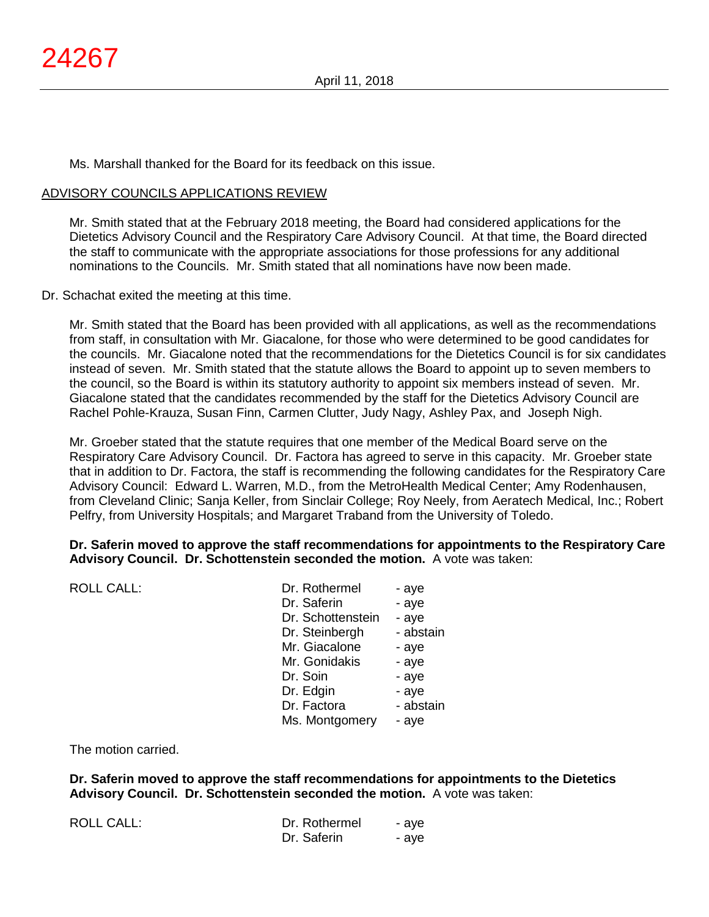Ms. Marshall thanked for the Board for its feedback on this issue.

ADVISORY COUNCILS APPLICATIONS REVIEW

Mr. Smith stated that at the February 2018 meeting, the Board had considered applications for the Dietetics Advisory Council and the Respiratory Care Advisory Council. At that time, the Board directed the staff to communicate with the appropriate associations for those professions for any additional nominations to the Councils. Mr. Smith stated that all nominations have now been made.

Dr. Schachat exited the meeting at this time.

Mr. Smith stated that the Board has been provided with all applications, as well as the recommendations from staff, in consultation with Mr. Giacalone, for those who were determined to be good candidates for the councils. Mr. Giacalone noted that the recommendations for the Dietetics Council is for six candidates instead of seven. Mr. Smith stated that the statute allows the Board to appoint up to seven members to the council, so the Board is within its statutory authority to appoint six members instead of seven. Mr. Giacalone stated that the candidates recommended by the staff for the Dietetics Advisory Council are Rachel Pohle-Krauza, Susan Finn, Carmen Clutter, Judy Nagy, Ashley Pax, and Joseph Nigh.

Mr. Groeber stated that the statute requires that one member of the Medical Board serve on the Respiratory Care Advisory Council. Dr. Factora has agreed to serve in this capacity. Mr. Groeber state that in addition to Dr. Factora, the staff is recommending the following candidates for the Respiratory Care Advisory Council: Edward L. Warren, M.D., from the MetroHealth Medical Center; Amy Rodenhausen, from Cleveland Clinic; Sanja Keller, from Sinclair College; Roy Neely, from Aeratech Medical, Inc.; Robert Pelfry, from University Hospitals; and Margaret Traband from the University of Toledo.

**Dr. Saferin moved to approve the staff recommendations for appointments to the Respiratory Care Advisory Council. Dr. Schottenstein seconded the motion.** A vote was taken:

| ROLL CALL: | Dr. Rothermel | - aye |
|---|---|---|
| | Dr. Saferin | - aye |
| | Dr. Schottenstein | - aye |
| | Dr. Steinbergh | - abstain |
| | Mr. Giacalone | - aye |
| | Mr. Gonidakis | - aye |
| | Dr. Soin | - aye |
| | Dr. Edgin | - aye |
| | Dr. Factora | - abstain |
| | Ms. Montgomery | - aye |

The motion carried.

**Dr. Saferin moved to approve the staff recommendations for appointments to the Dietetics Advisory Council. Dr. Schottenstein seconded the motion.** A vote was taken:

| ROLL CALL: | Dr. Rothermel | - aye |
|---|---|---|
| | Dr. Saferin | - aye |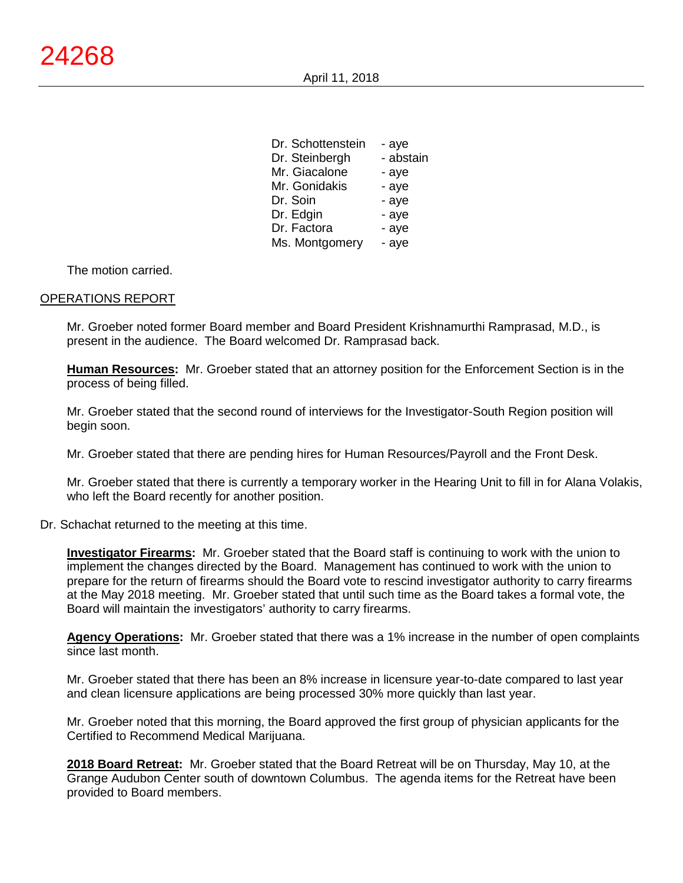Dr. Schottenstein - aye
Dr. Steinbergh - abstain
Mr. Giacalone - aye
Mr. Gonidakis - aye
Dr. Soin - aye
Dr. Edgin - aye
Dr. Factora - aye
Ms. Montgomery - aye

The motion carried.

## OPERATIONS REPORT

Mr. Groeber noted former Board member and Board President Krishnamurthi Ramprasad, M.D., is present in the audience. The Board welcomed Dr. Ramprasad back.

**Human Resources:** Mr. Groeber stated that an attorney position for the Enforcement Section is in the process of being filled.

Mr. Groeber stated that the second round of interviews for the Investigator-South Region position will begin soon.

Mr. Groeber stated that there are pending hires for Human Resources/Payroll and the Front Desk.

Mr. Groeber stated that there is currently a temporary worker in the Hearing Unit to fill in for Alana Volakis, who left the Board recently for another position.

Dr. Schachat returned to the meeting at this time.

**Investigator Firearms:** Mr. Groeber stated that the Board staff is continuing to work with the union to implement the changes directed by the Board. Management has continued to work with the union to prepare for the return of firearms should the Board vote to rescind investigator authority to carry firearms at the May 2018 meeting. Mr. Groeber stated that until such time as the Board takes a formal vote, the Board will maintain the investigators' authority to carry firearms.

**Agency Operations:** Mr. Groeber stated that there was a 1% increase in the number of open complaints since last month.

Mr. Groeber stated that there has been an 8% increase in licensure year-to-date compared to last year and clean licensure applications are being processed 30% more quickly than last year.

Mr. Groeber noted that this morning, the Board approved the first group of physician applicants for the Certified to Recommend Medical Marijuana.

**2018 Board Retreat:** Mr. Groeber stated that the Board Retreat will be on Thursday, May 10, at the Grange Audubon Center south of downtown Columbus. The agenda items for the Retreat have been provided to Board members.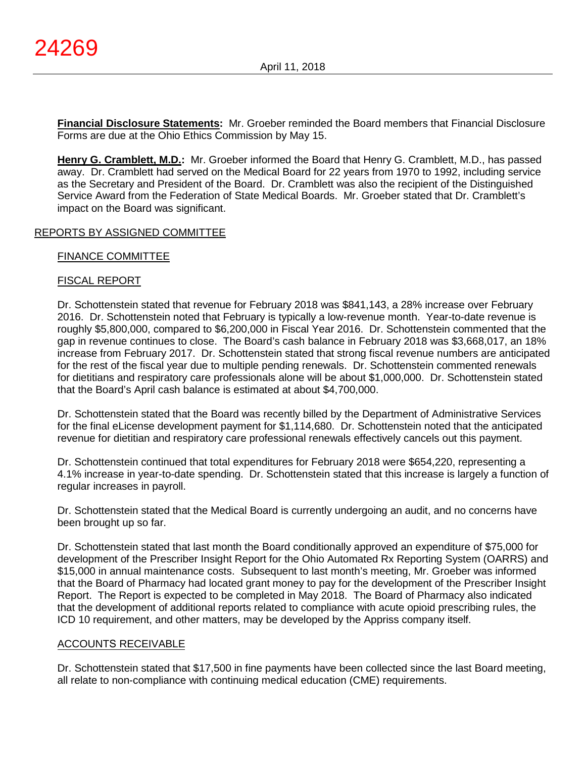**Financial Disclosure Statements:** Mr. Groeber reminded the Board members that Financial Disclosure Forms are due at the Ohio Ethics Commission by May 15.

**Henry G. Cramblett, M.D.:** Mr. Groeber informed the Board that Henry G. Cramblett, M.D., has passed away. Dr. Cramblett had served on the Medical Board for 22 years from 1970 to 1992, including service as the Secretary and President of the Board. Dr. Cramblett was also the recipient of the Distinguished Service Award from the Federation of State Medical Boards. Mr. Groeber stated that Dr. Cramblett's impact on the Board was significant.

REPORTS BY ASSIGNED COMMITTEE

FINANCE COMMITTEE

FISCAL REPORT

Dr. Schottenstein stated that revenue for February 2018 was $841,143, a 28% increase over February 2016. Dr. Schottenstein noted that February is typically a low-revenue month. Year-to-date revenue is roughly $5,800,000, compared to $6,200,000 in Fiscal Year 2016. Dr. Schottenstein commented that the gap in revenue continues to close. The Board's cash balance in February 2018 was $3,668,017, an 18% increase from February 2017. Dr. Schottenstein stated that strong fiscal revenue numbers are anticipated for the rest of the fiscal year due to multiple pending renewals. Dr. Schottenstein commented renewals for dietitians and respiratory care professionals alone will be about $1,000,000. Dr. Schottenstein stated that the Board's April cash balance is estimated at about $4,700,000.

Dr. Schottenstein stated that the Board was recently billed by the Department of Administrative Services for the final eLicense development payment for $1,114,680. Dr. Schottenstein noted that the anticipated revenue for dietitian and respiratory care professional renewals effectively cancels out this payment.

Dr. Schottenstein continued that total expenditures for February 2018 were $654,220, representing a 4.1% increase in year-to-date spending. Dr. Schottenstein stated that this increase is largely a function of regular increases in payroll.

Dr. Schottenstein stated that the Medical Board is currently undergoing an audit, and no concerns have been brought up so far.

Dr. Schottenstein stated that last month the Board conditionally approved an expenditure of $75,000 for development of the Prescriber Insight Report for the Ohio Automated Rx Reporting System (OARRS) and $15,000 in annual maintenance costs. Subsequent to last month's meeting, Mr. Groeber was informed that the Board of Pharmacy had located grant money to pay for the development of the Prescriber Insight Report. The Report is expected to be completed in May 2018. The Board of Pharmacy also indicated that the development of additional reports related to compliance with acute opioid prescribing rules, the ICD 10 requirement, and other matters, may be developed by the Appriss company itself.

ACCOUNTS RECEIVABLE

Dr. Schottenstein stated that $17,500 in fine payments have been collected since the last Board meeting, all relate to non-compliance with continuing medical education (CME) requirements.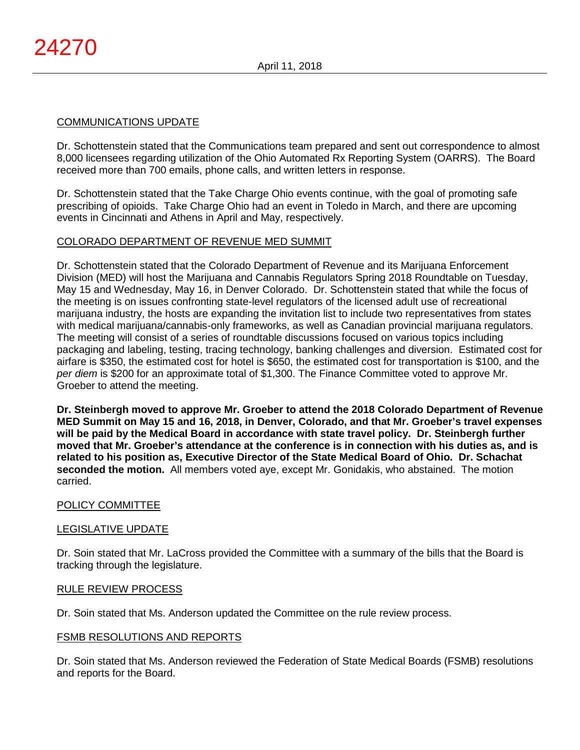COMMUNICATIONS UPDATE

Dr. Schottenstein stated that the Communications team prepared and sent out correspondence to almost 8,000 licensees regarding utilization of the Ohio Automated Rx Reporting System (OARRS). The Board received more than 700 emails, phone calls, and written letters in response.

Dr. Schottenstein stated that the Take Charge Ohio events continue, with the goal of promoting safe prescribing of opioids. Take Charge Ohio had an event in Toledo in March, and there are upcoming events in Cincinnati and Athens in April and May, respectively.

COLORADO DEPARTMENT OF REVENUE MED SUMMIT

Dr. Schottenstein stated that the Colorado Department of Revenue and its Marijuana Enforcement Division (MED) will host the Marijuana and Cannabis Regulators Spring 2018 Roundtable on Tuesday, May 15 and Wednesday, May 16, in Denver Colorado. Dr. Schottenstein stated that while the focus of the meeting is on issues confronting state-level regulators of the licensed adult use of recreational marijuana industry, the hosts are expanding the invitation list to include two representatives from states with medical marijuana/cannabis-only frameworks, as well as Canadian provincial marijuana regulators. The meeting will consist of a series of roundtable discussions focused on various topics including packaging and labeling, testing, tracing technology, banking challenges and diversion. Estimated cost for airfare is $350, the estimated cost for hotel is $650, the estimated cost for transportation is $100, and the *per diem* is $200 for an approximate total of $1,300. The Finance Committee voted to approve Mr. Groeber to attend the meeting.

**Dr. Steinbergh moved to approve Mr. Groeber to attend the 2018 Colorado Department of Revenue MED Summit on May 15 and 16, 2018, in Denver, Colorado, and that Mr. Groeber's travel expenses will be paid by the Medical Board in accordance with state travel policy. Dr. Steinbergh further moved that Mr. Groeber's attendance at the conference is in connection with his duties as, and is related to his position as, Executive Director of the State Medical Board of Ohio. Dr. Schachat seconded the motion.** All members voted aye, except Mr. Gonidakis, who abstained. The motion carried.

POLICY COMMITTEE

LEGISLATIVE UPDATE

Dr. Soin stated that Mr. LaCross provided the Committee with a summary of the bills that the Board is tracking through the legislature.

RULE REVIEW PROCESS

Dr. Soin stated that Ms. Anderson updated the Committee on the rule review process.

FSMB RESOLUTIONS AND REPORTS

Dr. Soin stated that Ms. Anderson reviewed the Federation of State Medical Boards (FSMB) resolutions and reports for the Board.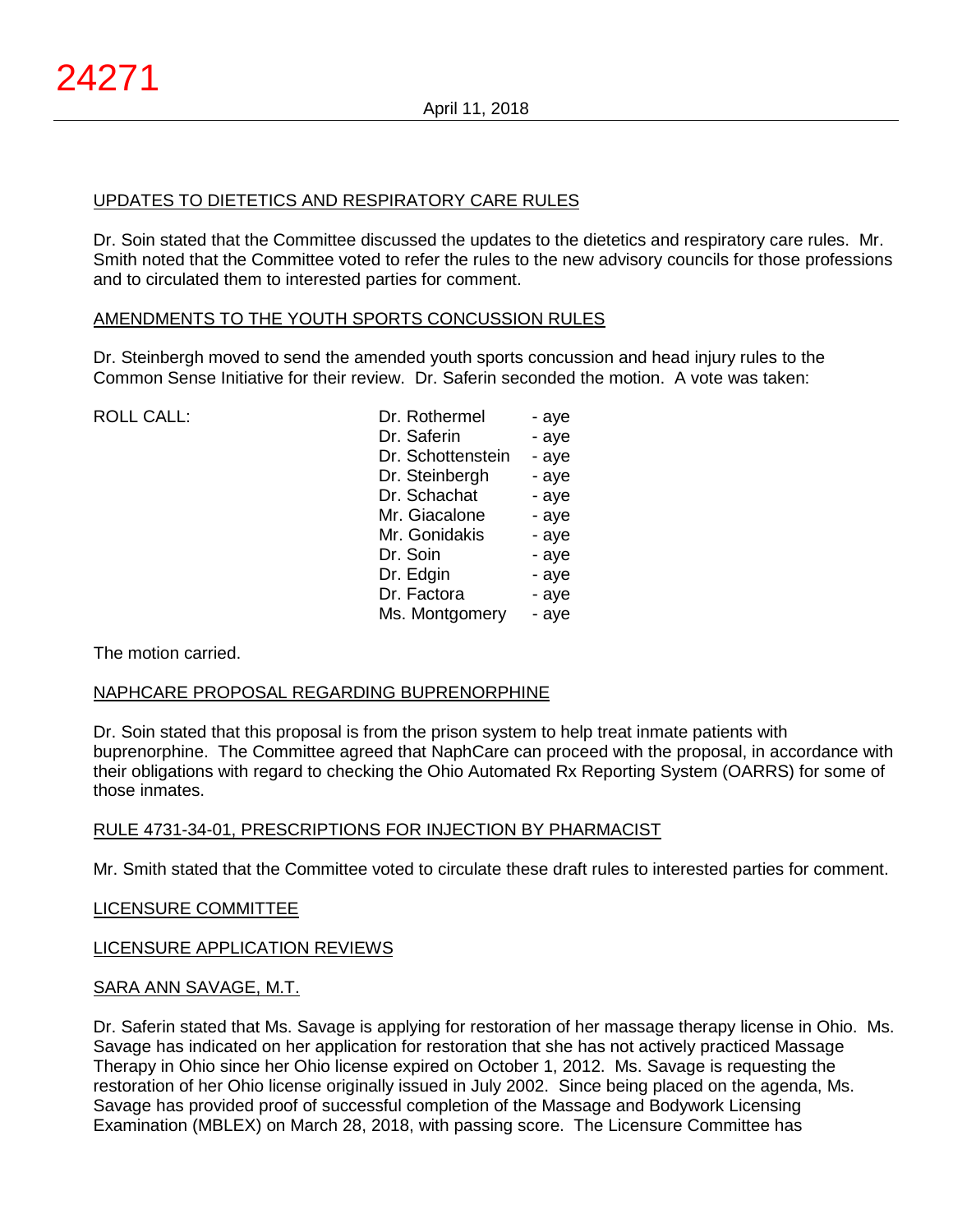UPDATES TO DIETETICS AND RESPIRATORY CARE RULES

Dr. Soin stated that the Committee discussed the updates to the dietetics and respiratory care rules. Mr. Smith noted that the Committee voted to refer the rules to the new advisory councils for those professions and to circulated them to interested parties for comment.

AMENDMENTS TO THE YOUTH SPORTS CONCUSSION RULES

Dr. Steinbergh moved to send the amended youth sports concussion and head injury rules to the Common Sense Initiative for their review. Dr. Saferin seconded the motion. A vote was taken:

| ROLL CALL: | | |
|---|---|---|
| | Dr. Rothermel | - aye |
| | Dr. Saferin | - aye |
| | Dr. Schottenstein | - aye |
| | Dr. Steinbergh | - aye |
| | Dr. Schachat | - aye |
| | Mr. Giacalone | - aye |
| | Mr. Gonidakis | - aye |
| | Dr. Soin | - aye |
| | Dr. Edgin | - aye |
| | Dr. Factora | - aye |
| | Ms. Montgomery | - aye |

The motion carried.

NAPHCARE PROPOSAL REGARDING BUPRENORPHINE

Dr. Soin stated that this proposal is from the prison system to help treat inmate patients with buprenorphine. The Committee agreed that NaphCare can proceed with the proposal, in accordance with their obligations with regard to checking the Ohio Automated Rx Reporting System (OARRS) for some of those inmates.

RULE 4731-34-01, PRESCRIPTIONS FOR INJECTION BY PHARMACIST

Mr. Smith stated that the Committee voted to circulate these draft rules to interested parties for comment.

LICENSURE COMMITTEE

LICENSURE APPLICATION REVIEWS

SARA ANN SAVAGE, M.T.

Dr. Saferin stated that Ms. Savage is applying for restoration of her massage therapy license in Ohio. Ms. Savage has indicated on her application for restoration that she has not actively practiced Massage Therapy in Ohio since her Ohio license expired on October 1, 2012. Ms. Savage is requesting the restoration of her Ohio license originally issued in July 2002. Since being placed on the agenda, Ms. Savage has provided proof of successful completion of the Massage and Bodywork Licensing Examination (MBLEX) on March 28, 2018, with passing score. The Licensure Committee has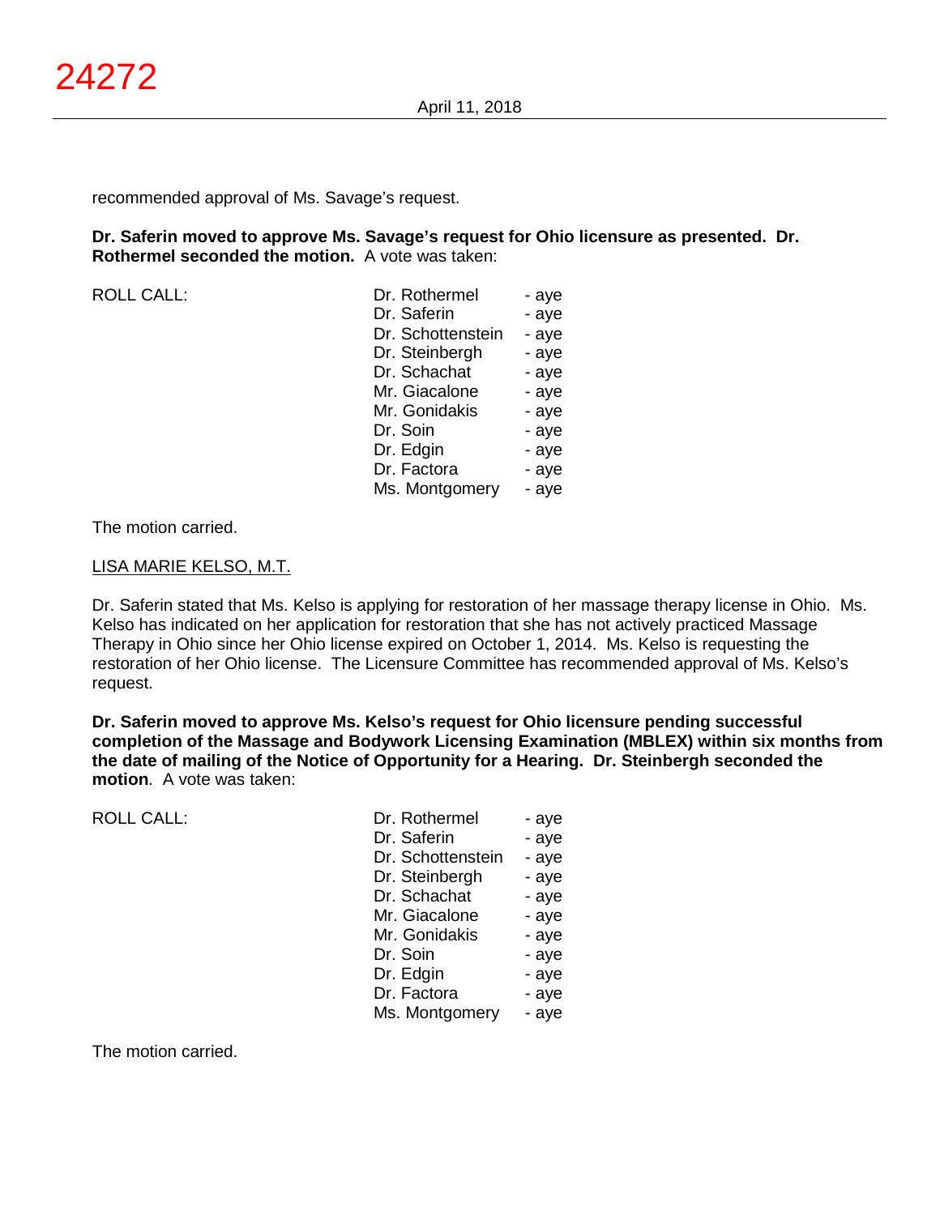recommended approval of Ms. Savage's request.

**Dr. Saferin moved to approve Ms. Savage's request for Ohio licensure as presented. Dr. Rothermel seconded the motion.** A vote was taken:

| ROLL CALL: | Dr. Rothermel | - aye |
|---|---|---|
| | Dr. Saferin | - aye |
| | Dr. Schottenstein | - aye |
| | Dr. Steinbergh | - aye |
| | Dr. Schachat | - aye |
| | Mr. Giacalone | - aye |
| | Mr. Gonidakis | - aye |
| | Dr. Soin | - aye |
| | Dr. Edgin | - aye |
| | Dr. Factora | - aye |
| | Ms. Montgomery | - aye |

The motion carried.

<u>LISA MARIE KELSO, M.T.</u>

Dr. Saferin stated that Ms. Kelso is applying for restoration of her massage therapy license in Ohio. Ms. Kelso has indicated on her application for restoration that she has not actively practiced Massage Therapy in Ohio since her Ohio license expired on October 1, 2014. Ms. Kelso is requesting the restoration of her Ohio license. The Licensure Committee has recommended approval of Ms. Kelso's request.

**Dr. Saferin moved to approve Ms. Kelso's request for Ohio licensure pending successful completion of the Massage and Bodywork Licensing Examination (MBLEX) within six months from the date of mailing of the Notice of Opportunity for a Hearing. Dr. Steinbergh seconded the motion**. A vote was taken:

| ROLL CALL: | Dr. Rothermel | - aye |
|---|---|---|
| | Dr. Saferin | - aye |
| | Dr. Schottenstein | - aye |
| | Dr. Steinbergh | - aye |
| | Dr. Schachat | - aye |
| | Mr. Giacalone | - aye |
| | Mr. Gonidakis | - aye |
| | Dr. Soin | - aye |
| | Dr. Edgin | - aye |
| | Dr. Factora | - aye |
| | Ms. Montgomery | - aye |

The motion carried.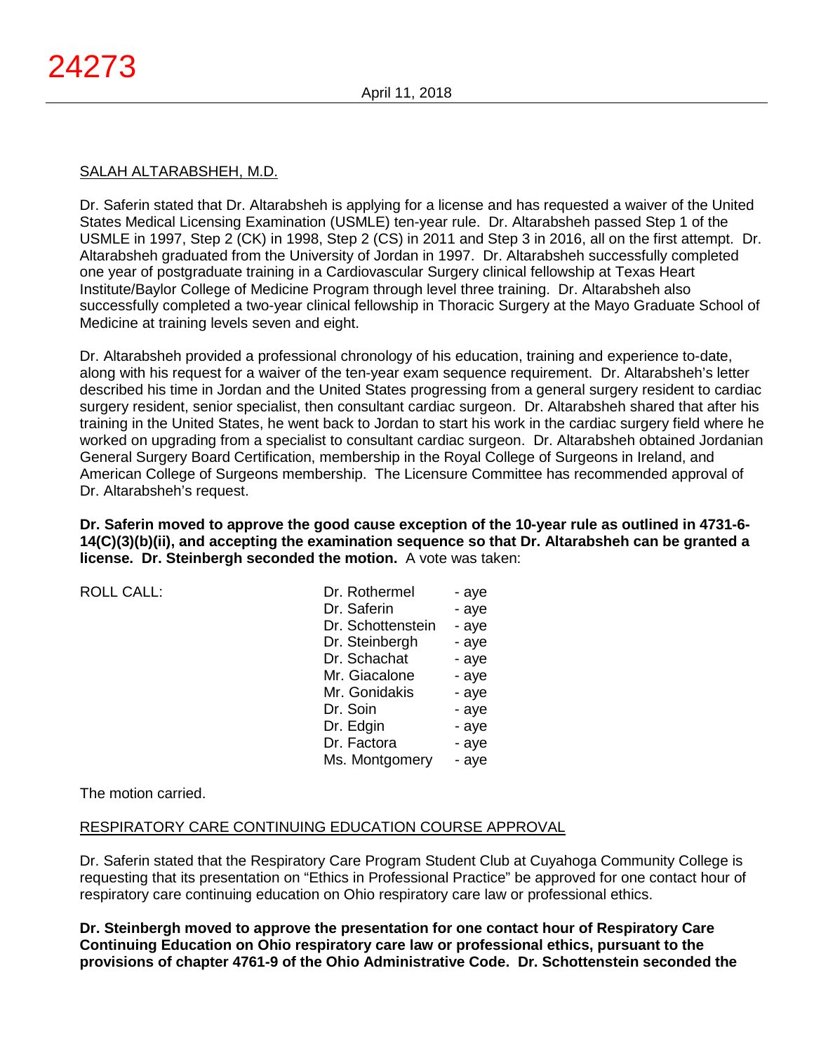SALAH ALTARABSHEH, M.D.

Dr. Saferin stated that Dr. Altarabsheh is applying for a license and has requested a waiver of the United States Medical Licensing Examination (USMLE) ten-year rule. Dr. Altarabsheh passed Step 1 of the USMLE in 1997, Step 2 (CK) in 1998, Step 2 (CS) in 2011 and Step 3 in 2016, all on the first attempt. Dr. Altarabsheh graduated from the University of Jordan in 1997. Dr. Altarabsheh successfully completed one year of postgraduate training in a Cardiovascular Surgery clinical fellowship at Texas Heart Institute/Baylor College of Medicine Program through level three training. Dr. Altarabsheh also successfully completed a two-year clinical fellowship in Thoracic Surgery at the Mayo Graduate School of Medicine at training levels seven and eight.

Dr. Altarabsheh provided a professional chronology of his education, training and experience to-date, along with his request for a waiver of the ten-year exam sequence requirement. Dr. Altarabsheh's letter described his time in Jordan and the United States progressing from a general surgery resident to cardiac surgery resident, senior specialist, then consultant cardiac surgeon. Dr. Altarabsheh shared that after his training in the United States, he went back to Jordan to start his work in the cardiac surgery field where he worked on upgrading from a specialist to consultant cardiac surgeon. Dr. Altarabsheh obtained Jordanian General Surgery Board Certification, membership in the Royal College of Surgeons in Ireland, and American College of Surgeons membership. The Licensure Committee has recommended approval of Dr. Altarabsheh's request.

**Dr. Saferin moved to approve the good cause exception of the 10-year rule as outlined in 4731-6-14(C)(3)(b)(ii), and accepting the examination sequence so that Dr. Altarabsheh can be granted a license. Dr. Steinbergh seconded the motion.** A vote was taken:

| ROLL CALL: | Dr. Rothermel | - aye |
|---|---|---|
| | Dr. Saferin | - aye |
| | Dr. Schottenstein | - aye |
| | Dr. Steinbergh | - aye |
| | Dr. Schachat | - aye |
| | Mr. Giacalone | - aye |
| | Mr. Gonidakis | - aye |
| | Dr. Soin | - aye |
| | Dr. Edgin | - aye |
| | Dr. Factora | - aye |
| | Ms. Montgomery | - aye |

The motion carried.

RESPIRATORY CARE CONTINUING EDUCATION COURSE APPROVAL

Dr. Saferin stated that the Respiratory Care Program Student Club at Cuyahoga Community College is requesting that its presentation on "Ethics in Professional Practice" be approved for one contact hour of respiratory care continuing education on Ohio respiratory care law or professional ethics.

**Dr. Steinbergh moved to approve the presentation for one contact hour of Respiratory Care Continuing Education on Ohio respiratory care law or professional ethics, pursuant to the provisions of chapter 4761-9 of the Ohio Administrative Code. Dr. Schottenstein seconded the**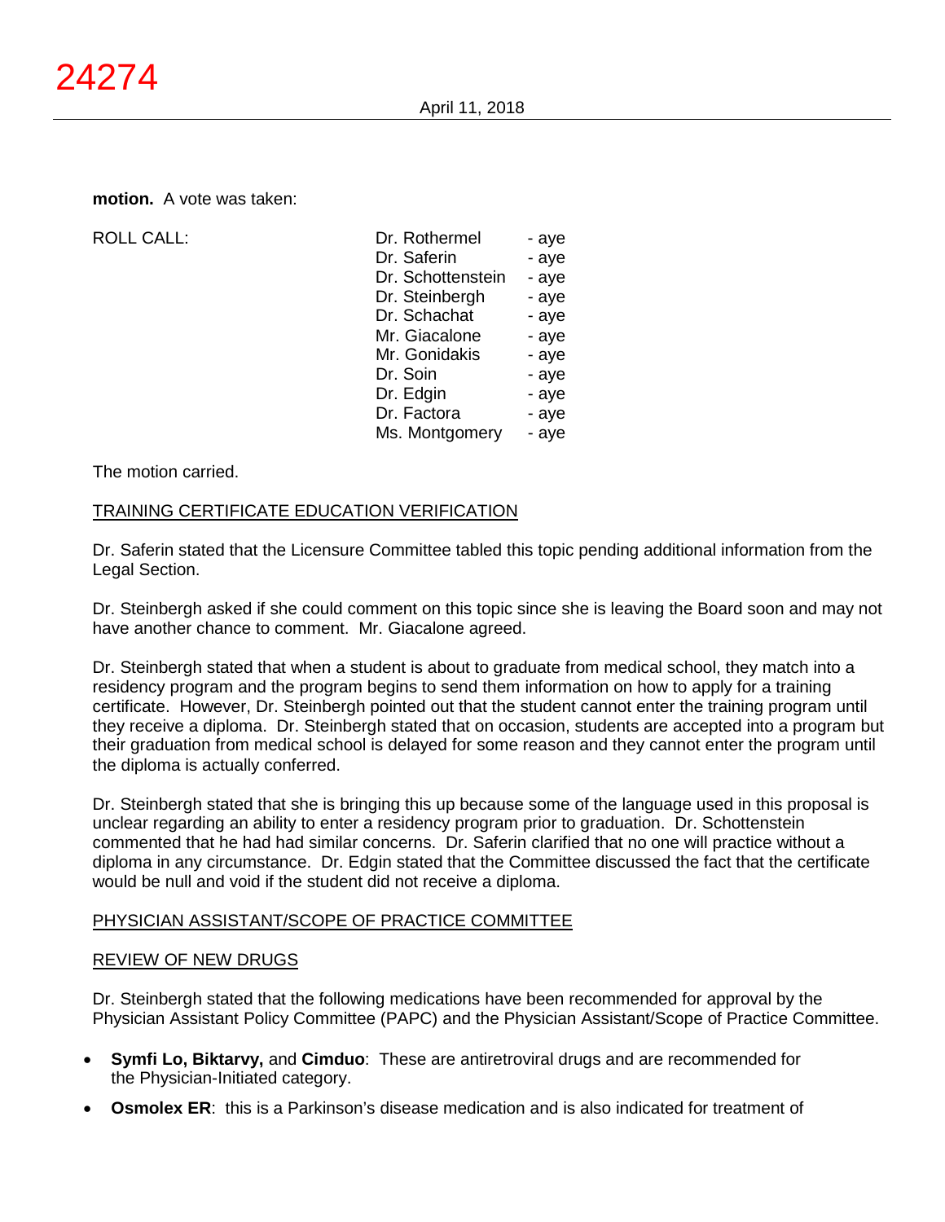**motion.** A vote was taken:

| ROLL CALL: | | |
|---|---|---|
| | Dr. Rothermel | - aye |
| | Dr. Saferin | - aye |
| | Dr. Schottenstein | - aye |
| | Dr. Steinbergh | - aye |
| | Dr. Schachat | - aye |
| | Mr. Giacalone | - aye |
| | Mr. Gonidakis | - aye |
| | Dr. Soin | - aye |
| | Dr. Edgin | - aye |
| | Dr. Factora | - aye |
| | Ms. Montgomery | - aye |

The motion carried.

TRAINING CERTIFICATE EDUCATION VERIFICATION

Dr. Saferin stated that the Licensure Committee tabled this topic pending additional information from the Legal Section.

Dr. Steinbergh asked if she could comment on this topic since she is leaving the Board soon and may not have another chance to comment. Mr. Giacalone agreed.

Dr. Steinbergh stated that when a student is about to graduate from medical school, they match into a residency program and the program begins to send them information on how to apply for a training certificate. However, Dr. Steinbergh pointed out that the student cannot enter the training program until they receive a diploma. Dr. Steinbergh stated that on occasion, students are accepted into a program but their graduation from medical school is delayed for some reason and they cannot enter the program until the diploma is actually conferred.

Dr. Steinbergh stated that she is bringing this up because some of the language used in this proposal is unclear regarding an ability to enter a residency program prior to graduation. Dr. Schottenstein commented that he had had similar concerns. Dr. Saferin clarified that no one will practice without a diploma in any circumstance. Dr. Edgin stated that the Committee discussed the fact that the certificate would be null and void if the student did not receive a diploma.

PHYSICIAN ASSISTANT/SCOPE OF PRACTICE COMMITTEE

REVIEW OF NEW DRUGS

Dr. Steinbergh stated that the following medications have been recommended for approval by the Physician Assistant Policy Committee (PAPC) and the Physician Assistant/Scope of Practice Committee.

- **Symfi Lo, Biktarvy,** and **Cimduo**: These are antiretroviral drugs and are recommended for the Physician-Initiated category.
- **Osmolex ER**: this is a Parkinson's disease medication and is also indicated for treatment of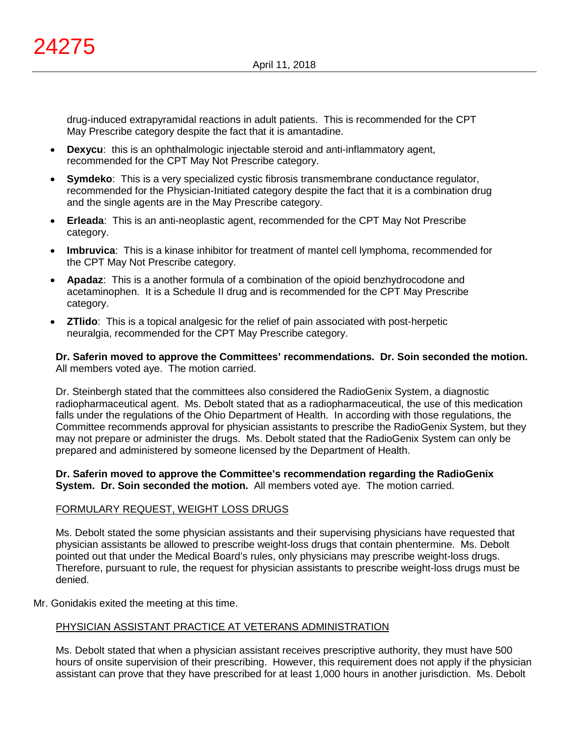drug-induced extrapyramidal reactions in adult patients. This is recommended for the CPT May Prescribe category despite the fact that it is amantadine.

- **Dexycu**: this is an ophthalmologic injectable steroid and anti-inflammatory agent, recommended for the CPT May Not Prescribe category.
- **Symdeko**: This is a very specialized cystic fibrosis transmembrane conductance regulator, recommended for the Physician-Initiated category despite the fact that it is a combination drug and the single agents are in the May Prescribe category.
- **Erleada**: This is an anti-neoplastic agent, recommended for the CPT May Not Prescribe category.
- **Imbruvica**: This is a kinase inhibitor for treatment of mantel cell lymphoma, recommended for the CPT May Not Prescribe category.
- **Apadaz**: This is a another formula of a combination of the opioid benzhydrocodone and acetaminophen. It is a Schedule II drug and is recommended for the CPT May Prescribe category.
- **ZTlido**: This is a topical analgesic for the relief of pain associated with post-herpetic neuralgia, recommended for the CPT May Prescribe category.

**Dr. Saferin moved to approve the Committees' recommendations. Dr. Soin seconded the motion.** All members voted aye. The motion carried.

Dr. Steinbergh stated that the committees also considered the RadioGenix System, a diagnostic radiopharmaceutical agent. Ms. Debolt stated that as a radiopharmaceutical, the use of this medication falls under the regulations of the Ohio Department of Health. In according with those regulations, the Committee recommends approval for physician assistants to prescribe the RadioGenix System, but they may not prepare or administer the drugs. Ms. Debolt stated that the RadioGenix System can only be prepared and administered by someone licensed by the Department of Health.

**Dr. Saferin moved to approve the Committee's recommendation regarding the RadioGenix System. Dr. Soin seconded the motion.** All members voted aye. The motion carried.

FORMULARY REQUEST, WEIGHT LOSS DRUGS

Ms. Debolt stated the some physician assistants and their supervising physicians have requested that physician assistants be allowed to prescribe weight-loss drugs that contain phentermine. Ms. Debolt pointed out that under the Medical Board's rules, only physicians may prescribe weight-loss drugs. Therefore, pursuant to rule, the request for physician assistants to prescribe weight-loss drugs must be denied.

Mr. Gonidakis exited the meeting at this time.

PHYSICIAN ASSISTANT PRACTICE AT VETERANS ADMINISTRATION

Ms. Debolt stated that when a physician assistant receives prescriptive authority, they must have 500 hours of onsite supervision of their prescribing. However, this requirement does not apply if the physician assistant can prove that they have prescribed for at least 1,000 hours in another jurisdiction. Ms. Debolt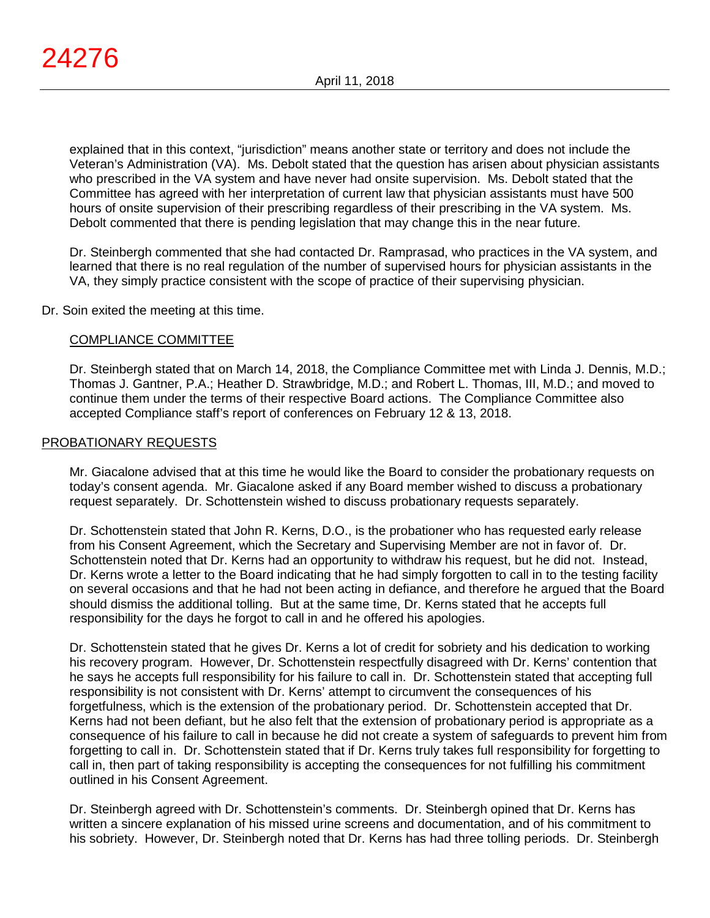explained that in this context, "jurisdiction" means another state or territory and does not include the Veteran's Administration (VA). Ms. Debolt stated that the question has arisen about physician assistants who prescribed in the VA system and have never had onsite supervision. Ms. Debolt stated that the Committee has agreed with her interpretation of current law that physician assistants must have 500 hours of onsite supervision of their prescribing regardless of their prescribing in the VA system. Ms. Debolt commented that there is pending legislation that may change this in the near future.

Dr. Steinbergh commented that she had contacted Dr. Ramprasad, who practices in the VA system, and learned that there is no real regulation of the number of supervised hours for physician assistants in the VA, they simply practice consistent with the scope of practice of their supervising physician.

Dr. Soin exited the meeting at this time.

COMPLIANCE COMMITTEE

Dr. Steinbergh stated that on March 14, 2018, the Compliance Committee met with Linda J. Dennis, M.D.; Thomas J. Gantner, P.A.; Heather D. Strawbridge, M.D.; and Robert L. Thomas, III, M.D.; and moved to continue them under the terms of their respective Board actions. The Compliance Committee also accepted Compliance staff's report of conferences on February 12 & 13, 2018.

PROBATIONARY REQUESTS

Mr. Giacalone advised that at this time he would like the Board to consider the probationary requests on today's consent agenda. Mr. Giacalone asked if any Board member wished to discuss a probationary request separately. Dr. Schottenstein wished to discuss probationary requests separately.

Dr. Schottenstein stated that John R. Kerns, D.O., is the probationer who has requested early release from his Consent Agreement, which the Secretary and Supervising Member are not in favor of. Dr. Schottenstein noted that Dr. Kerns had an opportunity to withdraw his request, but he did not. Instead, Dr. Kerns wrote a letter to the Board indicating that he had simply forgotten to call in to the testing facility on several occasions and that he had not been acting in defiance, and therefore he argued that the Board should dismiss the additional tolling. But at the same time, Dr. Kerns stated that he accepts full responsibility for the days he forgot to call in and he offered his apologies.

Dr. Schottenstein stated that he gives Dr. Kerns a lot of credit for sobriety and his dedication to working his recovery program. However, Dr. Schottenstein respectfully disagreed with Dr. Kerns' contention that he says he accepts full responsibility for his failure to call in. Dr. Schottenstein stated that accepting full responsibility is not consistent with Dr. Kerns' attempt to circumvent the consequences of his forgetfulness, which is the extension of the probationary period. Dr. Schottenstein accepted that Dr. Kerns had not been defiant, but he also felt that the extension of probationary period is appropriate as a consequence of his failure to call in because he did not create a system of safeguards to prevent him from forgetting to call in. Dr. Schottenstein stated that if Dr. Kerns truly takes full responsibility for forgetting to call in, then part of taking responsibility is accepting the consequences for not fulfilling his commitment outlined in his Consent Agreement.

Dr. Steinbergh agreed with Dr. Schottenstein's comments. Dr. Steinbergh opined that Dr. Kerns has written a sincere explanation of his missed urine screens and documentation, and of his commitment to his sobriety. However, Dr. Steinbergh noted that Dr. Kerns has had three tolling periods. Dr. Steinbergh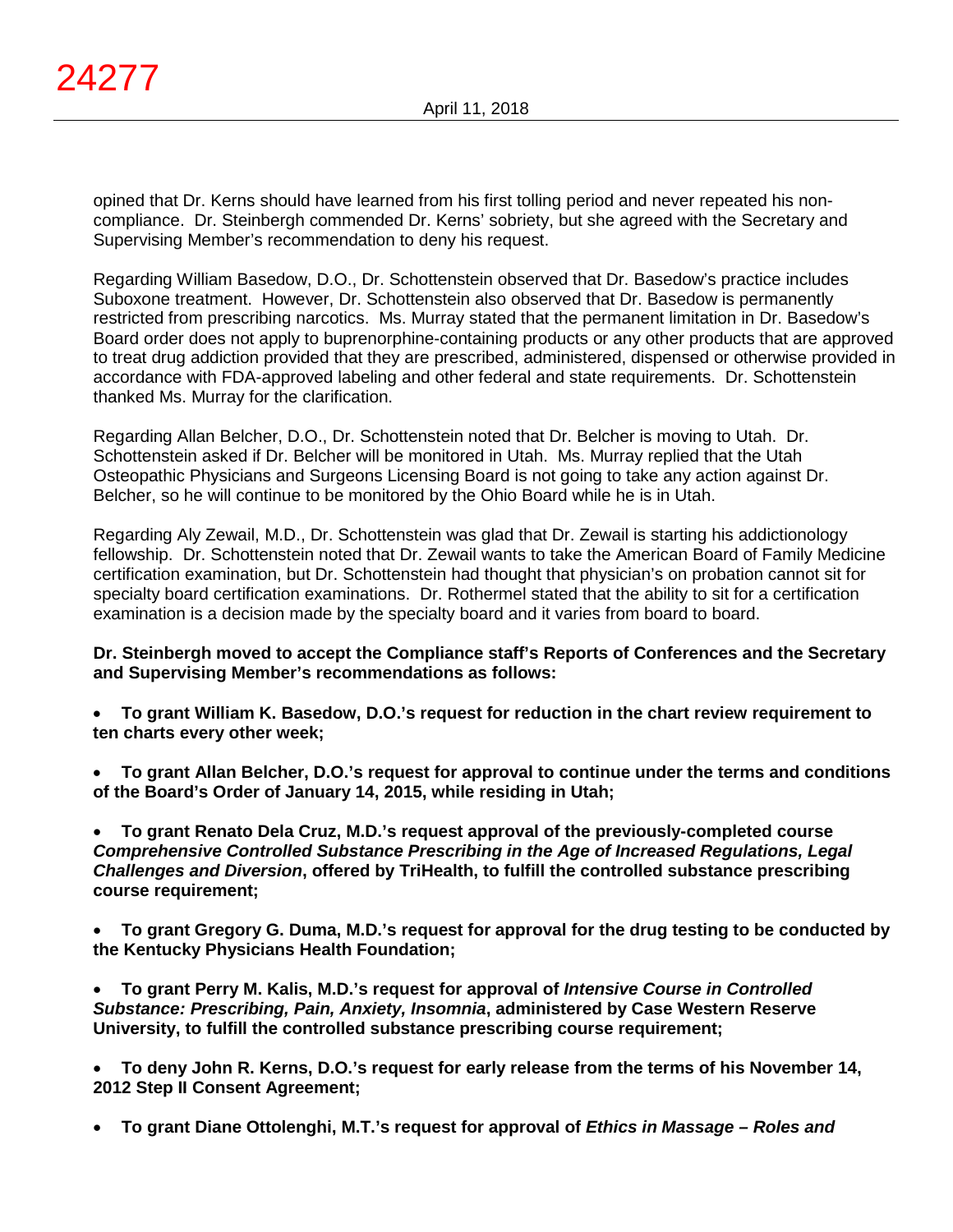opined that Dr. Kerns should have learned from his first tolling period and never repeated his non-compliance. Dr. Steinbergh commended Dr. Kerns' sobriety, but she agreed with the Secretary and Supervising Member's recommendation to deny his request.

Regarding William Basedow, D.O., Dr. Schottenstein observed that Dr. Basedow's practice includes Suboxone treatment. However, Dr. Schottenstein also observed that Dr. Basedow is permanently restricted from prescribing narcotics. Ms. Murray stated that the permanent limitation in Dr. Basedow's Board order does not apply to buprenorphine-containing products or any other products that are approved to treat drug addiction provided that they are prescribed, administered, dispensed or otherwise provided in accordance with FDA-approved labeling and other federal and state requirements. Dr. Schottenstein thanked Ms. Murray for the clarification.

Regarding Allan Belcher, D.O., Dr. Schottenstein noted that Dr. Belcher is moving to Utah. Dr. Schottenstein asked if Dr. Belcher will be monitored in Utah. Ms. Murray replied that the Utah Osteopathic Physicians and Surgeons Licensing Board is not going to take any action against Dr. Belcher, so he will continue to be monitored by the Ohio Board while he is in Utah.

Regarding Aly Zewail, M.D., Dr. Schottenstein was glad that Dr. Zewail is starting his addictionology fellowship. Dr. Schottenstein noted that Dr. Zewail wants to take the American Board of Family Medicine certification examination, but Dr. Schottenstein had thought that physician's on probation cannot sit for specialty board certification examinations. Dr. Rothermel stated that the ability to sit for a certification examination is a decision made by the specialty board and it varies from board to board.

**Dr. Steinbergh moved to accept the Compliance staff's Reports of Conferences and the Secretary and Supervising Member's recommendations as follows:**

- **To grant William K. Basedow, D.O.'s request for reduction in the chart review requirement to ten charts every other week;**

- **To grant Allan Belcher, D.O.'s request for approval to continue under the terms and conditions of the Board's Order of January 14, 2015, while residing in Utah;**

- **To grant Renato Dela Cruz, M.D.'s request approval of the previously-completed course *Comprehensive Controlled Substance Prescribing in the Age of Increased Regulations, Legal Challenges and Diversion*, offered by TriHealth, to fulfill the controlled substance prescribing course requirement;**

- **To grant Gregory G. Duma, M.D.'s request for approval for the drug testing to be conducted by the Kentucky Physicians Health Foundation;**

- **To grant Perry M. Kalis, M.D.'s request for approval of *Intensive Course in Controlled Substance: Prescribing, Pain, Anxiety, Insomnia*, administered by Case Western Reserve University, to fulfill the controlled substance prescribing course requirement;**

- **To deny John R. Kerns, D.O.'s request for early release from the terms of his November 14, 2012 Step II Consent Agreement;**

- **To grant Diane Ottolenghi, M.T.'s request for approval of *Ethics in Massage – Roles and***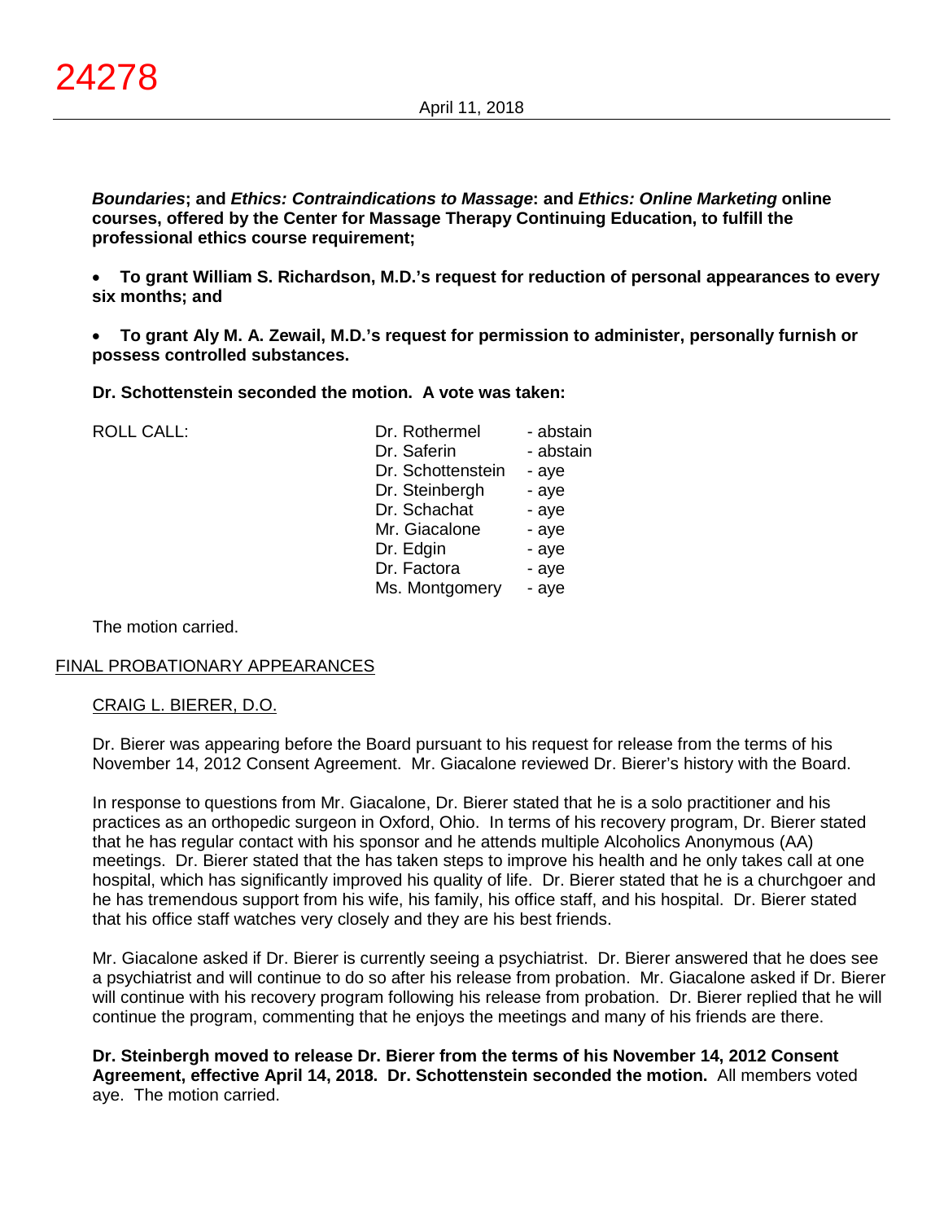***Boundaries*; and *Ethics: Contraindications to Massage*: and *Ethics: Online Marketing* online courses, offered by the Center for Massage Therapy Continuing Education, to fulfill the professional ethics course requirement;**

- **To grant William S. Richardson, M.D.'s request for reduction of personal appearances to every six months; and**

- **To grant Aly M. A. Zewail, M.D.'s request for permission to administer, personally furnish or possess controlled substances.**

**Dr. Schottenstein seconded the motion. A vote was taken:**

| ROLL CALL: | Dr. Rothermel | - abstain |
|---|---|---|
| | Dr. Saferin | - abstain |
| | Dr. Schottenstein | - aye |
| | Dr. Steinbergh | - aye |
| | Dr. Schachat | - aye |
| | Mr. Giacalone | - aye |
| | Dr. Edgin | - aye |
| | Dr. Factora | - aye |
| | Ms. Montgomery | - aye |

The motion carried.

## FINAL PROBATIONARY APPEARANCES

### CRAIG L. BIERER, D.O.

Dr. Bierer was appearing before the Board pursuant to his request for release from the terms of his November 14, 2012 Consent Agreement. Mr. Giacalone reviewed Dr. Bierer's history with the Board.

In response to questions from Mr. Giacalone, Dr. Bierer stated that he is a solo practitioner and his practices as an orthopedic surgeon in Oxford, Ohio. In terms of his recovery program, Dr. Bierer stated that he has regular contact with his sponsor and he attends multiple Alcoholics Anonymous (AA) meetings. Dr. Bierer stated that the has taken steps to improve his health and he only takes call at one hospital, which has significantly improved his quality of life. Dr. Bierer stated that he is a churchgoer and he has tremendous support from his wife, his family, his office staff, and his hospital. Dr. Bierer stated that his office staff watches very closely and they are his best friends.

Mr. Giacalone asked if Dr. Bierer is currently seeing a psychiatrist. Dr. Bierer answered that he does see a psychiatrist and will continue to do so after his release from probation. Mr. Giacalone asked if Dr. Bierer will continue with his recovery program following his release from probation. Dr. Bierer replied that he will continue the program, commenting that he enjoys the meetings and many of his friends are there.

**Dr. Steinbergh moved to release Dr. Bierer from the terms of his November 14, 2012 Consent Agreement, effective April 14, 2018. Dr. Schottenstein seconded the motion.** All members voted aye. The motion carried.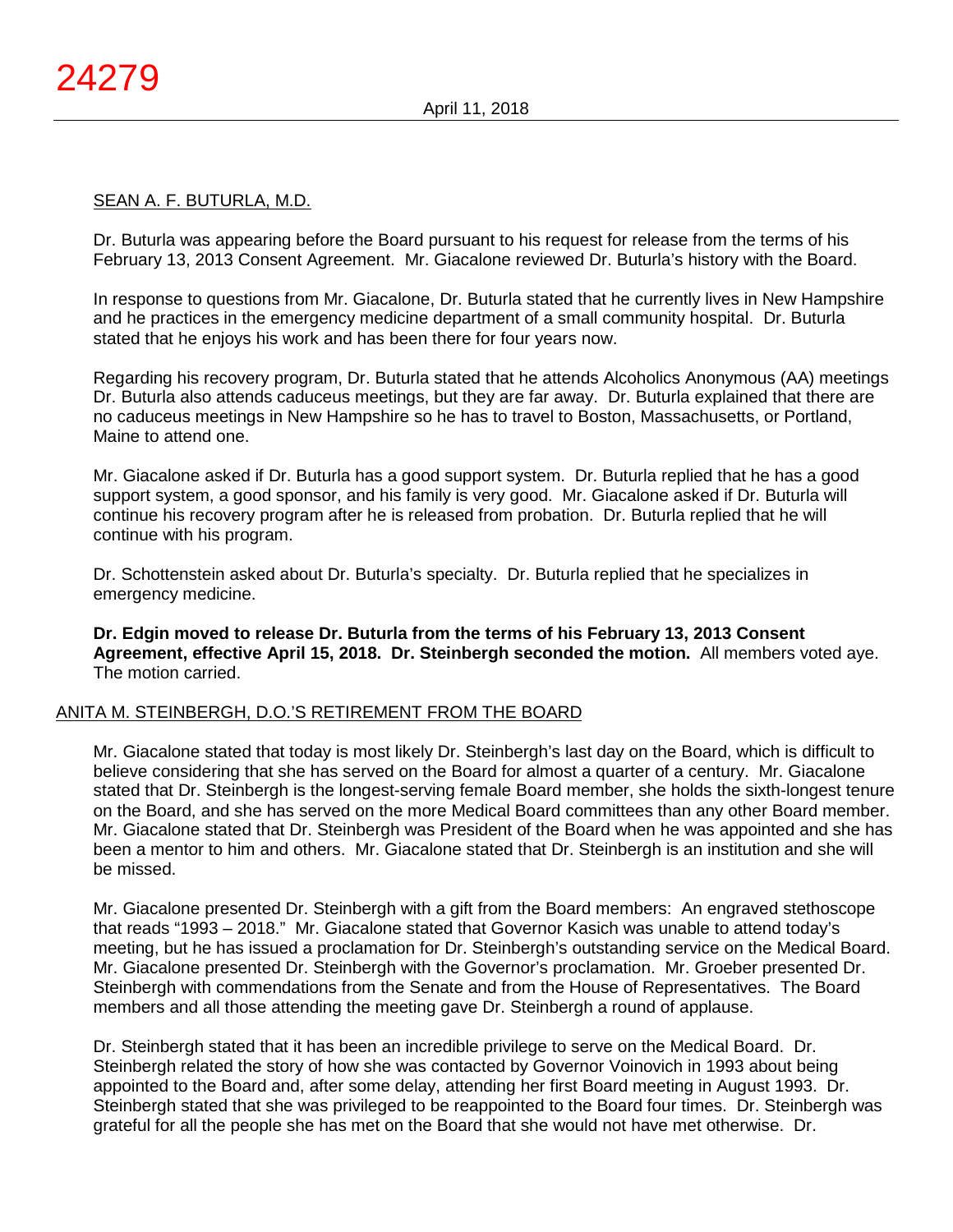SEAN A. F. BUTURLA, M.D.

Dr. Buturla was appearing before the Board pursuant to his request for release from the terms of his February 13, 2013 Consent Agreement. Mr. Giacalone reviewed Dr. Buturla's history with the Board.

In response to questions from Mr. Giacalone, Dr. Buturla stated that he currently lives in New Hampshire and he practices in the emergency medicine department of a small community hospital. Dr. Buturla stated that he enjoys his work and has been there for four years now.

Regarding his recovery program, Dr. Buturla stated that he attends Alcoholics Anonymous (AA) meetings Dr. Buturla also attends caduceus meetings, but they are far away. Dr. Buturla explained that there are no caduceus meetings in New Hampshire so he has to travel to Boston, Massachusetts, or Portland, Maine to attend one.

Mr. Giacalone asked if Dr. Buturla has a good support system. Dr. Buturla replied that he has a good support system, a good sponsor, and his family is very good. Mr. Giacalone asked if Dr. Buturla will continue his recovery program after he is released from probation. Dr. Buturla replied that he will continue with his program.

Dr. Schottenstein asked about Dr. Buturla's specialty. Dr. Buturla replied that he specializes in emergency medicine.

**Dr. Edgin moved to release Dr. Buturla from the terms of his February 13, 2013 Consent Agreement, effective April 15, 2018. Dr. Steinbergh seconded the motion.** All members voted aye. The motion carried.

ANITA M. STEINBERGH, D.O.'S RETIREMENT FROM THE BOARD

Mr. Giacalone stated that today is most likely Dr. Steinbergh's last day on the Board, which is difficult to believe considering that she has served on the Board for almost a quarter of a century. Mr. Giacalone stated that Dr. Steinbergh is the longest-serving female Board member, she holds the sixth-longest tenure on the Board, and she has served on the more Medical Board committees than any other Board member. Mr. Giacalone stated that Dr. Steinbergh was President of the Board when he was appointed and she has been a mentor to him and others. Mr. Giacalone stated that Dr. Steinbergh is an institution and she will be missed.

Mr. Giacalone presented Dr. Steinbergh with a gift from the Board members: An engraved stethoscope that reads "1993 – 2018." Mr. Giacalone stated that Governor Kasich was unable to attend today's meeting, but he has issued a proclamation for Dr. Steinbergh's outstanding service on the Medical Board. Mr. Giacalone presented Dr. Steinbergh with the Governor's proclamation. Mr. Groeber presented Dr. Steinbergh with commendations from the Senate and from the House of Representatives. The Board members and all those attending the meeting gave Dr. Steinbergh a round of applause.

Dr. Steinbergh stated that it has been an incredible privilege to serve on the Medical Board. Dr. Steinbergh related the story of how she was contacted by Governor Voinovich in 1993 about being appointed to the Board and, after some delay, attending her first Board meeting in August 1993. Dr. Steinbergh stated that she was privileged to be reappointed to the Board four times. Dr. Steinbergh was grateful for all the people she has met on the Board that she would not have met otherwise. Dr.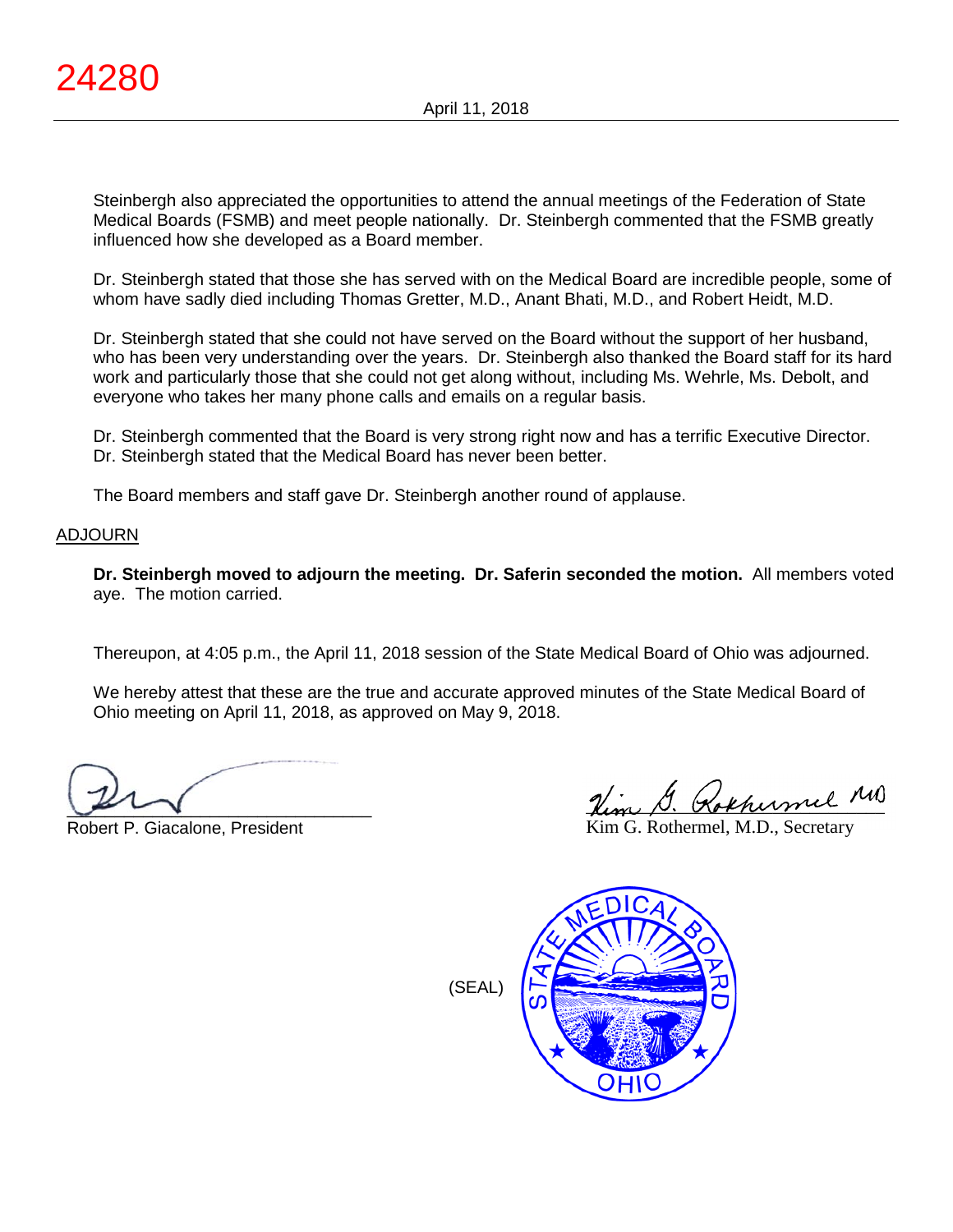Steinbergh also appreciated the opportunities to attend the annual meetings of the Federation of State Medical Boards (FSMB) and meet people nationally. Dr. Steinbergh commented that the FSMB greatly influenced how she developed as a Board member.

Dr. Steinbergh stated that those she has served with on the Medical Board are incredible people, some of whom have sadly died including Thomas Gretter, M.D., Anant Bhati, M.D., and Robert Heidt, M.D.

Dr. Steinbergh stated that she could not have served on the Board without the support of her husband, who has been very understanding over the years. Dr. Steinbergh also thanked the Board staff for its hard work and particularly those that she could not get along without, including Ms. Wehrle, Ms. Debolt, and everyone who takes her many phone calls and emails on a regular basis.

Dr. Steinbergh commented that the Board is very strong right now and has a terrific Executive Director. Dr. Steinbergh stated that the Medical Board has never been better.

The Board members and staff gave Dr. Steinbergh another round of applause.

## ADJOURN

**Dr. Steinbergh moved to adjourn the meeting. Dr. Saferin seconded the motion.** All members voted aye. The motion carried.

Thereupon, at 4:05 p.m., the April 11, 2018 session of the State Medical Board of Ohio was adjourned.

We hereby attest that these are the true and accurate approved minutes of the State Medical Board of Ohio meeting on April 11, 2018, as approved on May 9, 2018.

Robert P. Giacalone, President

Kim G. Rothermel, M.D., Secretary

(SEAL)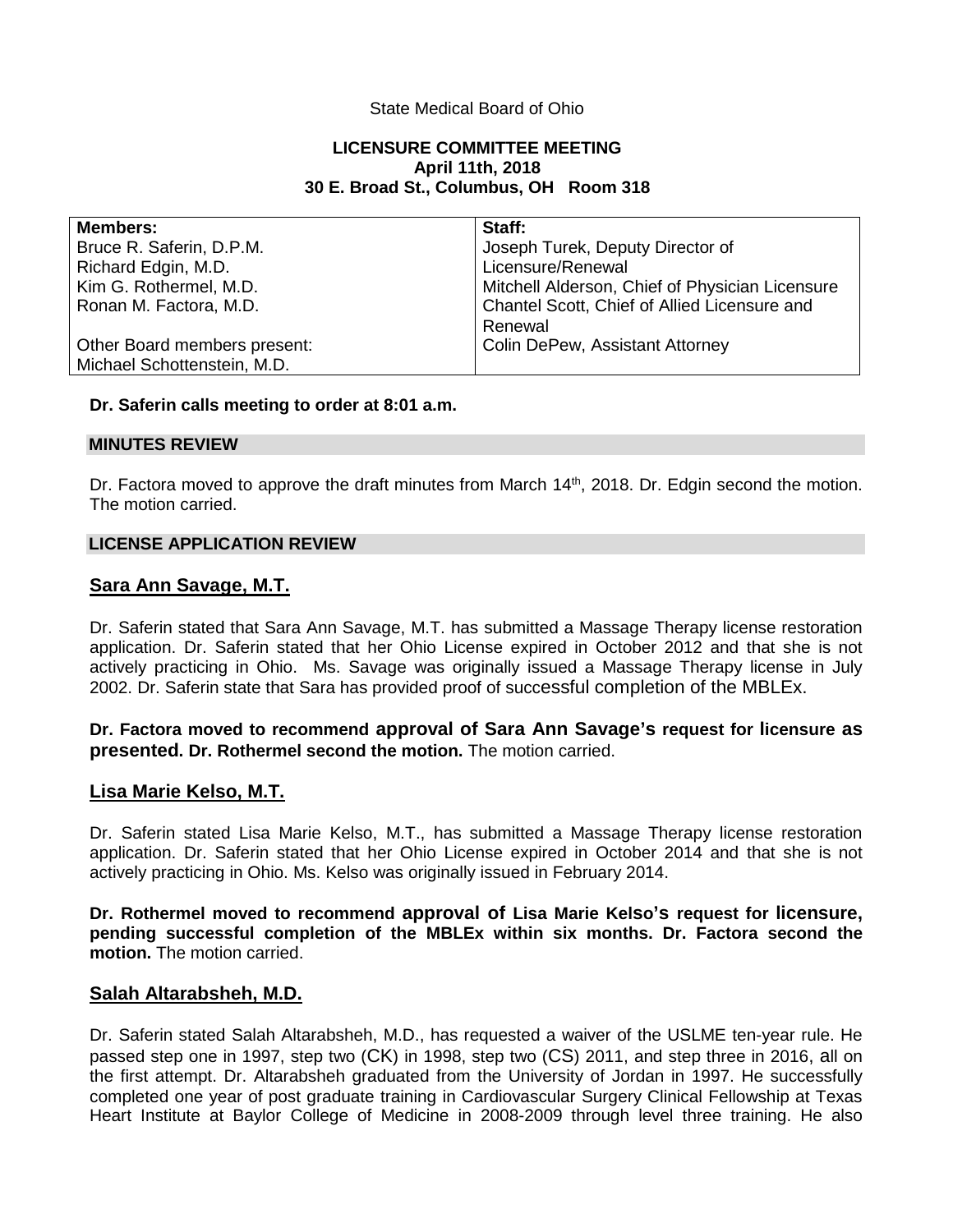State Medical Board of Ohio

**LICENSURE COMMITTEE MEETING**
**April 11th, 2018**
**30 E. Broad St., Columbus, OH Room 318**

| **Members:** | **Staff:** |
|---|---|
| Bruce R. Saferin, D.P.M.<br>Richard Edgin, M.D.<br>Kim G. Rothermel, M.D.<br>Ronan M. Factora, M.D.<br><br>Other Board members present:<br>Michael Schottenstein, M.D. | Joseph Turek, Deputy Director of Licensure/Renewal<br>Mitchell Alderson, Chief of Physician Licensure<br>Chantel Scott, Chief of Allied Licensure and Renewal<br>Colin DePew, Assistant Attorney |

**Dr. Saferin calls meeting to order at 8:01 a.m.**

## MINUTES REVIEW

Dr. Factora moved to approve the draft minutes from March 14th, 2018. Dr. Edgin second the motion. The motion carried.

## LICENSE APPLICATION REVIEW

### Sara Ann Savage, M.T.

Dr. Saferin stated that Sara Ann Savage, M.T. has submitted a Massage Therapy license restoration application. Dr. Saferin stated that her Ohio License expired in October 2012 and that she is not actively practicing in Ohio. Ms. Savage was originally issued a Massage Therapy license in July 2002. Dr. Saferin state that Sara has provided proof of successful completion of the MBLEx.

**Dr. Factora moved to recommend approval of Sara Ann Savage's request for licensure as presented. Dr. Rothermel second the motion.** The motion carried.

### Lisa Marie Kelso, M.T.

Dr. Saferin stated Lisa Marie Kelso, M.T., has submitted a Massage Therapy license restoration application. Dr. Saferin stated that her Ohio License expired in October 2014 and that she is not actively practicing in Ohio. Ms. Kelso was originally issued in February 2014.

**Dr. Rothermel moved to recommend approval of Lisa Marie Kelso's request for licensure, pending successful completion of the MBLEx within six months. Dr. Factora second the motion.** The motion carried.

### Salah Altarabsheh, M.D.

Dr. Saferin stated Salah Altarabsheh, M.D., has requested a waiver of the USLME ten-year rule. He passed step one in 1997, step two (CK) in 1998, step two (CS) 2011, and step three in 2016, all on the first attempt. Dr. Altarabsheh graduated from the University of Jordan in 1997. He successfully completed one year of post graduate training in Cardiovascular Surgery Clinical Fellowship at Texas Heart Institute at Baylor College of Medicine in 2008-2009 through level three training. He also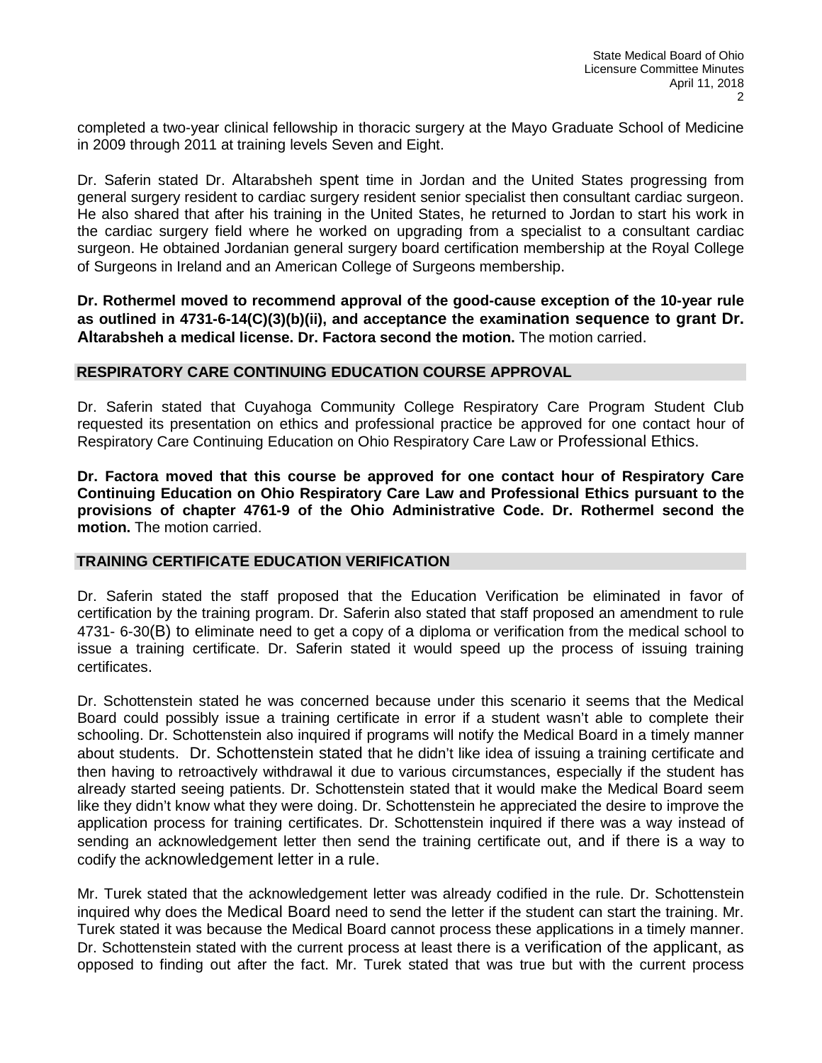completed a two-year clinical fellowship in thoracic surgery at the Mayo Graduate School of Medicine in 2009 through 2011 at training levels Seven and Eight.

Dr. Saferin stated Dr. Altarabsheh spent time in Jordan and the United States progressing from general surgery resident to cardiac surgery resident senior specialist then consultant cardiac surgeon. He also shared that after his training in the United States, he returned to Jordan to start his work in the cardiac surgery field where he worked on upgrading from a specialist to a consultant cardiac surgeon. He obtained Jordanian general surgery board certification membership at the Royal College of Surgeons in Ireland and an American College of Surgeons membership.

**Dr. Rothermel moved to recommend approval of the good-cause exception of the 10-year rule as outlined in 4731-6-14(C)(3)(b)(ii), and acceptance the examination sequence to grant Dr. Altarabsheh a medical license. Dr. Factora second the motion.** The motion carried.

## RESPIRATORY CARE CONTINUING EDUCATION COURSE APPROVAL

Dr. Saferin stated that Cuyahoga Community College Respiratory Care Program Student Club requested its presentation on ethics and professional practice be approved for one contact hour of Respiratory Care Continuing Education on Ohio Respiratory Care Law or Professional Ethics.

**Dr. Factora moved that this course be approved for one contact hour of Respiratory Care Continuing Education on Ohio Respiratory Care Law and Professional Ethics pursuant to the provisions of chapter 4761-9 of the Ohio Administrative Code. Dr. Rothermel second the motion.** The motion carried.

## TRAINING CERTIFICATE EDUCATION VERIFICATION

Dr. Saferin stated the staff proposed that the Education Verification be eliminated in favor of certification by the training program. Dr. Saferin also stated that staff proposed an amendment to rule 4731- 6-30(B) to eliminate need to get a copy of a diploma or verification from the medical school to issue a training certificate. Dr. Saferin stated it would speed up the process of issuing training certificates.

Dr. Schottenstein stated he was concerned because under this scenario it seems that the Medical Board could possibly issue a training certificate in error if a student wasn't able to complete their schooling. Dr. Schottenstein also inquired if programs will notify the Medical Board in a timely manner about students. Dr. Schottenstein stated that he didn't like idea of issuing a training certificate and then having to retroactively withdrawal it due to various circumstances, especially if the student has already started seeing patients. Dr. Schottenstein stated that it would make the Medical Board seem like they didn't know what they were doing. Dr. Schottenstein he appreciated the desire to improve the application process for training certificates. Dr. Schottenstein inquired if there was a way instead of sending an acknowledgement letter then send the training certificate out, and if there is a way to codify the acknowledgement letter in a rule.

Mr. Turek stated that the acknowledgement letter was already codified in the rule. Dr. Schottenstein inquired why does the Medical Board need to send the letter if the student can start the training. Mr. Turek stated it was because the Medical Board cannot process these applications in a timely manner. Dr. Schottenstein stated with the current process at least there is a verification of the applicant, as opposed to finding out after the fact. Mr. Turek stated that was true but with the current process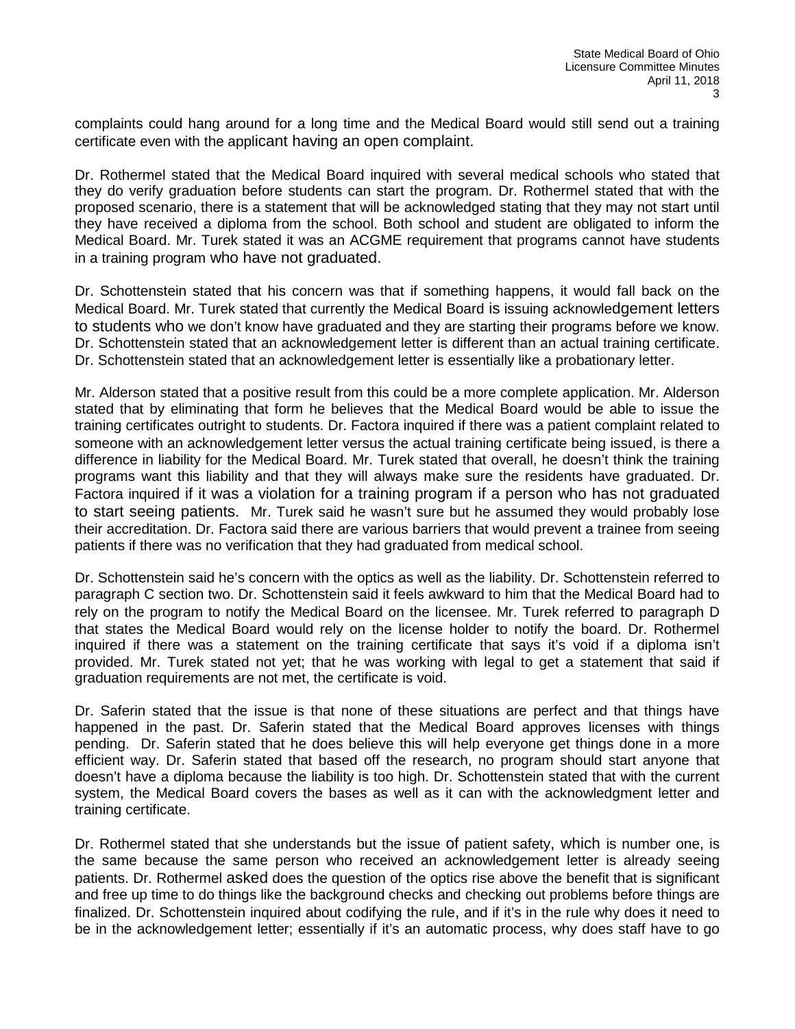complaints could hang around for a long time and the Medical Board would still send out a training certificate even with the applicant having an open complaint.

Dr. Rothermel stated that the Medical Board inquired with several medical schools who stated that they do verify graduation before students can start the program. Dr. Rothermel stated that with the proposed scenario, there is a statement that will be acknowledged stating that they may not start until they have received a diploma from the school. Both school and student are obligated to inform the Medical Board. Mr. Turek stated it was an ACGME requirement that programs cannot have students in a training program who have not graduated.

Dr. Schottenstein stated that his concern was that if something happens, it would fall back on the Medical Board. Mr. Turek stated that currently the Medical Board is issuing acknowledgement letters to students who we don't know have graduated and they are starting their programs before we know. Dr. Schottenstein stated that an acknowledgement letter is different than an actual training certificate. Dr. Schottenstein stated that an acknowledgement letter is essentially like a probationary letter.

Mr. Alderson stated that a positive result from this could be a more complete application. Mr. Alderson stated that by eliminating that form he believes that the Medical Board would be able to issue the training certificates outright to students. Dr. Factora inquired if there was a patient complaint related to someone with an acknowledgement letter versus the actual training certificate being issued, is there a difference in liability for the Medical Board. Mr. Turek stated that overall, he doesn't think the training programs want this liability and that they will always make sure the residents have graduated. Dr. Factora inquired if it was a violation for a training program if a person who has not graduated to start seeing patients. Mr. Turek said he wasn't sure but he assumed they would probably lose their accreditation. Dr. Factora said there are various barriers that would prevent a trainee from seeing patients if there was no verification that they had graduated from medical school.

Dr. Schottenstein said he's concern with the optics as well as the liability. Dr. Schottenstein referred to paragraph C section two. Dr. Schottenstein said it feels awkward to him that the Medical Board had to rely on the program to notify the Medical Board on the licensee. Mr. Turek referred to paragraph D that states the Medical Board would rely on the license holder to notify the board. Dr. Rothermel inquired if there was a statement on the training certificate that says it's void if a diploma isn't provided. Mr. Turek stated not yet; that he was working with legal to get a statement that said if graduation requirements are not met, the certificate is void.

Dr. Saferin stated that the issue is that none of these situations are perfect and that things have happened in the past. Dr. Saferin stated that the Medical Board approves licenses with things pending. Dr. Saferin stated that he does believe this will help everyone get things done in a more efficient way. Dr. Saferin stated that based off the research, no program should start anyone that doesn't have a diploma because the liability is too high. Dr. Schottenstein stated that with the current system, the Medical Board covers the bases as well as it can with the acknowledgment letter and training certificate.

Dr. Rothermel stated that she understands but the issue of patient safety, which is number one, is the same because the same person who received an acknowledgement letter is already seeing patients. Dr. Rothermel asked does the question of the optics rise above the benefit that is significant and free up time to do things like the background checks and checking out problems before things are finalized. Dr. Schottenstein inquired about codifying the rule, and if it's in the rule why does it need to be in the acknowledgement letter; essentially if it's an automatic process, why does staff have to go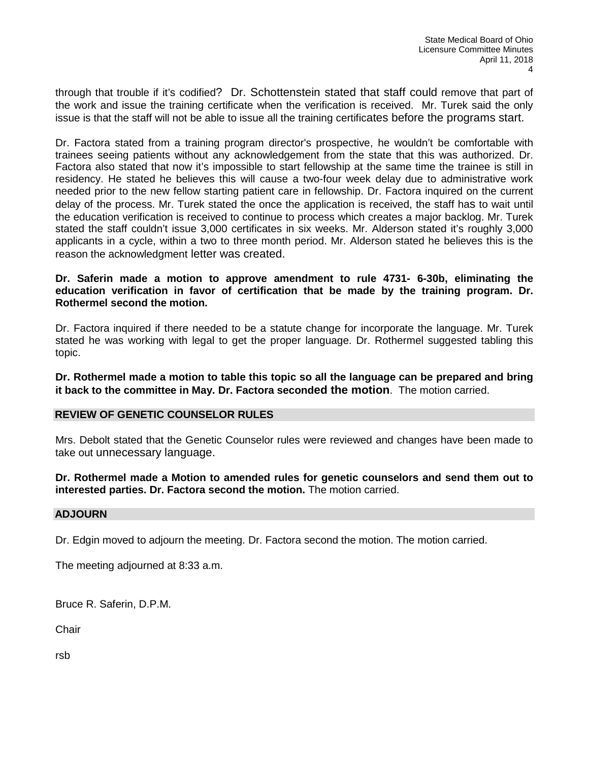through that trouble if it's codified? Dr. Schottenstein stated that staff could remove that part of the work and issue the training certificate when the verification is received. Mr. Turek said the only issue is that the staff will not be able to issue all the training certificates before the programs start.

Dr. Factora stated from a training program director's prospective, he wouldn't be comfortable with trainees seeing patients without any acknowledgement from the state that this was authorized. Dr. Factora also stated that now it's impossible to start fellowship at the same time the trainee is still in residency. He stated he believes this will cause a two-four week delay due to administrative work needed prior to the new fellow starting patient care in fellowship. Dr. Factora inquired on the current delay of the process. Mr. Turek stated the once the application is received, the staff has to wait until the education verification is received to continue to process which creates a major backlog. Mr. Turek stated the staff couldn't issue 3,000 certificates in six weeks. Mr. Alderson stated it's roughly 3,000 applicants in a cycle, within a two to three month period. Mr. Alderson stated he believes this is the reason the acknowledgment letter was created.

**Dr. Saferin made a motion to approve amendment to rule 4731- 6-30b, eliminating the education verification in favor of certification that be made by the training program. Dr. Rothermel second the motion.**

Dr. Factora inquired if there needed to be a statute change for incorporate the language. Mr. Turek stated he was working with legal to get the proper language. Dr. Rothermel suggested tabling this topic.

**Dr. Rothermel made a motion to table this topic so all the language can be prepared and bring it back to the committee in May. Dr. Factora seconded the motion**. The motion carried.

## REVIEW OF GENETIC COUNSELOR RULES

Mrs. Debolt stated that the Genetic Counselor rules were reviewed and changes have been made to take out unnecessary language.

**Dr. Rothermel made a Motion to amended rules for genetic counselors and send them out to interested parties. Dr. Factora second the motion.** The motion carried.

## ADJOURN

Dr. Edgin moved to adjourn the meeting. Dr. Factora second the motion. The motion carried.

The meeting adjourned at 8:33 a.m.

Bruce R. Saferin, D.P.M.

Chair

rsb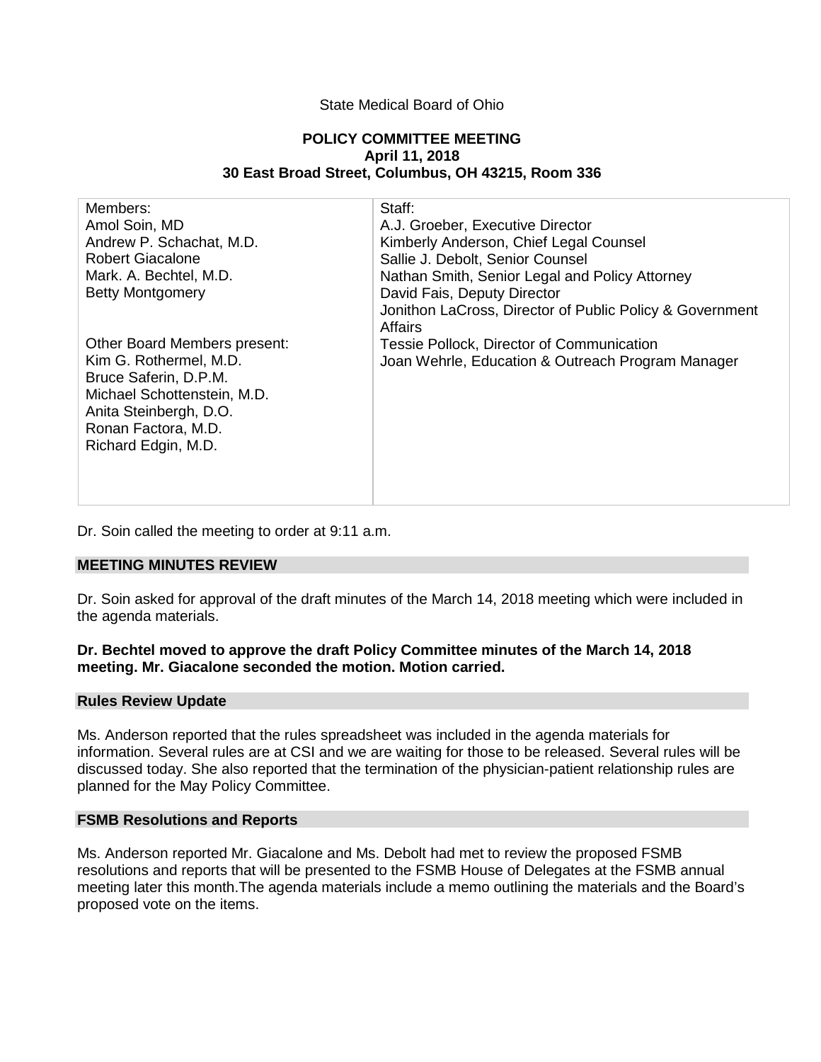State Medical Board of Ohio

**POLICY COMMITTEE MEETING**
**April 11, 2018**
**30 East Broad Street, Columbus, OH 43215, Room 336**

| Members: | Staff: |
|---|---|
| Amol Soin, MD<br>Andrew P. Schachat, M.D.<br>Robert Giacalone<br>Mark. A. Bechtel, M.D.<br>Betty Montgomery<br><br>Other Board Members present:<br>Kim G. Rothermel, M.D.<br>Bruce Saferin, D.P.M.<br>Michael Schottenstein, M.D.<br>Anita Steinbergh, D.O.<br>Ronan Factora, M.D.<br>Richard Edgin, M.D. | A.J. Groeber, Executive Director<br>Kimberly Anderson, Chief Legal Counsel<br>Sallie J. Debolt, Senior Counsel<br>Nathan Smith, Senior Legal and Policy Attorney<br>David Fais, Deputy Director<br>Jonithon LaCross, Director of Public Policy & Government Affairs<br>Tessie Pollock, Director of Communication<br>Joan Wehrle, Education & Outreach Program Manager |

Dr. Soin called the meeting to order at 9:11 a.m.

## MEETING MINUTES REVIEW

Dr. Soin asked for approval of the draft minutes of the March 14, 2018 meeting which were included in the agenda materials.

**Dr. Bechtel moved to approve the draft Policy Committee minutes of the March 14, 2018 meeting. Mr. Giacalone seconded the motion. Motion carried.**

## Rules Review Update

Ms. Anderson reported that the rules spreadsheet was included in the agenda materials for information. Several rules are at CSI and we are waiting for those to be released. Several rules will be discussed today. She also reported that the termination of the physician-patient relationship rules are planned for the May Policy Committee.

## FSMB Resolutions and Reports

Ms. Anderson reported Mr. Giacalone and Ms. Debolt had met to review the proposed FSMB resolutions and reports that will be presented to the FSMB House of Delegates at the FSMB annual meeting later this month.The agenda materials include a memo outlining the materials and the Board's proposed vote on the items.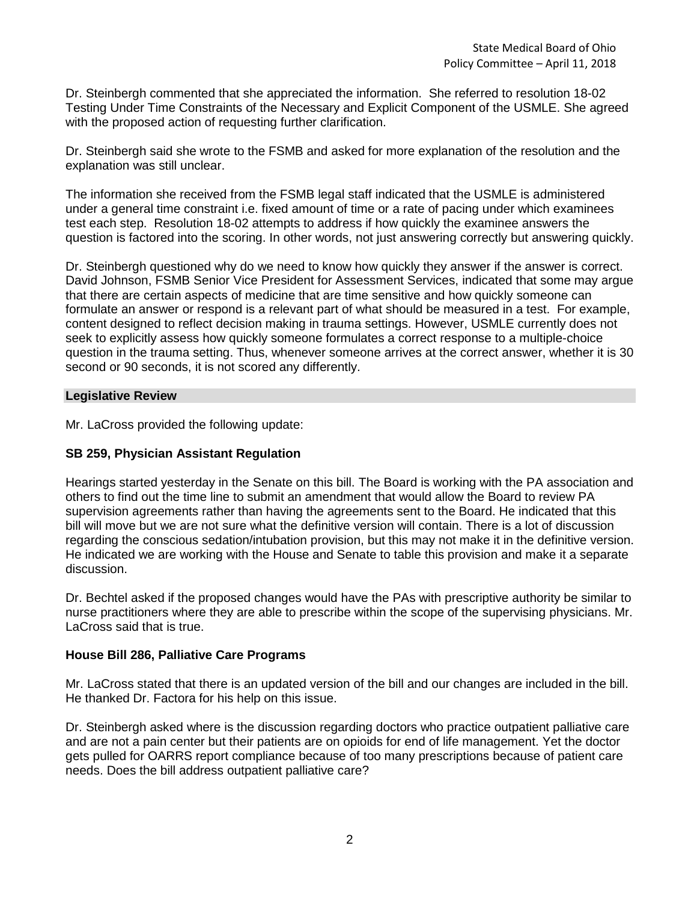Dr. Steinbergh commented that she appreciated the information. She referred to resolution 18-02 Testing Under Time Constraints of the Necessary and Explicit Component of the USMLE. She agreed with the proposed action of requesting further clarification.

Dr. Steinbergh said she wrote to the FSMB and asked for more explanation of the resolution and the explanation was still unclear.

The information she received from the FSMB legal staff indicated that the USMLE is administered under a general time constraint i.e. fixed amount of time or a rate of pacing under which examinees test each step. Resolution 18-02 attempts to address if how quickly the examinee answers the question is factored into the scoring. In other words, not just answering correctly but answering quickly.

Dr. Steinbergh questioned why do we need to know how quickly they answer if the answer is correct. David Johnson, FSMB Senior Vice President for Assessment Services, indicated that some may argue that there are certain aspects of medicine that are time sensitive and how quickly someone can formulate an answer or respond is a relevant part of what should be measured in a test. For example, content designed to reflect decision making in trauma settings. However, USMLE currently does not seek to explicitly assess how quickly someone formulates a correct response to a multiple-choice question in the trauma setting. Thus, whenever someone arrives at the correct answer, whether it is 30 second or 90 seconds, it is not scored any differently.

## Legislative Review

Mr. LaCross provided the following update:

### SB 259, Physician Assistant Regulation

Hearings started yesterday in the Senate on this bill. The Board is working with the PA association and others to find out the time line to submit an amendment that would allow the Board to review PA supervision agreements rather than having the agreements sent to the Board. He indicated that this bill will move but we are not sure what the definitive version will contain. There is a lot of discussion regarding the conscious sedation/intubation provision, but this may not make it in the definitive version. He indicated we are working with the House and Senate to table this provision and make it a separate discussion.

Dr. Bechtel asked if the proposed changes would have the PAs with prescriptive authority be similar to nurse practitioners where they are able to prescribe within the scope of the supervising physicians. Mr. LaCross said that is true.

### House Bill 286, Palliative Care Programs

Mr. LaCross stated that there is an updated version of the bill and our changes are included in the bill. He thanked Dr. Factora for his help on this issue.

Dr. Steinbergh asked where is the discussion regarding doctors who practice outpatient palliative care and are not a pain center but their patients are on opioids for end of life management. Yet the doctor gets pulled for OARRS report compliance because of too many prescriptions because of patient care needs. Does the bill address outpatient palliative care?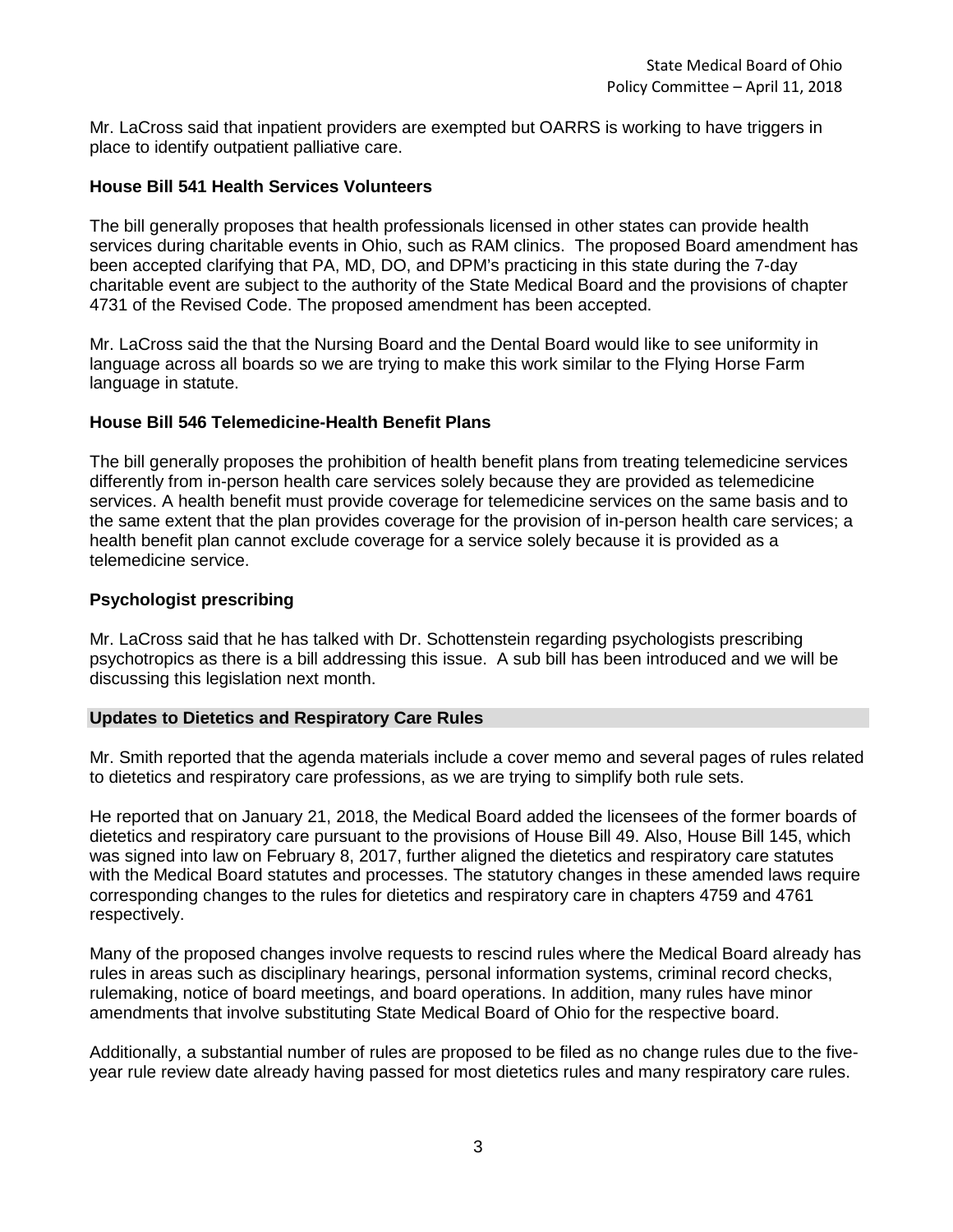Mr. LaCross said that inpatient providers are exempted but OARRS is working to have triggers in place to identify outpatient palliative care.

**House Bill 541 Health Services Volunteers**

The bill generally proposes that health professionals licensed in other states can provide health services during charitable events in Ohio, such as RAM clinics. The proposed Board amendment has been accepted clarifying that PA, MD, DO, and DPM's practicing in this state during the 7-day charitable event are subject to the authority of the State Medical Board and the provisions of chapter 4731 of the Revised Code. The proposed amendment has been accepted.

Mr. LaCross said the that the Nursing Board and the Dental Board would like to see uniformity in language across all boards so we are trying to make this work similar to the Flying Horse Farm language in statute.

**House Bill 546 Telemedicine-Health Benefit Plans**

The bill generally proposes the prohibition of health benefit plans from treating telemedicine services differently from in-person health care services solely because they are provided as telemedicine services. A health benefit must provide coverage for telemedicine services on the same basis and to the same extent that the plan provides coverage for the provision of in-person health care services; a health benefit plan cannot exclude coverage for a service solely because it is provided as a telemedicine service.

**Psychologist prescribing**

Mr. LaCross said that he has talked with Dr. Schottenstein regarding psychologists prescribing psychotropics as there is a bill addressing this issue. A sub bill has been introduced and we will be discussing this legislation next month.

**Updates to Dietetics and Respiratory Care Rules**

Mr. Smith reported that the agenda materials include a cover memo and several pages of rules related to dietetics and respiratory care professions, as we are trying to simplify both rule sets.

He reported that on January 21, 2018, the Medical Board added the licensees of the former boards of dietetics and respiratory care pursuant to the provisions of House Bill 49. Also, House Bill 145, which was signed into law on February 8, 2017, further aligned the dietetics and respiratory care statutes with the Medical Board statutes and processes. The statutory changes in these amended laws require corresponding changes to the rules for dietetics and respiratory care in chapters 4759 and 4761 respectively.

Many of the proposed changes involve requests to rescind rules where the Medical Board already has rules in areas such as disciplinary hearings, personal information systems, criminal record checks, rulemaking, notice of board meetings, and board operations. In addition, many rules have minor amendments that involve substituting State Medical Board of Ohio for the respective board.

Additionally, a substantial number of rules are proposed to be filed as no change rules due to the five-year rule review date already having passed for most dietetics rules and many respiratory care rules.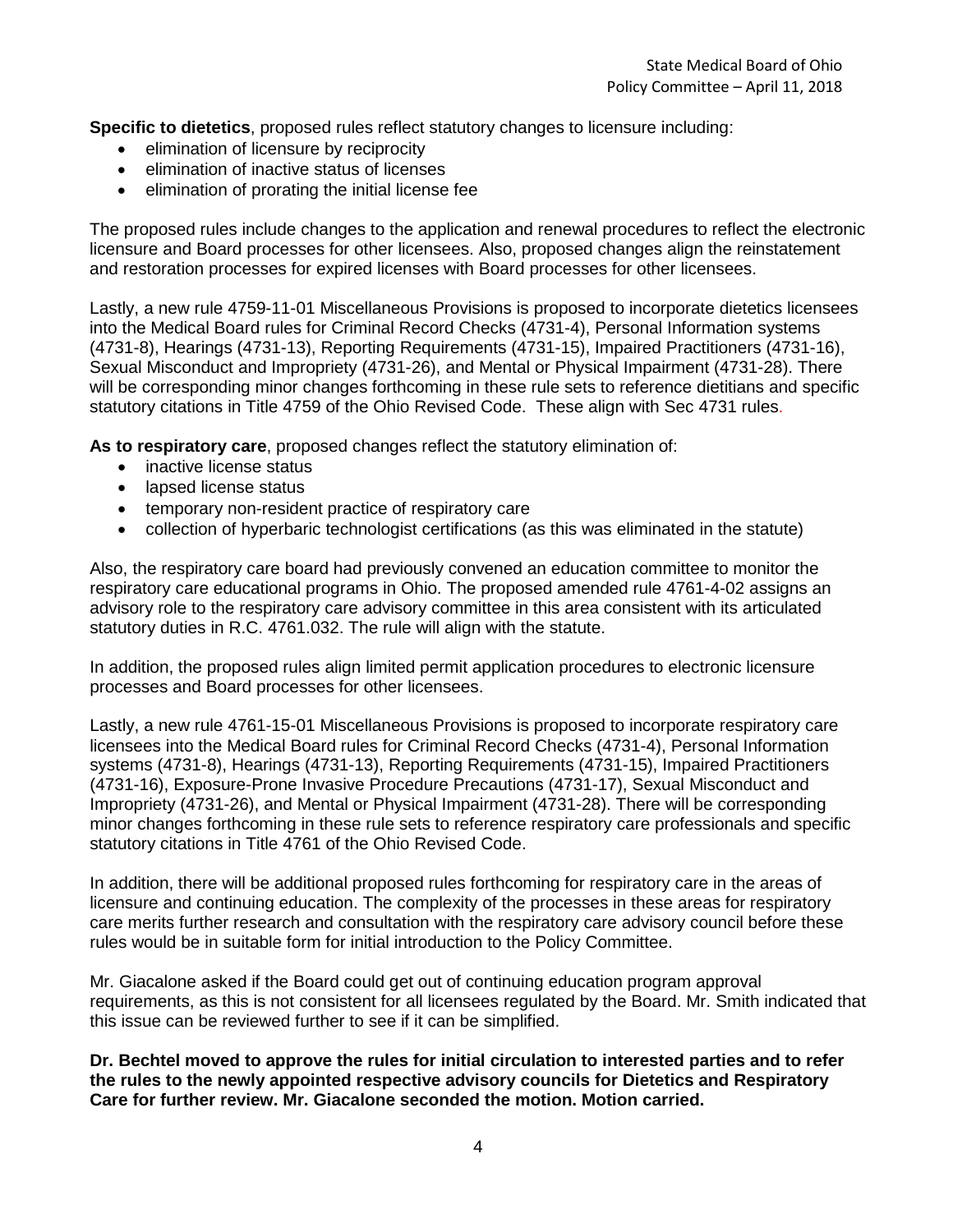**Specific to dietetics**, proposed rules reflect statutory changes to licensure including:

- elimination of licensure by reciprocity
- elimination of inactive status of licenses
- elimination of prorating the initial license fee

The proposed rules include changes to the application and renewal procedures to reflect the electronic licensure and Board processes for other licensees. Also, proposed changes align the reinstatement and restoration processes for expired licenses with Board processes for other licensees.

Lastly, a new rule 4759-11-01 Miscellaneous Provisions is proposed to incorporate dietetics licensees into the Medical Board rules for Criminal Record Checks (4731-4), Personal Information systems (4731-8), Hearings (4731-13), Reporting Requirements (4731-15), Impaired Practitioners (4731-16), Sexual Misconduct and Impropriety (4731-26), and Mental or Physical Impairment (4731-28). There will be corresponding minor changes forthcoming in these rule sets to reference dietitians and specific statutory citations in Title 4759 of the Ohio Revised Code. These align with Sec 4731 rules.

**As to respiratory care**, proposed changes reflect the statutory elimination of:

- inactive license status
- lapsed license status
- temporary non-resident practice of respiratory care
- collection of hyperbaric technologist certifications (as this was eliminated in the statute)

Also, the respiratory care board had previously convened an education committee to monitor the respiratory care educational programs in Ohio. The proposed amended rule 4761-4-02 assigns an advisory role to the respiratory care advisory committee in this area consistent with its articulated statutory duties in R.C. 4761.032. The rule will align with the statute.

In addition, the proposed rules align limited permit application procedures to electronic licensure processes and Board processes for other licensees.

Lastly, a new rule 4761-15-01 Miscellaneous Provisions is proposed to incorporate respiratory care licensees into the Medical Board rules for Criminal Record Checks (4731-4), Personal Information systems (4731-8), Hearings (4731-13), Reporting Requirements (4731-15), Impaired Practitioners (4731-16), Exposure-Prone Invasive Procedure Precautions (4731-17), Sexual Misconduct and Impropriety (4731-26), and Mental or Physical Impairment (4731-28). There will be corresponding minor changes forthcoming in these rule sets to reference respiratory care professionals and specific statutory citations in Title 4761 of the Ohio Revised Code.

In addition, there will be additional proposed rules forthcoming for respiratory care in the areas of licensure and continuing education. The complexity of the processes in these areas for respiratory care merits further research and consultation with the respiratory care advisory council before these rules would be in suitable form for initial introduction to the Policy Committee.

Mr. Giacalone asked if the Board could get out of continuing education program approval requirements, as this is not consistent for all licensees regulated by the Board. Mr. Smith indicated that this issue can be reviewed further to see if it can be simplified.

**Dr. Bechtel moved to approve the rules for initial circulation to interested parties and to refer the rules to the newly appointed respective advisory councils for Dietetics and Respiratory Care for further review. Mr. Giacalone seconded the motion. Motion carried.**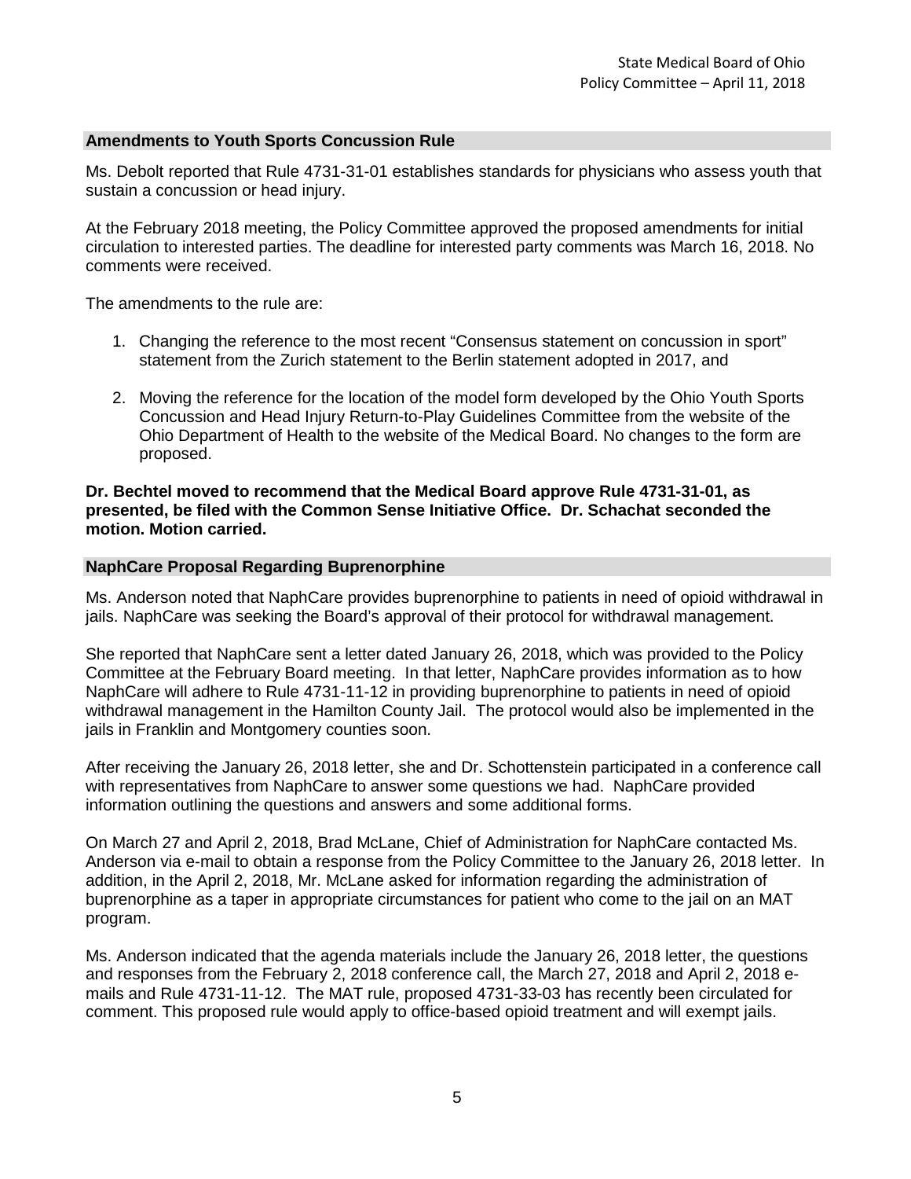## Amendments to Youth Sports Concussion Rule

Ms. Debolt reported that Rule 4731-31-01 establishes standards for physicians who assess youth that sustain a concussion or head injury.

At the February 2018 meeting, the Policy Committee approved the proposed amendments for initial circulation to interested parties. The deadline for interested party comments was March 16, 2018. No comments were received.

The amendments to the rule are:

1. Changing the reference to the most recent "Consensus statement on concussion in sport" statement from the Zurich statement to the Berlin statement adopted in 2017, and

2. Moving the reference for the location of the model form developed by the Ohio Youth Sports Concussion and Head Injury Return-to-Play Guidelines Committee from the website of the Ohio Department of Health to the website of the Medical Board. No changes to the form are proposed.

**Dr. Bechtel moved to recommend that the Medical Board approve Rule 4731-31-01, as presented, be filed with the Common Sense Initiative Office. Dr. Schachat seconded the motion. Motion carried.**

## NaphCare Proposal Regarding Buprenorphine

Ms. Anderson noted that NaphCare provides buprenorphine to patients in need of opioid withdrawal in jails. NaphCare was seeking the Board's approval of their protocol for withdrawal management.

She reported that NaphCare sent a letter dated January 26, 2018, which was provided to the Policy Committee at the February Board meeting. In that letter, NaphCare provides information as to how NaphCare will adhere to Rule 4731-11-12 in providing buprenorphine to patients in need of opioid withdrawal management in the Hamilton County Jail. The protocol would also be implemented in the jails in Franklin and Montgomery counties soon.

After receiving the January 26, 2018 letter, she and Dr. Schottenstein participated in a conference call with representatives from NaphCare to answer some questions we had. NaphCare provided information outlining the questions and answers and some additional forms.

On March 27 and April 2, 2018, Brad McLane, Chief of Administration for NaphCare contacted Ms. Anderson via e-mail to obtain a response from the Policy Committee to the January 26, 2018 letter. In addition, in the April 2, 2018, Mr. McLane asked for information regarding the administration of buprenorphine as a taper in appropriate circumstances for patient who come to the jail on an MAT program.

Ms. Anderson indicated that the agenda materials include the January 26, 2018 letter, the questions and responses from the February 2, 2018 conference call, the March 27, 2018 and April 2, 2018 e-mails and Rule 4731-11-12. The MAT rule, proposed 4731-33-03 has recently been circulated for comment. This proposed rule would apply to office-based opioid treatment and will exempt jails.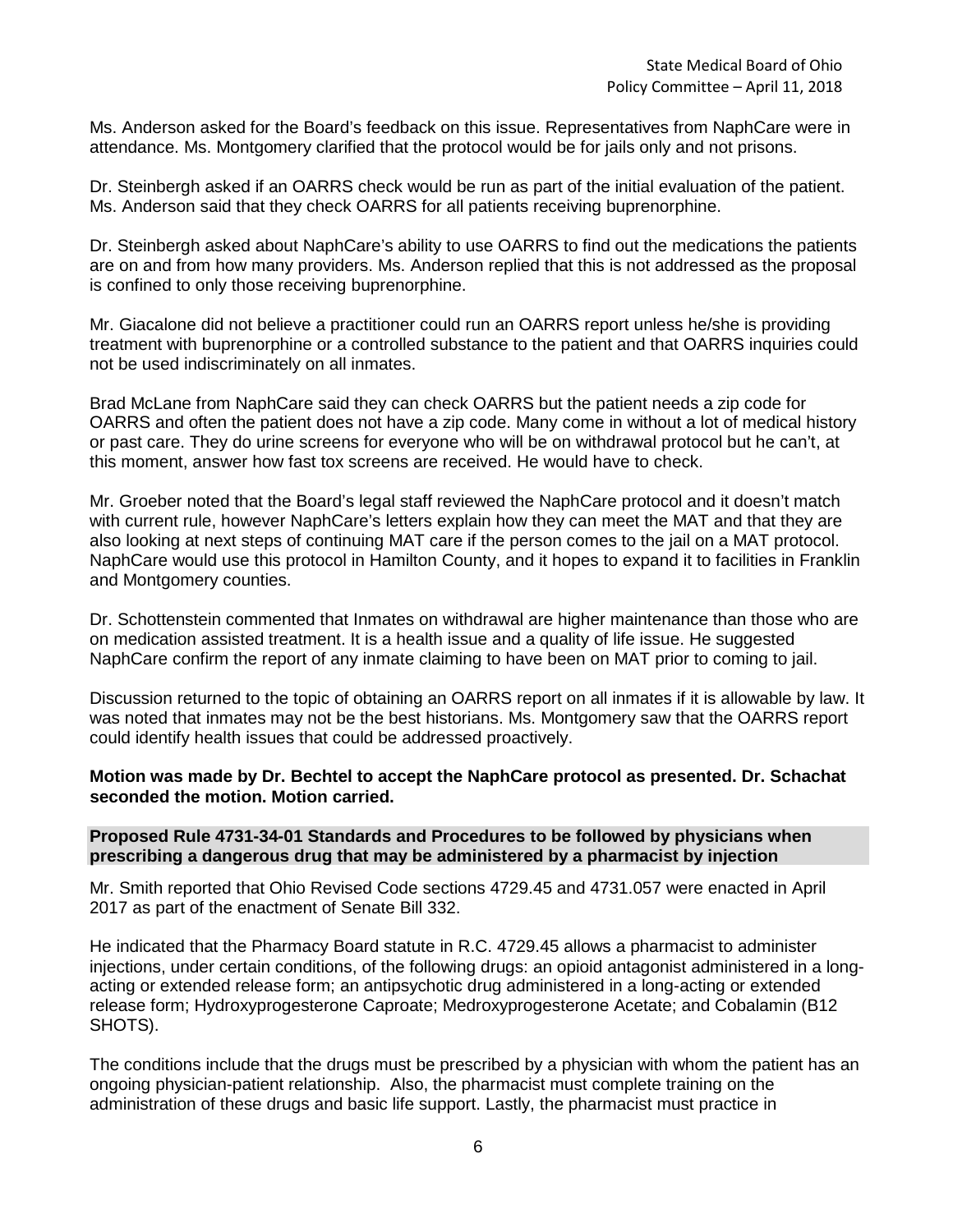Ms. Anderson asked for the Board's feedback on this issue. Representatives from NaphCare were in attendance. Ms. Montgomery clarified that the protocol would be for jails only and not prisons.

Dr. Steinbergh asked if an OARRS check would be run as part of the initial evaluation of the patient. Ms. Anderson said that they check OARRS for all patients receiving buprenorphine.

Dr. Steinbergh asked about NaphCare's ability to use OARRS to find out the medications the patients are on and from how many providers. Ms. Anderson replied that this is not addressed as the proposal is confined to only those receiving buprenorphine.

Mr. Giacalone did not believe a practitioner could run an OARRS report unless he/she is providing treatment with buprenorphine or a controlled substance to the patient and that OARRS inquiries could not be used indiscriminately on all inmates.

Brad McLane from NaphCare said they can check OARRS but the patient needs a zip code for OARRS and often the patient does not have a zip code. Many come in without a lot of medical history or past care. They do urine screens for everyone who will be on withdrawal protocol but he can't, at this moment, answer how fast tox screens are received. He would have to check.

Mr. Groeber noted that the Board's legal staff reviewed the NaphCare protocol and it doesn't match with current rule, however NaphCare's letters explain how they can meet the MAT and that they are also looking at next steps of continuing MAT care if the person comes to the jail on a MAT protocol. NaphCare would use this protocol in Hamilton County, and it hopes to expand it to facilities in Franklin and Montgomery counties.

Dr. Schottenstein commented that Inmates on withdrawal are higher maintenance than those who are on medication assisted treatment. It is a health issue and a quality of life issue. He suggested NaphCare confirm the report of any inmate claiming to have been on MAT prior to coming to jail.

Discussion returned to the topic of obtaining an OARRS report on all inmates if it is allowable by law. It was noted that inmates may not be the best historians. Ms. Montgomery saw that the OARRS report could identify health issues that could be addressed proactively.

**Motion was made by Dr. Bechtel to accept the NaphCare protocol as presented. Dr. Schachat seconded the motion. Motion carried.**

**Proposed Rule 4731-34-01 Standards and Procedures to be followed by physicians when prescribing a dangerous drug that may be administered by a pharmacist by injection**

Mr. Smith reported that Ohio Revised Code sections 4729.45 and 4731.057 were enacted in April 2017 as part of the enactment of Senate Bill 332.

He indicated that the Pharmacy Board statute in R.C. 4729.45 allows a pharmacist to administer injections, under certain conditions, of the following drugs: an opioid antagonist administered in a long-acting or extended release form; an antipsychotic drug administered in a long-acting or extended release form; Hydroxyprogesterone Caproate; Medroxyprogesterone Acetate; and Cobalamin (B12 SHOTS).

The conditions include that the drugs must be prescribed by a physician with whom the patient has an ongoing physician-patient relationship. Also, the pharmacist must complete training on the administration of these drugs and basic life support. Lastly, the pharmacist must practice in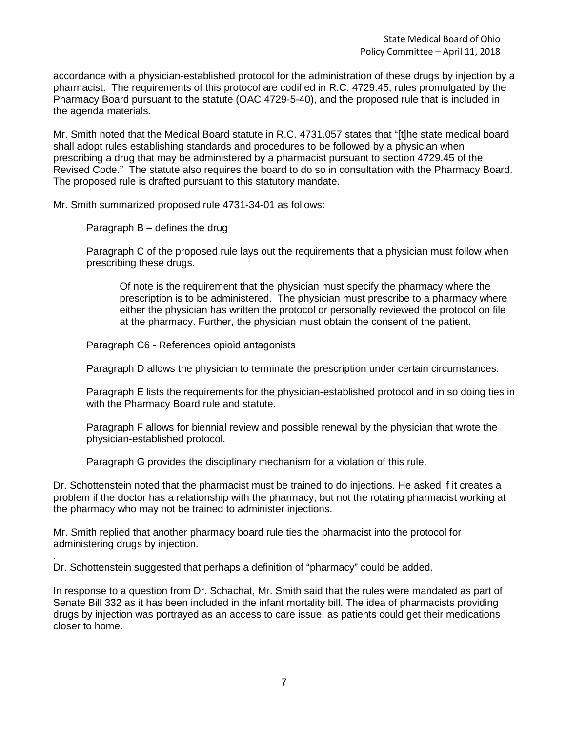accordance with a physician-established protocol for the administration of these drugs by injection by a pharmacist. The requirements of this protocol are codified in R.C. 4729.45, rules promulgated by the Pharmacy Board pursuant to the statute (OAC 4729-5-40), and the proposed rule that is included in the agenda materials.

Mr. Smith noted that the Medical Board statute in R.C. 4731.057 states that "[t]he state medical board shall adopt rules establishing standards and procedures to be followed by a physician when prescribing a drug that may be administered by a pharmacist pursuant to section 4729.45 of the Revised Code." The statute also requires the board to do so in consultation with the Pharmacy Board. The proposed rule is drafted pursuant to this statutory mandate.

Mr. Smith summarized proposed rule 4731-34-01 as follows:

> Paragraph B – defines the drug
>
> Paragraph C of the proposed rule lays out the requirements that a physician must follow when prescribing these drugs.
>
> > Of note is the requirement that the physician must specify the pharmacy where the prescription is to be administered. The physician must prescribe to a pharmacy where either the physician has written the protocol or personally reviewed the protocol on file at the pharmacy. Further, the physician must obtain the consent of the patient.
>
> Paragraph C6 - References opioid antagonists
>
> Paragraph D allows the physician to terminate the prescription under certain circumstances.
>
> Paragraph E lists the requirements for the physician-established protocol and in so doing ties in with the Pharmacy Board rule and statute.
>
> Paragraph F allows for biennial review and possible renewal by the physician that wrote the physician-established protocol.
>
> Paragraph G provides the disciplinary mechanism for a violation of this rule.

Dr. Schottenstein noted that the pharmacist must be trained to do injections. He asked if it creates a problem if the doctor has a relationship with the pharmacy, but not the rotating pharmacist working at the pharmacy who may not be trained to administer injections.

Mr. Smith replied that another pharmacy board rule ties the pharmacist into the protocol for administering drugs by injection.

.
Dr. Schottenstein suggested that perhaps a definition of "pharmacy" could be added.

In response to a question from Dr. Schachat, Mr. Smith said that the rules were mandated as part of Senate Bill 332 as it has been included in the infant mortality bill. The idea of pharmacists providing drugs by injection was portrayed as an access to care issue, as patients could get their medications closer to home.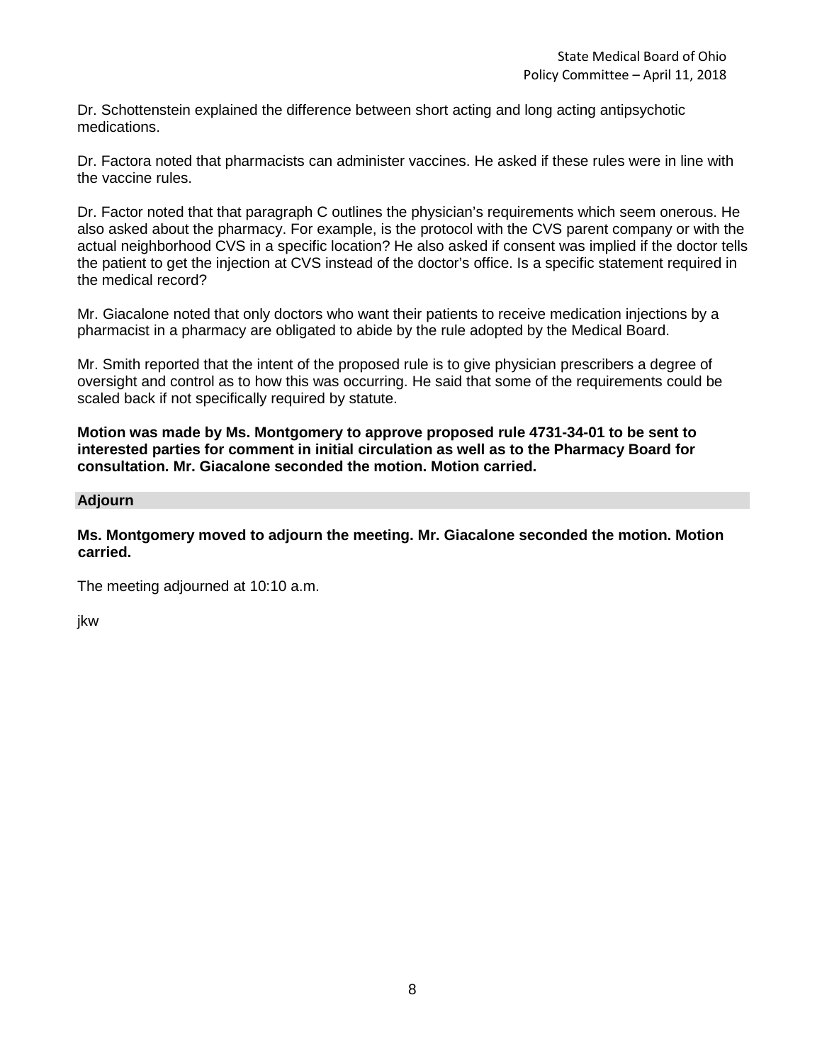Dr. Schottenstein explained the difference between short acting and long acting antipsychotic medications.

Dr. Factora noted that pharmacists can administer vaccines. He asked if these rules were in line with the vaccine rules.

Dr. Factor noted that that paragraph C outlines the physician's requirements which seem onerous. He also asked about the pharmacy. For example, is the protocol with the CVS parent company or with the actual neighborhood CVS in a specific location? He also asked if consent was implied if the doctor tells the patient to get the injection at CVS instead of the doctor's office. Is a specific statement required in the medical record?

Mr. Giacalone noted that only doctors who want their patients to receive medication injections by a pharmacist in a pharmacy are obligated to abide by the rule adopted by the Medical Board.

Mr. Smith reported that the intent of the proposed rule is to give physician prescribers a degree of oversight and control as to how this was occurring. He said that some of the requirements could be scaled back if not specifically required by statute.

**Motion was made by Ms. Montgomery to approve proposed rule 4731-34-01 to be sent to interested parties for comment in initial circulation as well as to the Pharmacy Board for consultation. Mr. Giacalone seconded the motion. Motion carried.**

## Adjourn

**Ms. Montgomery moved to adjourn the meeting. Mr. Giacalone seconded the motion. Motion carried.**

The meeting adjourned at 10:10 a.m.

jkw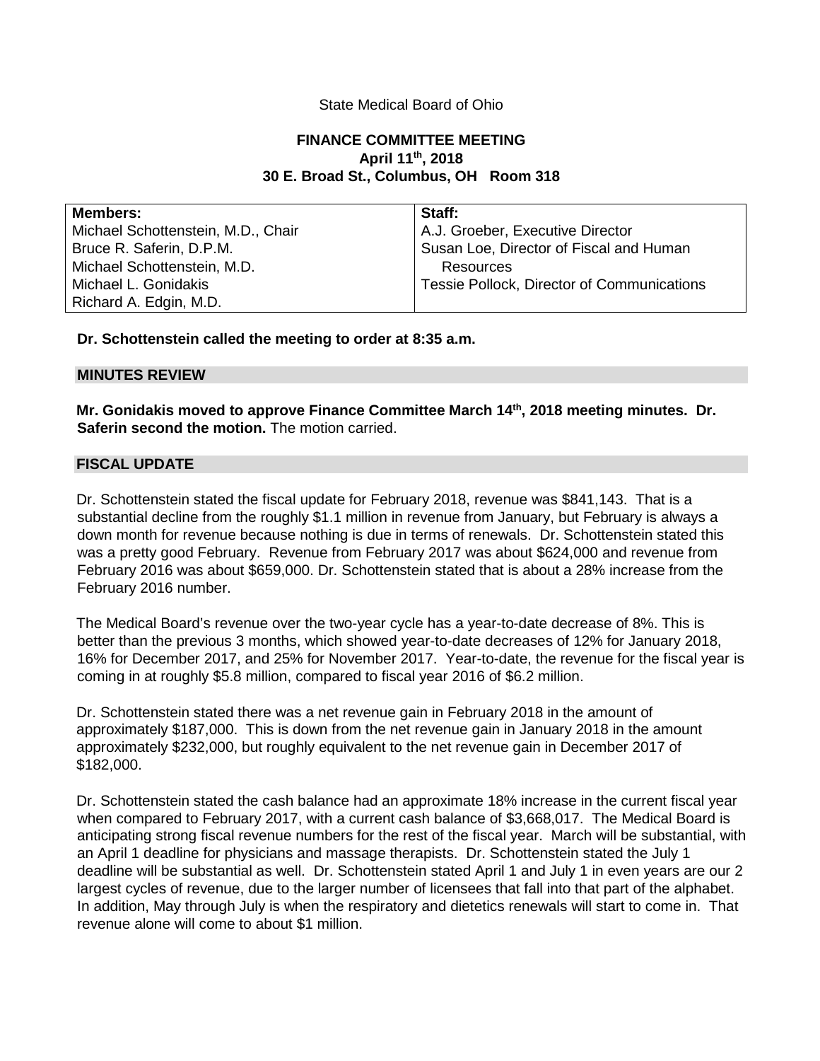State Medical Board of Ohio

**FINANCE COMMITTEE MEETING**
**April 11th, 2018**
**30 E. Broad St., Columbus, OH Room 318**

| **Members:** | **Staff:** |
|---|---|
| Michael Schottenstein, M.D., Chair | A.J. Groeber, Executive Director |
| Bruce R. Saferin, D.P.M. | Susan Loe, Director of Fiscal and Human Resources |
| Michael Schottenstein, M.D. | Tessie Pollock, Director of Communications |
| Michael L. Gonidakis | |
| Richard A. Edgin, M.D. | |

**Dr. Schottenstein called the meeting to order at 8:35 a.m.**

## MINUTES REVIEW

**Mr. Gonidakis moved to approve Finance Committee March 14th, 2018 meeting minutes. Dr. Saferin second the motion.** The motion carried.

## FISCAL UPDATE

Dr. Schottenstein stated the fiscal update for February 2018, revenue was $841,143. That is a substantial decline from the roughly $1.1 million in revenue from January, but February is always a down month for revenue because nothing is due in terms of renewals. Dr. Schottenstein stated this was a pretty good February. Revenue from February 2017 was about $624,000 and revenue from February 2016 was about $659,000. Dr. Schottenstein stated that is about a 28% increase from the February 2016 number.

The Medical Board's revenue over the two-year cycle has a year-to-date decrease of 8%. This is better than the previous 3 months, which showed year-to-date decreases of 12% for January 2018, 16% for December 2017, and 25% for November 2017. Year-to-date, the revenue for the fiscal year is coming in at roughly $5.8 million, compared to fiscal year 2016 of $6.2 million.

Dr. Schottenstein stated there was a net revenue gain in February 2018 in the amount of approximately $187,000. This is down from the net revenue gain in January 2018 in the amount approximately $232,000, but roughly equivalent to the net revenue gain in December 2017 of $182,000.

Dr. Schottenstein stated the cash balance had an approximate 18% increase in the current fiscal year when compared to February 2017, with a current cash balance of $3,668,017. The Medical Board is anticipating strong fiscal revenue numbers for the rest of the fiscal year. March will be substantial, with an April 1 deadline for physicians and massage therapists. Dr. Schottenstein stated the July 1 deadline will be substantial as well. Dr. Schottenstein stated April 1 and July 1 in even years are our 2 largest cycles of revenue, due to the larger number of licensees that fall into that part of the alphabet. In addition, May through July is when the respiratory and dietetics renewals will start to come in. That revenue alone will come to about $1 million.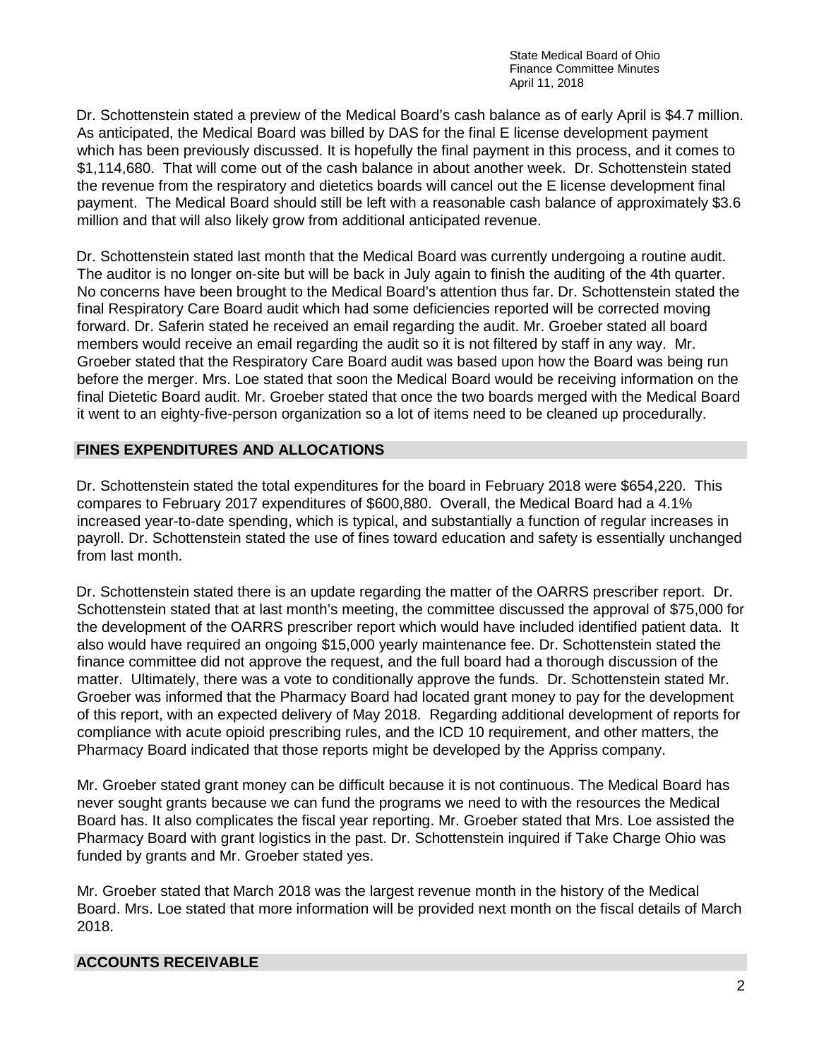Dr. Schottenstein stated a preview of the Medical Board's cash balance as of early April is $4.7 million. As anticipated, the Medical Board was billed by DAS for the final E license development payment which has been previously discussed. It is hopefully the final payment in this process, and it comes to $1,114,680. That will come out of the cash balance in about another week. Dr. Schottenstein stated the revenue from the respiratory and dietetics boards will cancel out the E license development final payment. The Medical Board should still be left with a reasonable cash balance of approximately $3.6 million and that will also likely grow from additional anticipated revenue.

Dr. Schottenstein stated last month that the Medical Board was currently undergoing a routine audit. The auditor is no longer on-site but will be back in July again to finish the auditing of the 4th quarter. No concerns have been brought to the Medical Board's attention thus far. Dr. Schottenstein stated the final Respiratory Care Board audit which had some deficiencies reported will be corrected moving forward. Dr. Saferin stated he received an email regarding the audit. Mr. Groeber stated all board members would receive an email regarding the audit so it is not filtered by staff in any way. Mr. Groeber stated that the Respiratory Care Board audit was based upon how the Board was being run before the merger. Mrs. Loe stated that soon the Medical Board would be receiving information on the final Dietetic Board audit. Mr. Groeber stated that once the two boards merged with the Medical Board it went to an eighty-five-person organization so a lot of items need to be cleaned up procedurally.

## FINES EXPENDITURES AND ALLOCATIONS

Dr. Schottenstein stated the total expenditures for the board in February 2018 were $654,220. This compares to February 2017 expenditures of $600,880. Overall, the Medical Board had a 4.1% increased year-to-date spending, which is typical, and substantially a function of regular increases in payroll. Dr. Schottenstein stated the use of fines toward education and safety is essentially unchanged from last month.

Dr. Schottenstein stated there is an update regarding the matter of the OARRS prescriber report. Dr. Schottenstein stated that at last month's meeting, the committee discussed the approval of $75,000 for the development of the OARRS prescriber report which would have included identified patient data. It also would have required an ongoing $15,000 yearly maintenance fee. Dr. Schottenstein stated the finance committee did not approve the request, and the full board had a thorough discussion of the matter. Ultimately, there was a vote to conditionally approve the funds. Dr. Schottenstein stated Mr. Groeber was informed that the Pharmacy Board had located grant money to pay for the development of this report, with an expected delivery of May 2018. Regarding additional development of reports for compliance with acute opioid prescribing rules, and the ICD 10 requirement, and other matters, the Pharmacy Board indicated that those reports might be developed by the Appriss company.

Mr. Groeber stated grant money can be difficult because it is not continuous. The Medical Board has never sought grants because we can fund the programs we need to with the resources the Medical Board has. It also complicates the fiscal year reporting. Mr. Groeber stated that Mrs. Loe assisted the Pharmacy Board with grant logistics in the past. Dr. Schottenstein inquired if Take Charge Ohio was funded by grants and Mr. Groeber stated yes.

Mr. Groeber stated that March 2018 was the largest revenue month in the history of the Medical Board. Mrs. Loe stated that more information will be provided next month on the fiscal details of March 2018.

## ACCOUNTS RECEIVABLE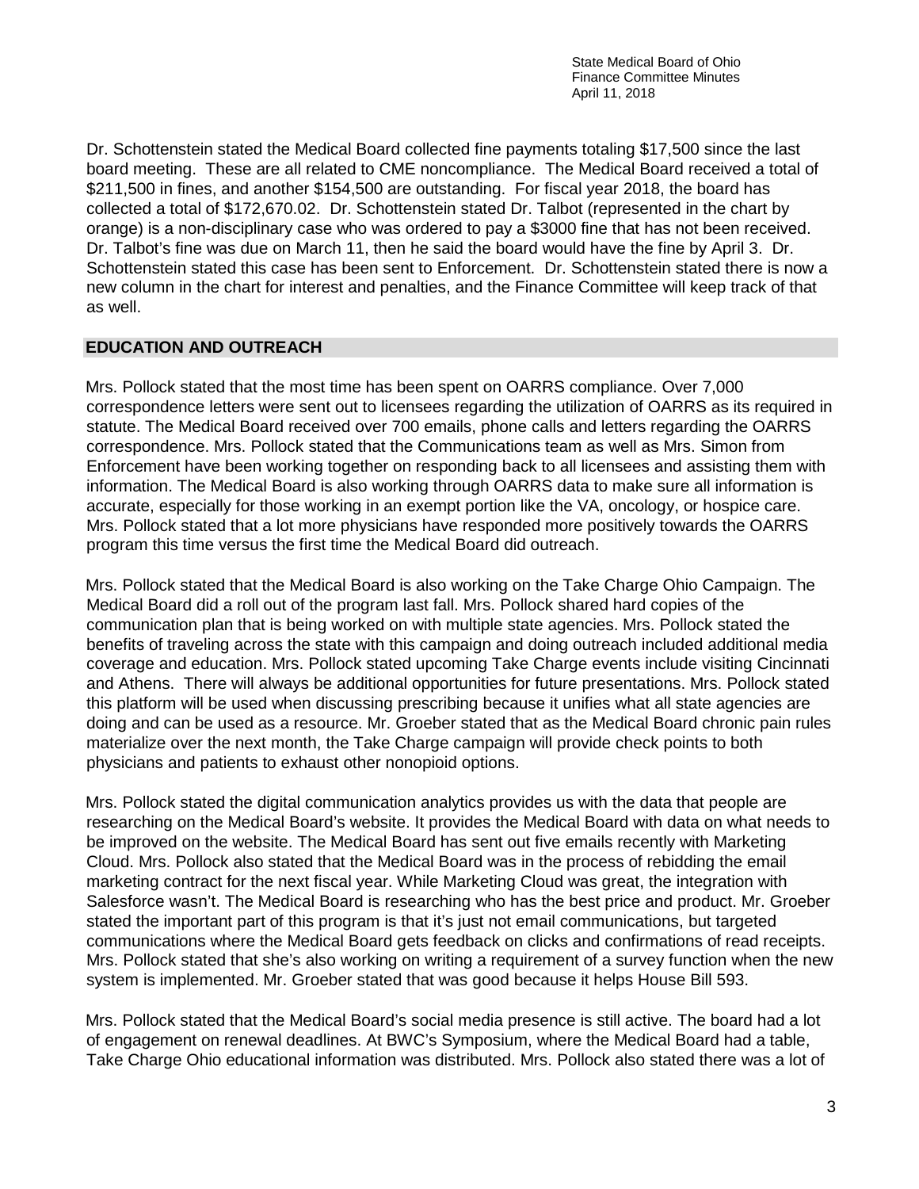Dr. Schottenstein stated the Medical Board collected fine payments totaling $17,500 since the last board meeting. These are all related to CME noncompliance. The Medical Board received a total of $211,500 in fines, and another $154,500 are outstanding. For fiscal year 2018, the board has collected a total of $172,670.02. Dr. Schottenstein stated Dr. Talbot (represented in the chart by orange) is a non-disciplinary case who was ordered to pay a $3000 fine that has not been received. Dr. Talbot's fine was due on March 11, then he said the board would have the fine by April 3. Dr. Schottenstein stated this case has been sent to Enforcement. Dr. Schottenstein stated there is now a new column in the chart for interest and penalties, and the Finance Committee will keep track of that as well.

## EDUCATION AND OUTREACH

Mrs. Pollock stated that the most time has been spent on OARRS compliance. Over 7,000 correspondence letters were sent out to licensees regarding the utilization of OARRS as its required in statute. The Medical Board received over 700 emails, phone calls and letters regarding the OARRS correspondence. Mrs. Pollock stated that the Communications team as well as Mrs. Simon from Enforcement have been working together on responding back to all licensees and assisting them with information. The Medical Board is also working through OARRS data to make sure all information is accurate, especially for those working in an exempt portion like the VA, oncology, or hospice care. Mrs. Pollock stated that a lot more physicians have responded more positively towards the OARRS program this time versus the first time the Medical Board did outreach.

Mrs. Pollock stated that the Medical Board is also working on the Take Charge Ohio Campaign. The Medical Board did a roll out of the program last fall. Mrs. Pollock shared hard copies of the communication plan that is being worked on with multiple state agencies. Mrs. Pollock stated the benefits of traveling across the state with this campaign and doing outreach included additional media coverage and education. Mrs. Pollock stated upcoming Take Charge events include visiting Cincinnati and Athens. There will always be additional opportunities for future presentations. Mrs. Pollock stated this platform will be used when discussing prescribing because it unifies what all state agencies are doing and can be used as a resource. Mr. Groeber stated that as the Medical Board chronic pain rules materialize over the next month, the Take Charge campaign will provide check points to both physicians and patients to exhaust other nonopioid options.

Mrs. Pollock stated the digital communication analytics provides us with the data that people are researching on the Medical Board's website. It provides the Medical Board with data on what needs to be improved on the website. The Medical Board has sent out five emails recently with Marketing Cloud. Mrs. Pollock also stated that the Medical Board was in the process of rebidding the email marketing contract for the next fiscal year. While Marketing Cloud was great, the integration with Salesforce wasn't. The Medical Board is researching who has the best price and product. Mr. Groeber stated the important part of this program is that it's just not email communications, but targeted communications where the Medical Board gets feedback on clicks and confirmations of read receipts. Mrs. Pollock stated that she's also working on writing a requirement of a survey function when the new system is implemented. Mr. Groeber stated that was good because it helps House Bill 593.

Mrs. Pollock stated that the Medical Board's social media presence is still active. The board had a lot of engagement on renewal deadlines. At BWC's Symposium, where the Medical Board had a table, Take Charge Ohio educational information was distributed. Mrs. Pollock also stated there was a lot of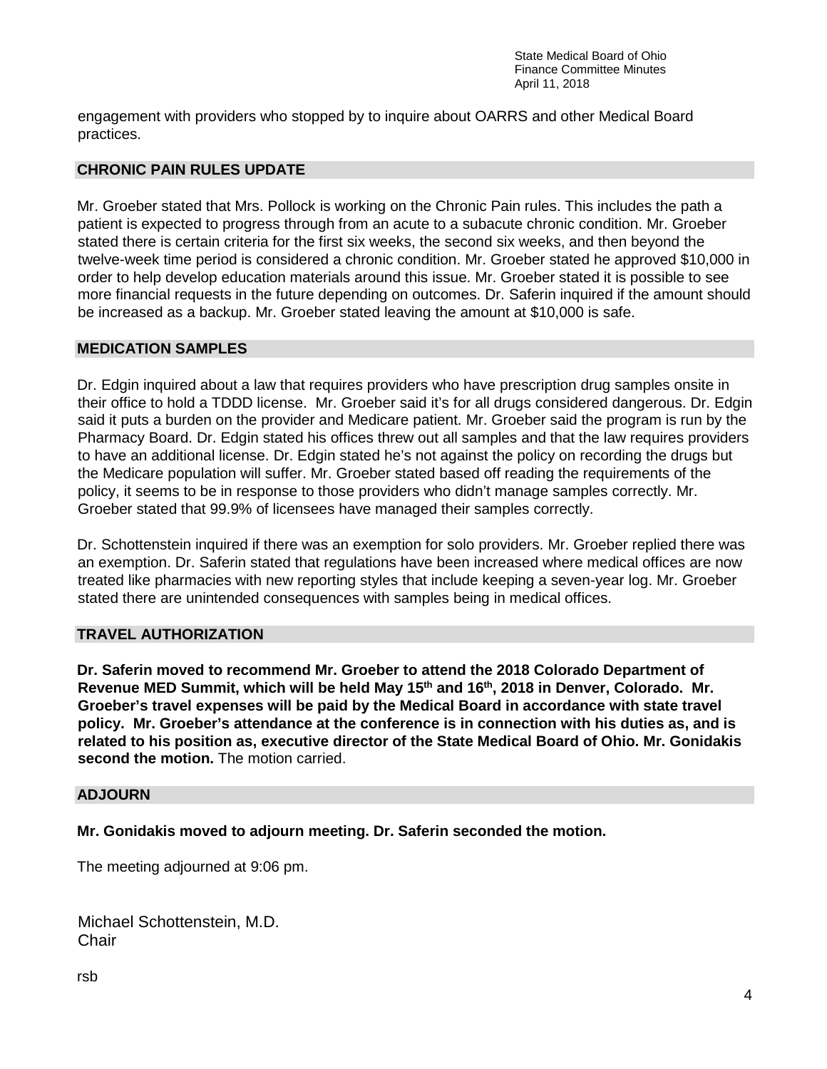engagement with providers who stopped by to inquire about OARRS and other Medical Board practices.

## CHRONIC PAIN RULES UPDATE

Mr. Groeber stated that Mrs. Pollock is working on the Chronic Pain rules. This includes the path a patient is expected to progress through from an acute to a subacute chronic condition. Mr. Groeber stated there is certain criteria for the first six weeks, the second six weeks, and then beyond the twelve-week time period is considered a chronic condition. Mr. Groeber stated he approved $10,000 in order to help develop education materials around this issue. Mr. Groeber stated it is possible to see more financial requests in the future depending on outcomes. Dr. Saferin inquired if the amount should be increased as a backup. Mr. Groeber stated leaving the amount at $10,000 is safe.

## MEDICATION SAMPLES

Dr. Edgin inquired about a law that requires providers who have prescription drug samples onsite in their office to hold a TDDD license. Mr. Groeber said it's for all drugs considered dangerous. Dr. Edgin said it puts a burden on the provider and Medicare patient. Mr. Groeber said the program is run by the Pharmacy Board. Dr. Edgin stated his offices threw out all samples and that the law requires providers to have an additional license. Dr. Edgin stated he's not against the policy on recording the drugs but the Medicare population will suffer. Mr. Groeber stated based off reading the requirements of the policy, it seems to be in response to those providers who didn't manage samples correctly. Mr. Groeber stated that 99.9% of licensees have managed their samples correctly.

Dr. Schottenstein inquired if there was an exemption for solo providers. Mr. Groeber replied there was an exemption. Dr. Saferin stated that regulations have been increased where medical offices are now treated like pharmacies with new reporting styles that include keeping a seven-year log. Mr. Groeber stated there are unintended consequences with samples being in medical offices.

## TRAVEL AUTHORIZATION

**Dr. Saferin moved to recommend Mr. Groeber to attend the 2018 Colorado Department of Revenue MED Summit, which will be held May 15th and 16th, 2018 in Denver, Colorado. Mr. Groeber's travel expenses will be paid by the Medical Board in accordance with state travel policy. Mr. Groeber's attendance at the conference is in connection with his duties as, and is related to his position as, executive director of the State Medical Board of Ohio. Mr. Gonidakis second the motion.** The motion carried.

## ADJOURN

**Mr. Gonidakis moved to adjourn meeting. Dr. Saferin seconded the motion.**

The meeting adjourned at 9:06 pm.

Michael Schottenstein, M.D.
Chair

rsb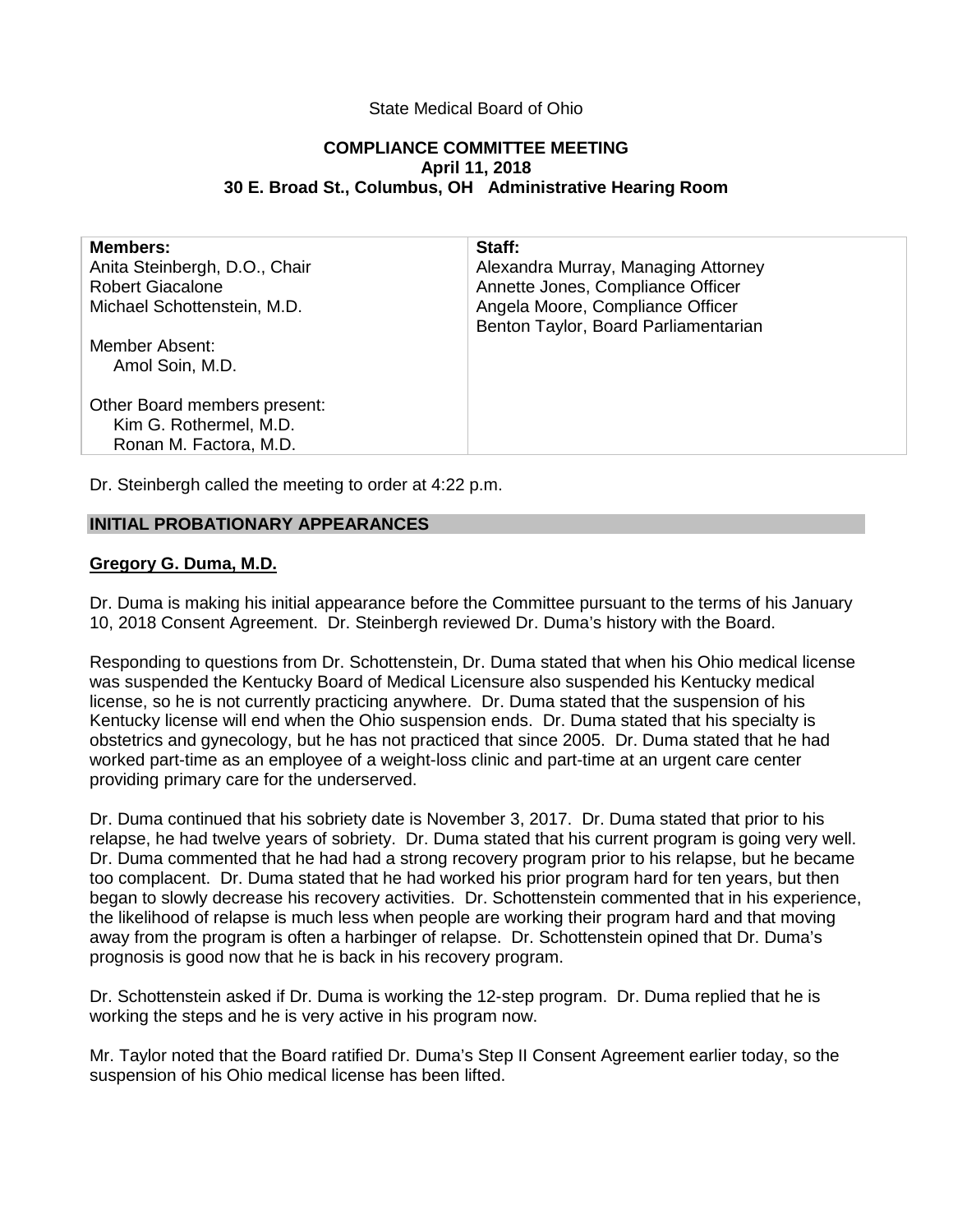State Medical Board of Ohio

**COMPLIANCE COMMITTEE MEETING**
**April 11, 2018**
**30 E. Broad St., Columbus, OH   Administrative Hearing Room**

| **Members:** | **Staff:** |
|---|---|
| Anita Steinbergh, D.O., Chair<br>Robert Giacalone<br>Michael Schottenstein, M.D.<br><br>Member Absent:<br>Amol Soin, M.D.<br><br>Other Board members present:<br>Kim G. Rothermel, M.D.<br>Ronan M. Factora, M.D. | Alexandra Murray, Managing Attorney<br>Annette Jones, Compliance Officer<br>Angela Moore, Compliance Officer<br>Benton Taylor, Board Parliamentarian |

Dr. Steinbergh called the meeting to order at 4:22 p.m.

## INITIAL PROBATIONARY APPEARANCES

### Gregory G. Duma, M.D.

Dr. Duma is making his initial appearance before the Committee pursuant to the terms of his January 10, 2018 Consent Agreement. Dr. Steinbergh reviewed Dr. Duma's history with the Board.

Responding to questions from Dr. Schottenstein, Dr. Duma stated that when his Ohio medical license was suspended the Kentucky Board of Medical Licensure also suspended his Kentucky medical license, so he is not currently practicing anywhere. Dr. Duma stated that the suspension of his Kentucky license will end when the Ohio suspension ends. Dr. Duma stated that his specialty is obstetrics and gynecology, but he has not practiced that since 2005. Dr. Duma stated that he had worked part-time as an employee of a weight-loss clinic and part-time at an urgent care center providing primary care for the underserved.

Dr. Duma continued that his sobriety date is November 3, 2017. Dr. Duma stated that prior to his relapse, he had twelve years of sobriety. Dr. Duma stated that his current program is going very well. Dr. Duma commented that he had had a strong recovery program prior to his relapse, but he became too complacent. Dr. Duma stated that he had worked his prior program hard for ten years, but then began to slowly decrease his recovery activities. Dr. Schottenstein commented that in his experience, the likelihood of relapse is much less when people are working their program hard and that moving away from the program is often a harbinger of relapse. Dr. Schottenstein opined that Dr. Duma's prognosis is good now that he is back in his recovery program.

Dr. Schottenstein asked if Dr. Duma is working the 12-step program. Dr. Duma replied that he is working the steps and he is very active in his program now.

Mr. Taylor noted that the Board ratified Dr. Duma's Step II Consent Agreement earlier today, so the suspension of his Ohio medical license has been lifted.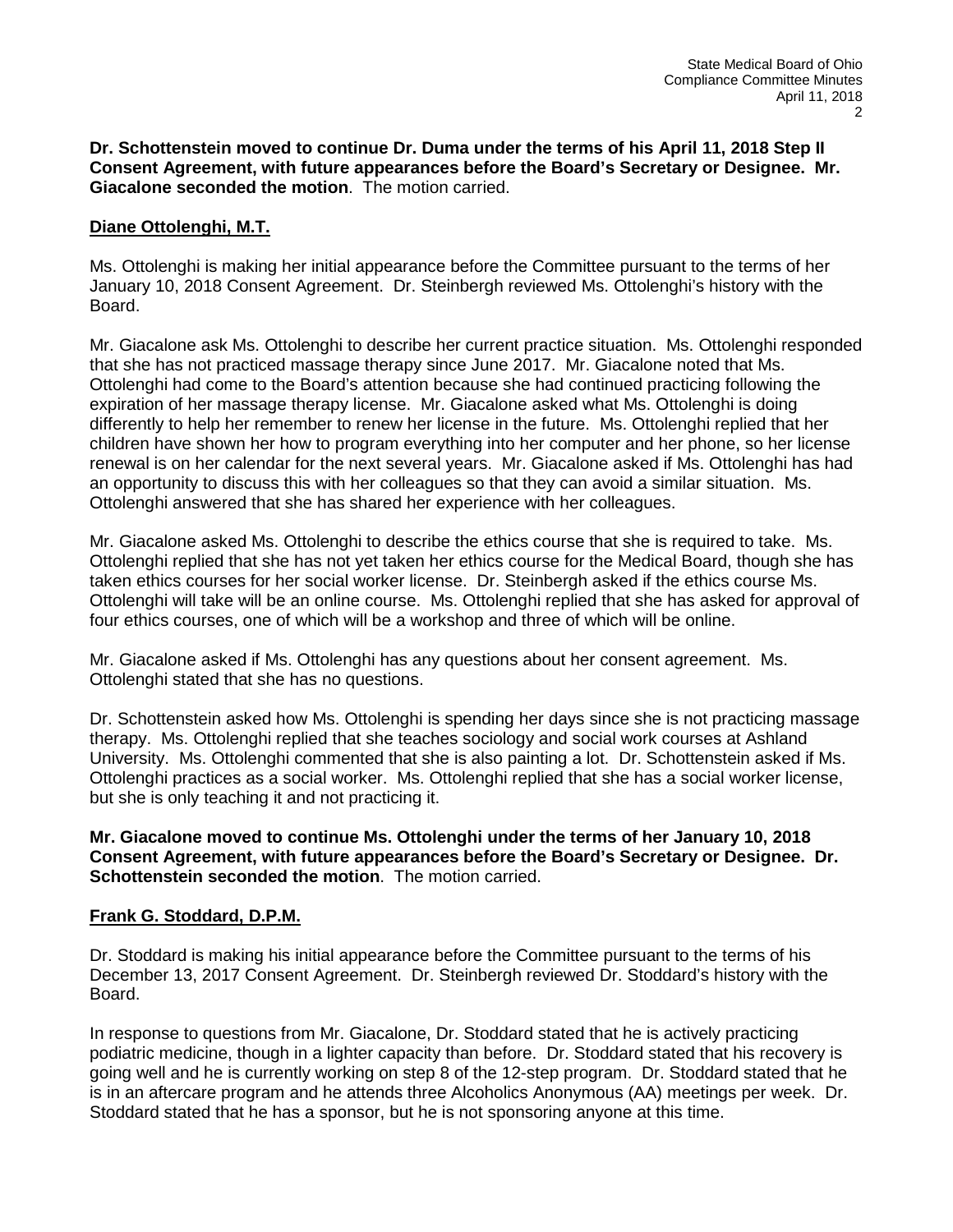**Dr. Schottenstein moved to continue Dr. Duma under the terms of his April 11, 2018 Step II Consent Agreement, with future appearances before the Board's Secretary or Designee. Mr. Giacalone seconded the motion**. The motion carried.

**Diane Ottolenghi, M.T.**

Ms. Ottolenghi is making her initial appearance before the Committee pursuant to the terms of her January 10, 2018 Consent Agreement. Dr. Steinbergh reviewed Ms. Ottolenghi's history with the Board.

Mr. Giacalone ask Ms. Ottolenghi to describe her current practice situation. Ms. Ottolenghi responded that she has not practiced massage therapy since June 2017. Mr. Giacalone noted that Ms. Ottolenghi had come to the Board's attention because she had continued practicing following the expiration of her massage therapy license. Mr. Giacalone asked what Ms. Ottolenghi is doing differently to help her remember to renew her license in the future. Ms. Ottolenghi replied that her children have shown her how to program everything into her computer and her phone, so her license renewal is on her calendar for the next several years. Mr. Giacalone asked if Ms. Ottolenghi has had an opportunity to discuss this with her colleagues so that they can avoid a similar situation. Ms. Ottolenghi answered that she has shared her experience with her colleagues.

Mr. Giacalone asked Ms. Ottolenghi to describe the ethics course that she is required to take. Ms. Ottolenghi replied that she has not yet taken her ethics course for the Medical Board, though she has taken ethics courses for her social worker license. Dr. Steinbergh asked if the ethics course Ms. Ottolenghi will take will be an online course. Ms. Ottolenghi replied that she has asked for approval of four ethics courses, one of which will be a workshop and three of which will be online.

Mr. Giacalone asked if Ms. Ottolenghi has any questions about her consent agreement. Ms. Ottolenghi stated that she has no questions.

Dr. Schottenstein asked how Ms. Ottolenghi is spending her days since she is not practicing massage therapy. Ms. Ottolenghi replied that she teaches sociology and social work courses at Ashland University. Ms. Ottolenghi commented that she is also painting a lot. Dr. Schottenstein asked if Ms. Ottolenghi practices as a social worker. Ms. Ottolenghi replied that she has a social worker license, but she is only teaching it and not practicing it.

**Mr. Giacalone moved to continue Ms. Ottolenghi under the terms of her January 10, 2018 Consent Agreement, with future appearances before the Board's Secretary or Designee. Dr. Schottenstein seconded the motion**. The motion carried.

**Frank G. Stoddard, D.P.M.**

Dr. Stoddard is making his initial appearance before the Committee pursuant to the terms of his December 13, 2017 Consent Agreement. Dr. Steinbergh reviewed Dr. Stoddard's history with the Board.

In response to questions from Mr. Giacalone, Dr. Stoddard stated that he is actively practicing podiatric medicine, though in a lighter capacity than before. Dr. Stoddard stated that his recovery is going well and he is currently working on step 8 of the 12-step program. Dr. Stoddard stated that he is in an aftercare program and he attends three Alcoholics Anonymous (AA) meetings per week. Dr. Stoddard stated that he has a sponsor, but he is not sponsoring anyone at this time.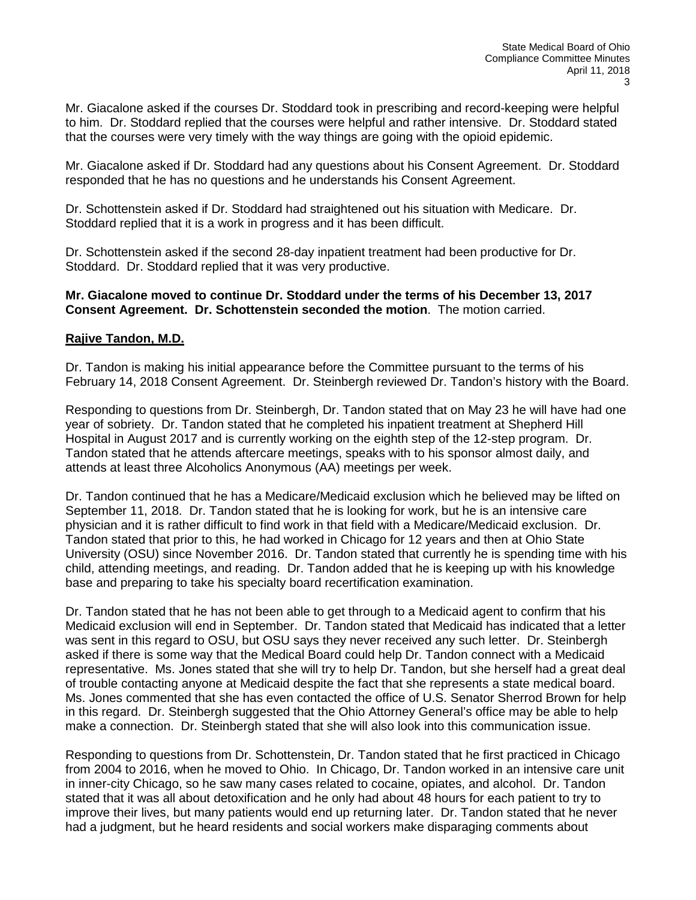Mr. Giacalone asked if the courses Dr. Stoddard took in prescribing and record-keeping were helpful to him. Dr. Stoddard replied that the courses were helpful and rather intensive. Dr. Stoddard stated that the courses were very timely with the way things are going with the opioid epidemic.

Mr. Giacalone asked if Dr. Stoddard had any questions about his Consent Agreement. Dr. Stoddard responded that he has no questions and he understands his Consent Agreement.

Dr. Schottenstein asked if Dr. Stoddard had straightened out his situation with Medicare. Dr. Stoddard replied that it is a work in progress and it has been difficult.

Dr. Schottenstein asked if the second 28-day inpatient treatment had been productive for Dr. Stoddard. Dr. Stoddard replied that it was very productive.

**Mr. Giacalone moved to continue Dr. Stoddard under the terms of his December 13, 2017 Consent Agreement. Dr. Schottenstein seconded the motion**. The motion carried.

**Rajive Tandon, M.D.**

Dr. Tandon is making his initial appearance before the Committee pursuant to the terms of his February 14, 2018 Consent Agreement. Dr. Steinbergh reviewed Dr. Tandon's history with the Board.

Responding to questions from Dr. Steinbergh, Dr. Tandon stated that on May 23 he will have had one year of sobriety. Dr. Tandon stated that he completed his inpatient treatment at Shepherd Hill Hospital in August 2017 and is currently working on the eighth step of the 12-step program. Dr. Tandon stated that he attends aftercare meetings, speaks with to his sponsor almost daily, and attends at least three Alcoholics Anonymous (AA) meetings per week.

Dr. Tandon continued that he has a Medicare/Medicaid exclusion which he believed may be lifted on September 11, 2018. Dr. Tandon stated that he is looking for work, but he is an intensive care physician and it is rather difficult to find work in that field with a Medicare/Medicaid exclusion. Dr. Tandon stated that prior to this, he had worked in Chicago for 12 years and then at Ohio State University (OSU) since November 2016. Dr. Tandon stated that currently he is spending time with his child, attending meetings, and reading. Dr. Tandon added that he is keeping up with his knowledge base and preparing to take his specialty board recertification examination.

Dr. Tandon stated that he has not been able to get through to a Medicaid agent to confirm that his Medicaid exclusion will end in September. Dr. Tandon stated that Medicaid has indicated that a letter was sent in this regard to OSU, but OSU says they never received any such letter. Dr. Steinbergh asked if there is some way that the Medical Board could help Dr. Tandon connect with a Medicaid representative. Ms. Jones stated that she will try to help Dr. Tandon, but she herself had a great deal of trouble contacting anyone at Medicaid despite the fact that she represents a state medical board. Ms. Jones commented that she has even contacted the office of U.S. Senator Sherrod Brown for help in this regard. Dr. Steinbergh suggested that the Ohio Attorney General's office may be able to help make a connection. Dr. Steinbergh stated that she will also look into this communication issue.

Responding to questions from Dr. Schottenstein, Dr. Tandon stated that he first practiced in Chicago from 2004 to 2016, when he moved to Ohio. In Chicago, Dr. Tandon worked in an intensive care unit in inner-city Chicago, so he saw many cases related to cocaine, opiates, and alcohol. Dr. Tandon stated that it was all about detoxification and he only had about 48 hours for each patient to try to improve their lives, but many patients would end up returning later. Dr. Tandon stated that he never had a judgment, but he heard residents and social workers make disparaging comments about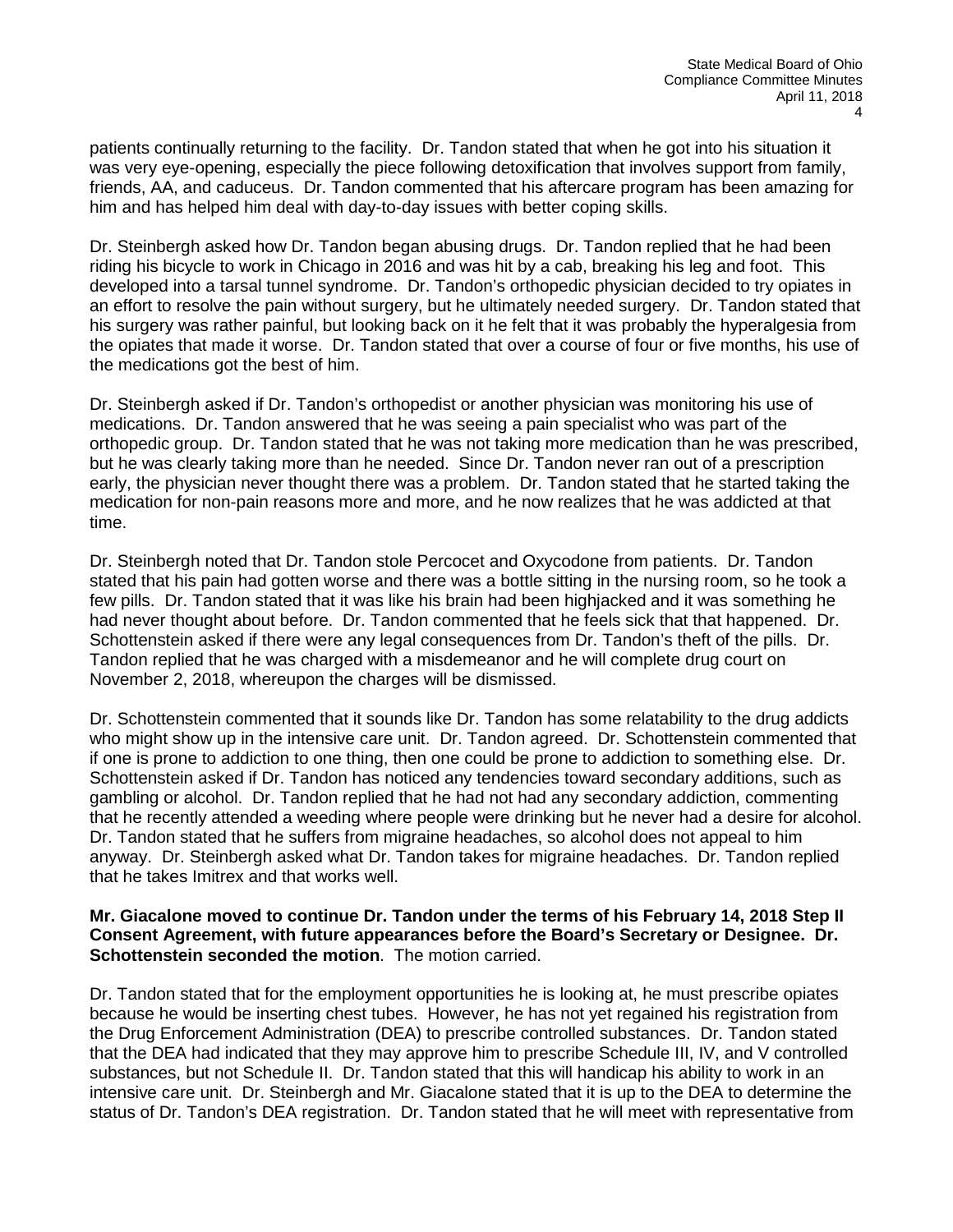patients continually returning to the facility. Dr. Tandon stated that when he got into his situation it was very eye-opening, especially the piece following detoxification that involves support from family, friends, AA, and caduceus. Dr. Tandon commented that his aftercare program has been amazing for him and has helped him deal with day-to-day issues with better coping skills.

Dr. Steinbergh asked how Dr. Tandon began abusing drugs. Dr. Tandon replied that he had been riding his bicycle to work in Chicago in 2016 and was hit by a cab, breaking his leg and foot. This developed into a tarsal tunnel syndrome. Dr. Tandon's orthopedic physician decided to try opiates in an effort to resolve the pain without surgery, but he ultimately needed surgery. Dr. Tandon stated that his surgery was rather painful, but looking back on it he felt that it was probably the hyperalgesia from the opiates that made it worse. Dr. Tandon stated that over a course of four or five months, his use of the medications got the best of him.

Dr. Steinbergh asked if Dr. Tandon's orthopedist or another physician was monitoring his use of medications. Dr. Tandon answered that he was seeing a pain specialist who was part of the orthopedic group. Dr. Tandon stated that he was not taking more medication than he was prescribed, but he was clearly taking more than he needed. Since Dr. Tandon never ran out of a prescription early, the physician never thought there was a problem. Dr. Tandon stated that he started taking the medication for non-pain reasons more and more, and he now realizes that he was addicted at that time.

Dr. Steinbergh noted that Dr. Tandon stole Percocet and Oxycodone from patients. Dr. Tandon stated that his pain had gotten worse and there was a bottle sitting in the nursing room, so he took a few pills. Dr. Tandon stated that it was like his brain had been highjacked and it was something he had never thought about before. Dr. Tandon commented that he feels sick that that happened. Dr. Schottenstein asked if there were any legal consequences from Dr. Tandon's theft of the pills. Dr. Tandon replied that he was charged with a misdemeanor and he will complete drug court on November 2, 2018, whereupon the charges will be dismissed.

Dr. Schottenstein commented that it sounds like Dr. Tandon has some relatability to the drug addicts who might show up in the intensive care unit. Dr. Tandon agreed. Dr. Schottenstein commented that if one is prone to addiction to one thing, then one could be prone to addiction to something else. Dr. Schottenstein asked if Dr. Tandon has noticed any tendencies toward secondary additions, such as gambling or alcohol. Dr. Tandon replied that he had not had any secondary addiction, commenting that he recently attended a weeding where people were drinking but he never had a desire for alcohol. Dr. Tandon stated that he suffers from migraine headaches, so alcohol does not appeal to him anyway. Dr. Steinbergh asked what Dr. Tandon takes for migraine headaches. Dr. Tandon replied that he takes Imitrex and that works well.

**Mr. Giacalone moved to continue Dr. Tandon under the terms of his February 14, 2018 Step II Consent Agreement, with future appearances before the Board's Secretary or Designee. Dr. Schottenstein seconded the motion**. The motion carried.

Dr. Tandon stated that for the employment opportunities he is looking at, he must prescribe opiates because he would be inserting chest tubes. However, he has not yet regained his registration from the Drug Enforcement Administration (DEA) to prescribe controlled substances. Dr. Tandon stated that the DEA had indicated that they may approve him to prescribe Schedule III, IV, and V controlled substances, but not Schedule II. Dr. Tandon stated that this will handicap his ability to work in an intensive care unit. Dr. Steinbergh and Mr. Giacalone stated that it is up to the DEA to determine the status of Dr. Tandon's DEA registration. Dr. Tandon stated that he will meet with representative from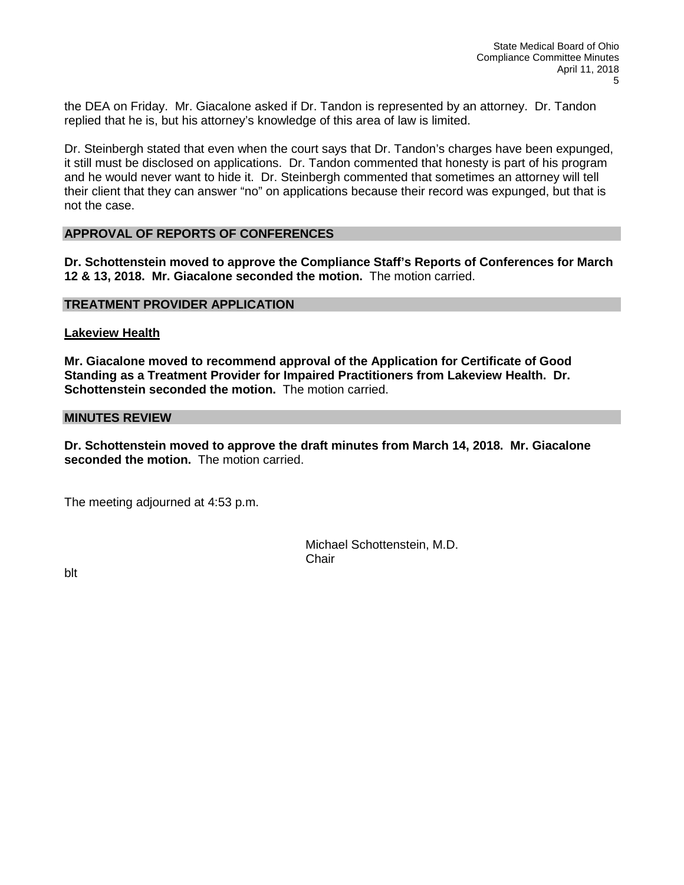the DEA on Friday. Mr. Giacalone asked if Dr. Tandon is represented by an attorney. Dr. Tandon replied that he is, but his attorney's knowledge of this area of law is limited.

Dr. Steinbergh stated that even when the court says that Dr. Tandon's charges have been expunged, it still must be disclosed on applications. Dr. Tandon commented that honesty is part of his program and he would never want to hide it. Dr. Steinbergh commented that sometimes an attorney will tell their client that they can answer "no" on applications because their record was expunged, but that is not the case.

## APPROVAL OF REPORTS OF CONFERENCES

**Dr. Schottenstein moved to approve the Compliance Staff's Reports of Conferences for March 12 & 13, 2018. Mr. Giacalone seconded the motion.** The motion carried.

## TREATMENT PROVIDER APPLICATION

**Lakeview Health**

**Mr. Giacalone moved to recommend approval of the Application for Certificate of Good Standing as a Treatment Provider for Impaired Practitioners from Lakeview Health. Dr. Schottenstein seconded the motion.** The motion carried.

## MINUTES REVIEW

**Dr. Schottenstein moved to approve the draft minutes from March 14, 2018. Mr. Giacalone seconded the motion.** The motion carried.

The meeting adjourned at 4:53 p.m.

Michael Schottenstein, M.D.
Chair

blt